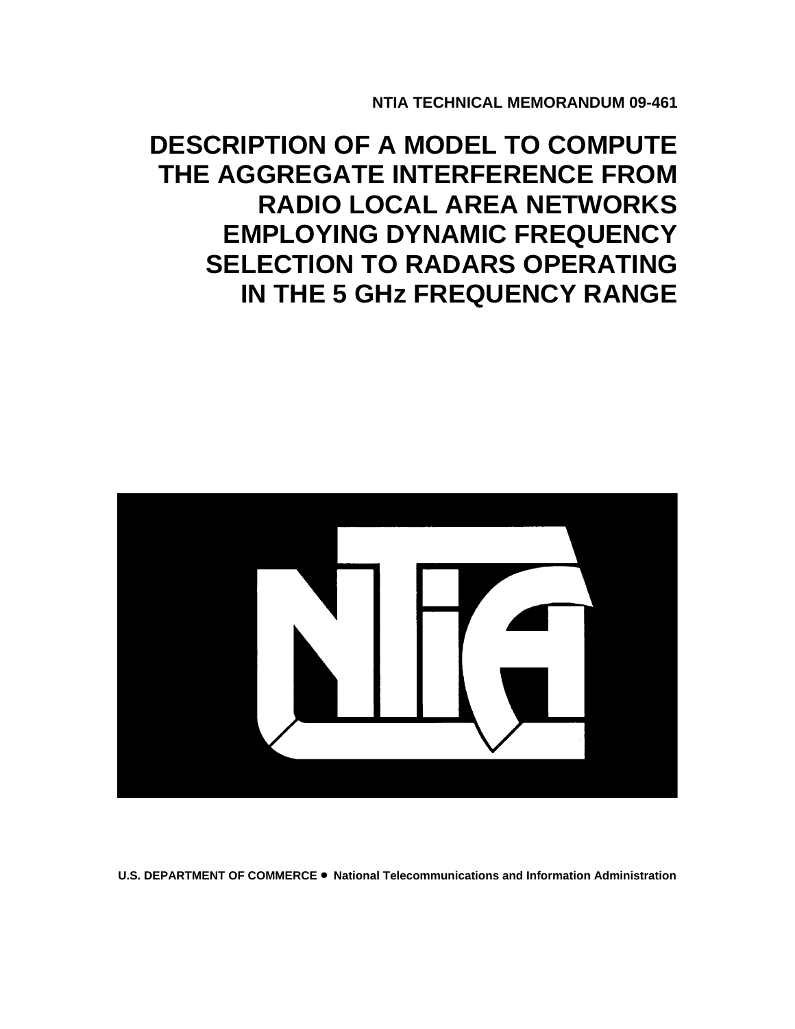NTIA TECHNICAL MEMORANDUM 09-461

# DESCRIPTION OF A MODEL TO COMPUTE THE AGGREGATE INTERFERENCE FROM RADIO LOCAL AREA NETWORKS EMPLOYING DYNAMIC FREQUENCY SELECTION TO RADARS OPERATING IN THE 5 GHz FREQUENCY RANGE

U.S. DEPARTMENT OF COMMERCE • National Telecommunications and Information Administration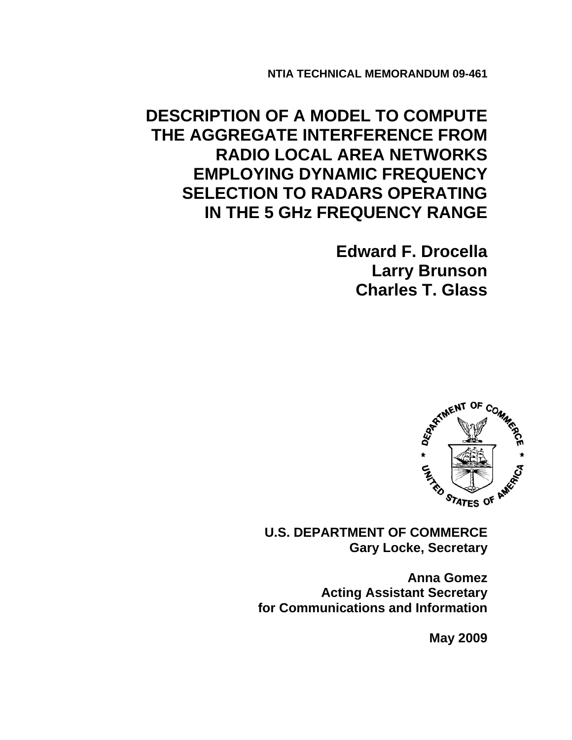**NTIA TECHNICAL MEMORANDUM 09-461**

# DESCRIPTION OF A MODEL TO COMPUTE THE AGGREGATE INTERFERENCE FROM RADIO LOCAL AREA NETWORKS EMPLOYING DYNAMIC FREQUENCY SELECTION TO RADARS OPERATING IN THE 5 GHz FREQUENCY RANGE

**Edward F. Drocella**
**Larry Brunson**
**Charles T. Glass**

**U.S. DEPARTMENT OF COMMERCE**
**Gary Locke, Secretary**

**Anna Gomez**
**Acting Assistant Secretary for Communications and Information**

**May 2009**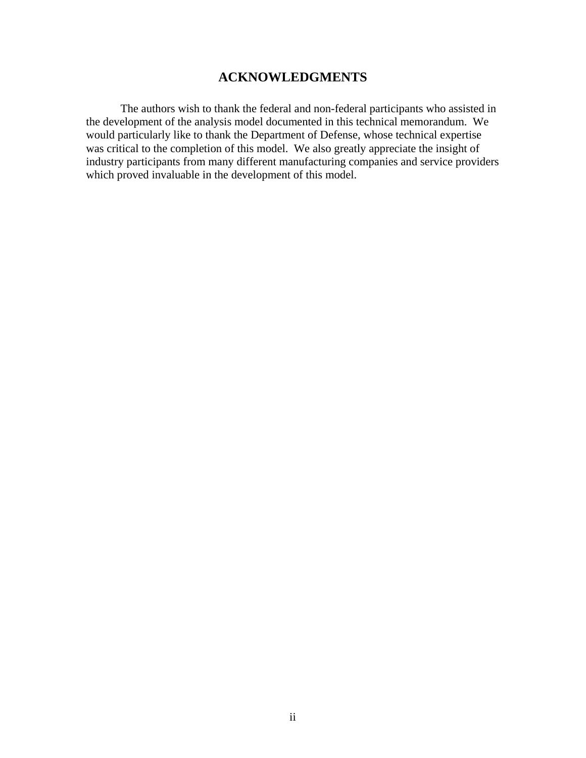# ACKNOWLEDGMENTS

The authors wish to thank the federal and non-federal participants who assisted in the development of the analysis model documented in this technical memorandum. We would particularly like to thank the Department of Defense, whose technical expertise was critical to the completion of this model. We also greatly appreciate the insight of industry participants from many different manufacturing companies and service providers which proved invaluable in the development of this model.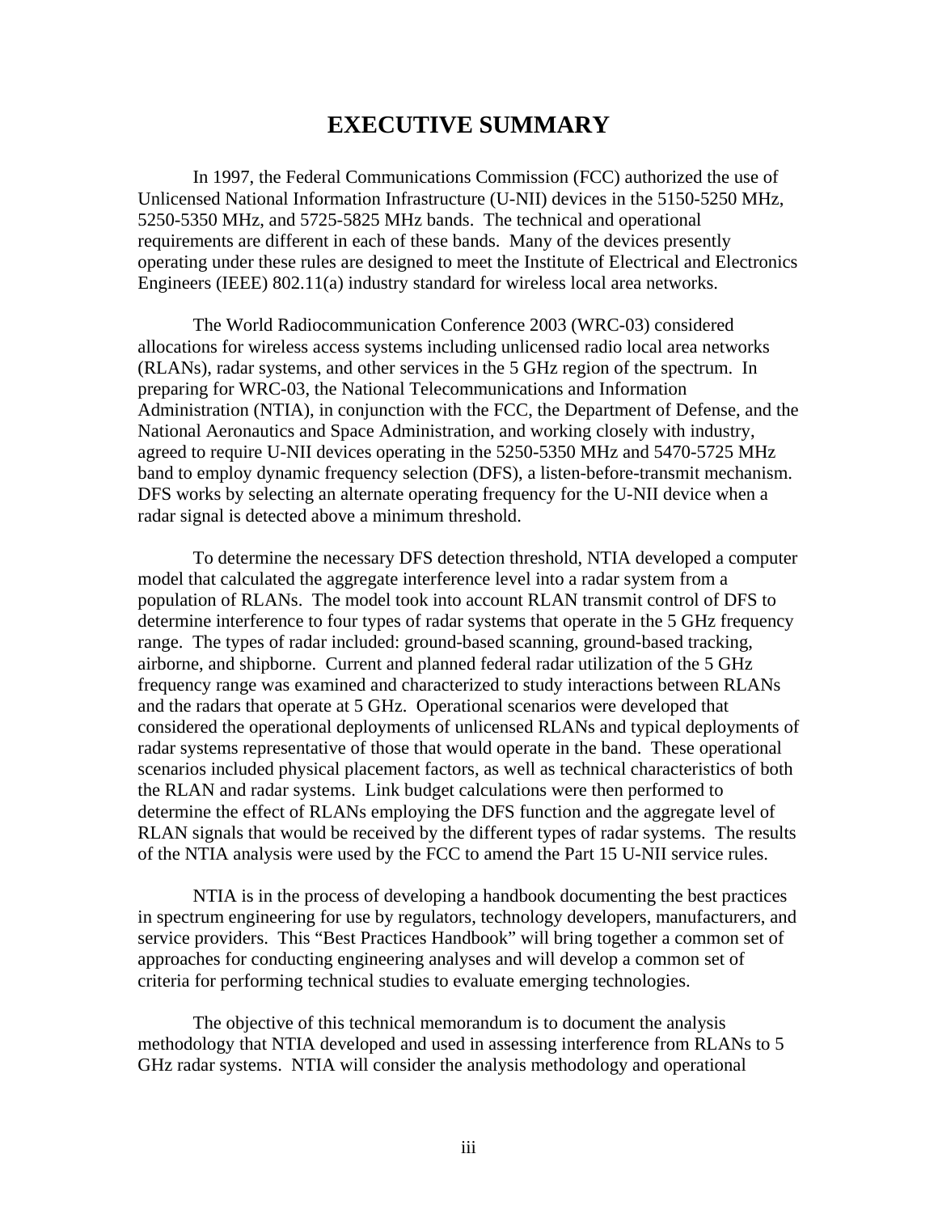# EXECUTIVE SUMMARY

In 1997, the Federal Communications Commission (FCC) authorized the use of Unlicensed National Information Infrastructure (U-NII) devices in the 5150-5250 MHz, 5250-5350 MHz, and 5725-5825 MHz bands. The technical and operational requirements are different in each of these bands. Many of the devices presently operating under these rules are designed to meet the Institute of Electrical and Electronics Engineers (IEEE) 802.11(a) industry standard for wireless local area networks.

The World Radiocommunication Conference 2003 (WRC-03) considered allocations for wireless access systems including unlicensed radio local area networks (RLANs), radar systems, and other services in the 5 GHz region of the spectrum. In preparing for WRC-03, the National Telecommunications and Information Administration (NTIA), in conjunction with the FCC, the Department of Defense, and the National Aeronautics and Space Administration, and working closely with industry, agreed to require U-NII devices operating in the 5250-5350 MHz and 5470-5725 MHz band to employ dynamic frequency selection (DFS), a listen-before-transmit mechanism. DFS works by selecting an alternate operating frequency for the U-NII device when a radar signal is detected above a minimum threshold.

To determine the necessary DFS detection threshold, NTIA developed a computer model that calculated the aggregate interference level into a radar system from a population of RLANs. The model took into account RLAN transmit control of DFS to determine interference to four types of radar systems that operate in the 5 GHz frequency range. The types of radar included: ground-based scanning, ground-based tracking, airborne, and shipborne. Current and planned federal radar utilization of the 5 GHz frequency range was examined and characterized to study interactions between RLANs and the radars that operate at 5 GHz. Operational scenarios were developed that considered the operational deployments of unlicensed RLANs and typical deployments of radar systems representative of those that would operate in the band. These operational scenarios included physical placement factors, as well as technical characteristics of both the RLAN and radar systems. Link budget calculations were then performed to determine the effect of RLANs employing the DFS function and the aggregate level of RLAN signals that would be received by the different types of radar systems. The results of the NTIA analysis were used by the FCC to amend the Part 15 U-NII service rules.

NTIA is in the process of developing a handbook documenting the best practices in spectrum engineering for use by regulators, technology developers, manufacturers, and service providers. This "Best Practices Handbook" will bring together a common set of approaches for conducting engineering analyses and will develop a common set of criteria for performing technical studies to evaluate emerging technologies.

The objective of this technical memorandum is to document the analysis methodology that NTIA developed and used in assessing interference from RLANs to 5 GHz radar systems. NTIA will consider the analysis methodology and operational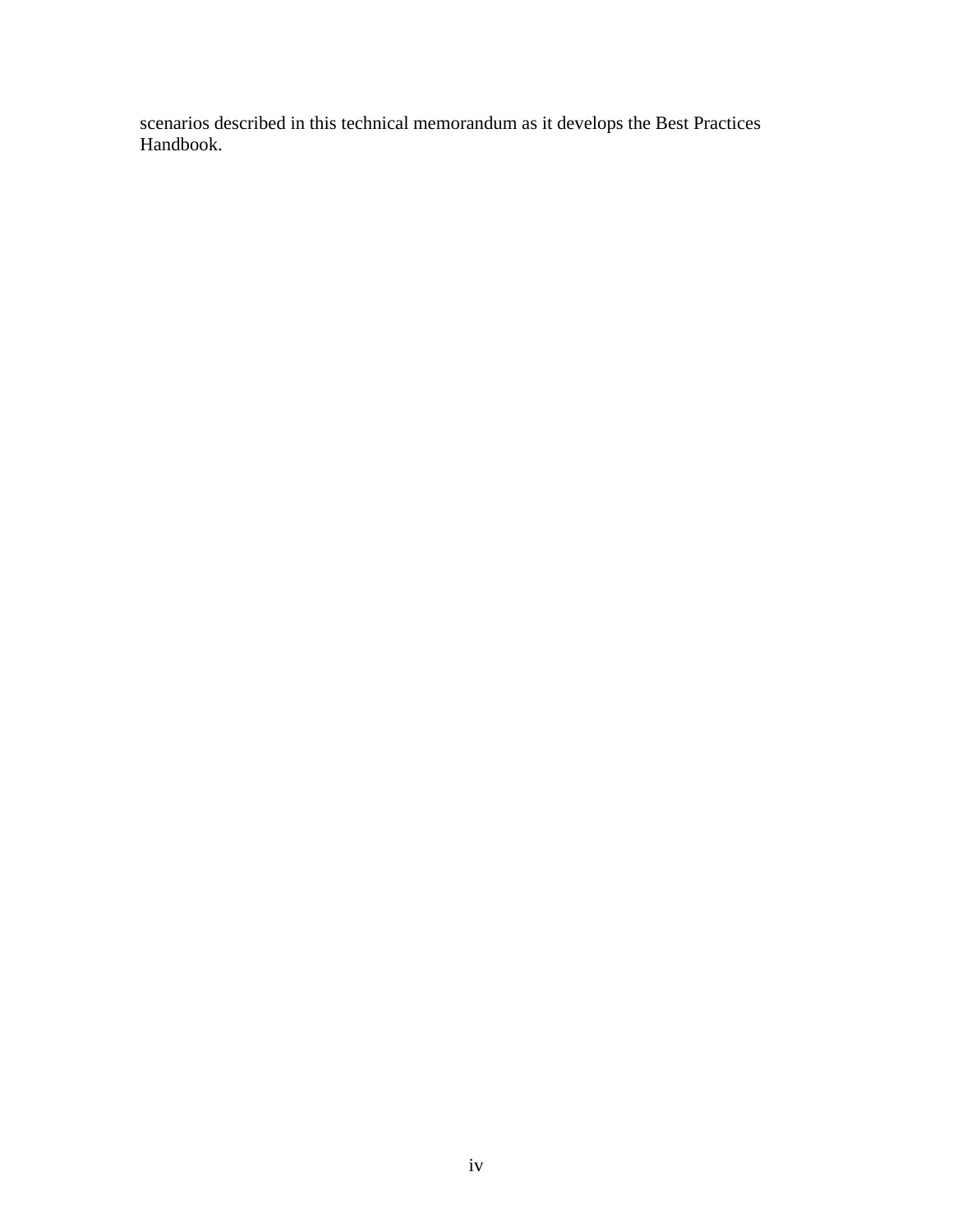scenarios described in this technical memorandum as it develops the Best Practices Handbook.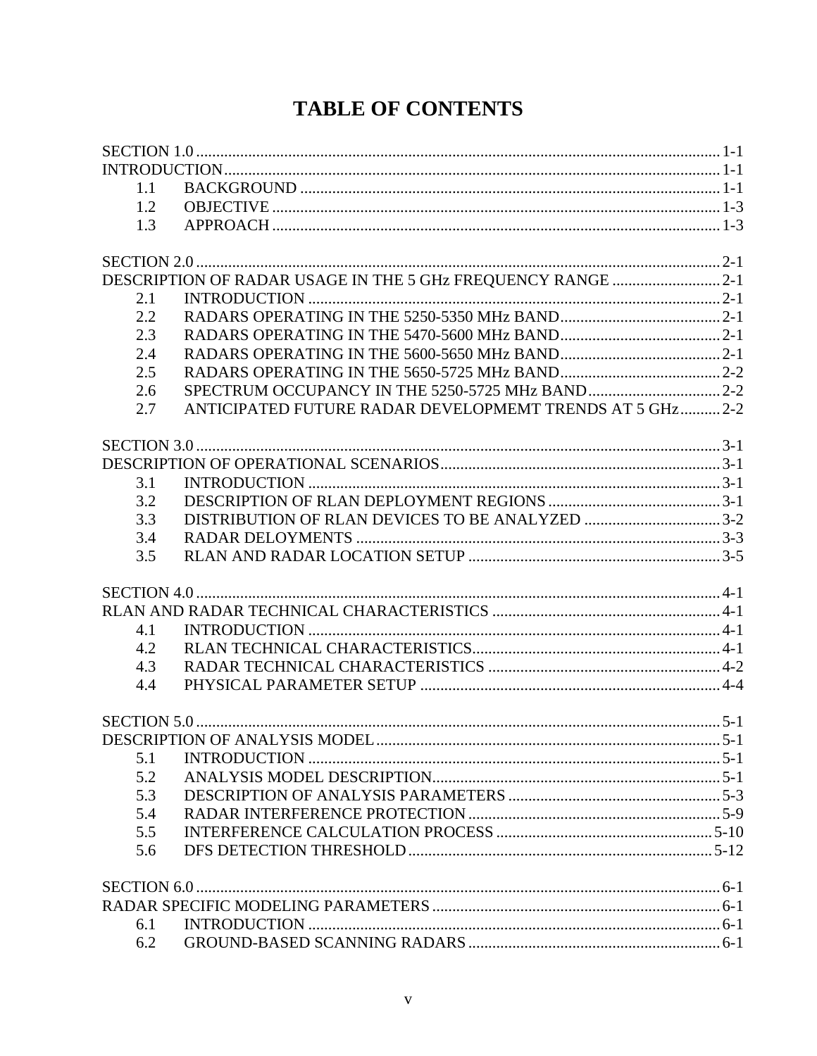# TABLE OF CONTENTS

SECTION 1.0 .......... 1-1
INTRODUCTION .......... 1-1
- 1.1 BACKGROUND .......... 1-1
- 1.2 OBJECTIVE .......... 1-3
- 1.3 APPROACH .......... 1-3

SECTION 2.0 .......... 2-1
DESCRIPTION OF RADAR USAGE IN THE 5 GHz FREQUENCY RANGE .......... 2-1
- 2.1 INTRODUCTION .......... 2-1
- 2.2 RADARS OPERATING IN THE 5250-5350 MHz BAND .......... 2-1
- 2.3 RADARS OPERATING IN THE 5470-5600 MHz BAND .......... 2-1
- 2.4 RADARS OPERATING IN THE 5600-5650 MHz BAND .......... 2-1
- 2.5 RADARS OPERATING IN THE 5650-5725 MHz BAND .......... 2-2
- 2.6 SPECTRUM OCCUPANCY IN THE 5250-5725 MHz BAND .......... 2-2
- 2.7 ANTICIPATED FUTURE RADAR DEVELOPMEMT TRENDS AT 5 GHz .......... 2-2

SECTION 3.0 .......... 3-1
DESCRIPTION OF OPERATIONAL SCENARIOS .......... 3-1
- 3.1 INTRODUCTION .......... 3-1
- 3.2 DESCRIPTION OF RLAN DEPLOYMENT REGIONS .......... 3-1
- 3.3 DISTRIBUTION OF RLAN DEVICES TO BE ANALYZED .......... 3-2
- 3.4 RADAR DELOYMENTS .......... 3-3
- 3.5 RLAN AND RADAR LOCATION SETUP .......... 3-5

SECTION 4.0 .......... 4-1
RLAN AND RADAR TECHNICAL CHARACTERISTICS .......... 4-1
- 4.1 INTRODUCTION .......... 4-1
- 4.2 RLAN TECHNICAL CHARACTERISTICS .......... 4-1
- 4.3 RADAR TECHNICAL CHARACTERISTICS .......... 4-2
- 4.4 PHYSICAL PARAMETER SETUP .......... 4-4

SECTION 5.0 .......... 5-1
DESCRIPTION OF ANALYSIS MODEL .......... 5-1
- 5.1 INTRODUCTION .......... 5-1
- 5.2 ANALYSIS MODEL DESCRIPTION .......... 5-1
- 5.3 DESCRIPTION OF ANALYSIS PARAMETERS .......... 5-3
- 5.4 RADAR INTERFERENCE PROTECTION .......... 5-9
- 5.5 INTERFERENCE CALCULATION PROCESS .......... 5-10
- 5.6 DFS DETECTION THRESHOLD .......... 5-12

SECTION 6.0 .......... 6-1
RADAR SPECIFIC MODELING PARAMETERS .......... 6-1
- 6.1 INTRODUCTION .......... 6-1
- 6.2 GROUND-BASED SCANNING RADARS .......... 6-1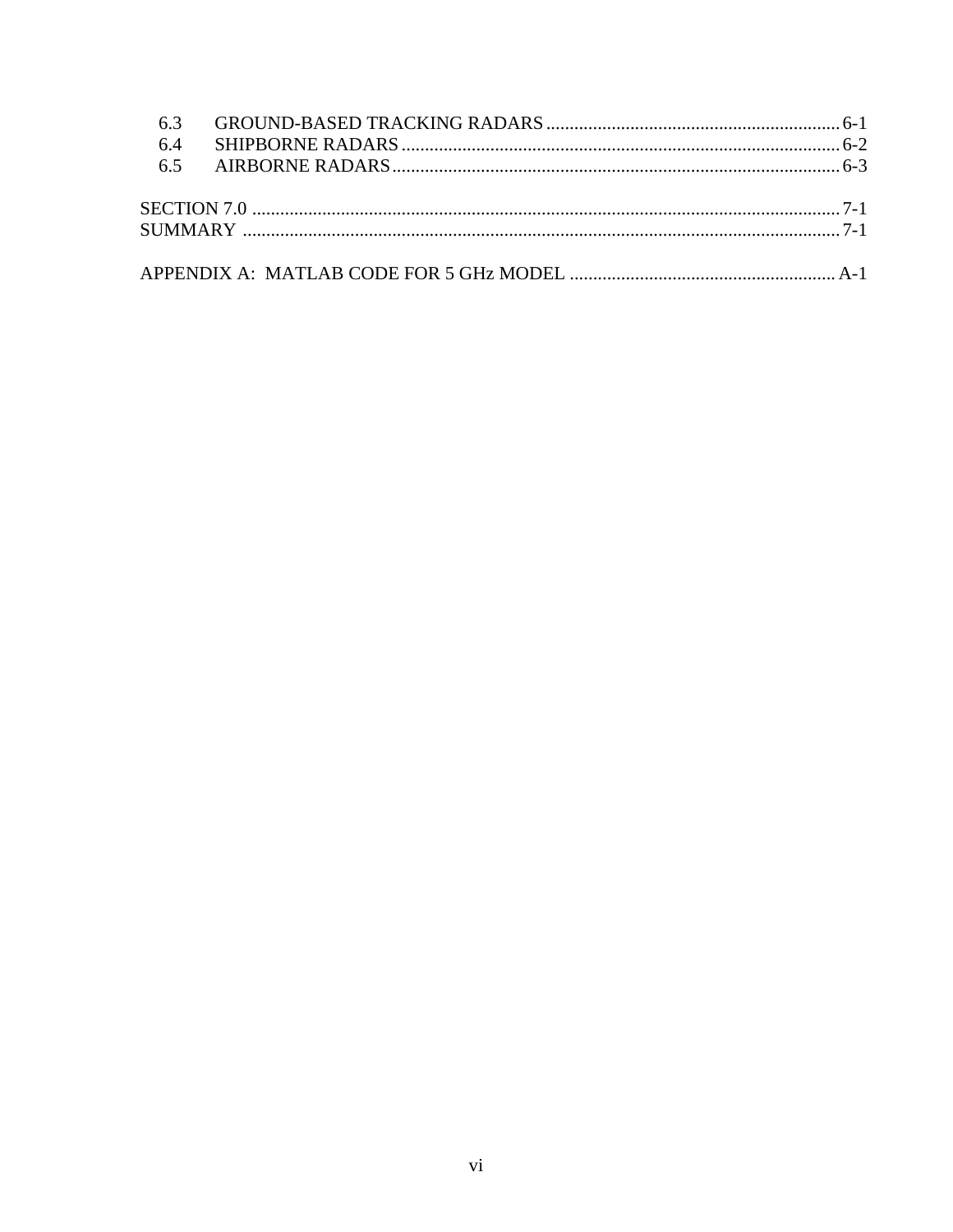| | | |
|---|---|---|
| 6.3 | GROUND-BASED TRACKING RADARS | 6-1 |
| 6.4 | SHIPBORNE RADARS | 6-2 |
| 6.5 | AIRBORNE RADARS | 6-3 |

SECTION 7.0 .......... 7-1
SUMMARY .......... 7-1

APPENDIX A: MATLAB CODE FOR 5 GHz MODEL .......... A-1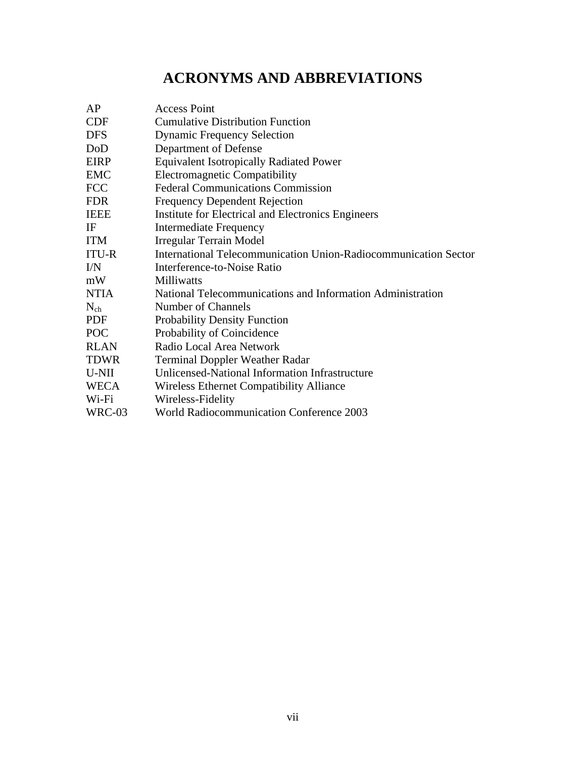# ACRONYMS AND ABBREVIATIONS

| | |
|---|---|
| AP | Access Point |
| CDF | Cumulative Distribution Function |
| DFS | Dynamic Frequency Selection |
| DoD | Department of Defense |
| EIRP | Equivalent Isotropically Radiated Power |
| EMC | Electromagnetic Compatibility |
| FCC | Federal Communications Commission |
| FDR | Frequency Dependent Rejection |
| IEEE | Institute for Electrical and Electronics Engineers |
| IF | Intermediate Frequency |
| ITM | Irregular Terrain Model |
| ITU-R | International Telecommunication Union-Radiocommunication Sector |
| I/N | Interference-to-Noise Ratio |
| mW | Milliwatts |
| NTIA | National Telecommunications and Information Administration |
| $N_{ch}$ | Number of Channels |
| PDF | Probability Density Function |
| POC | Probability of Coincidence |
| RLAN | Radio Local Area Network |
| TDWR | Terminal Doppler Weather Radar |
| U-NII | Unlicensed-National Information Infrastructure |
| WECA | Wireless Ethernet Compatibility Alliance |
| Wi-Fi | Wireless-Fidelity |
| WRC-03 | World Radiocommunication Conference 2003 |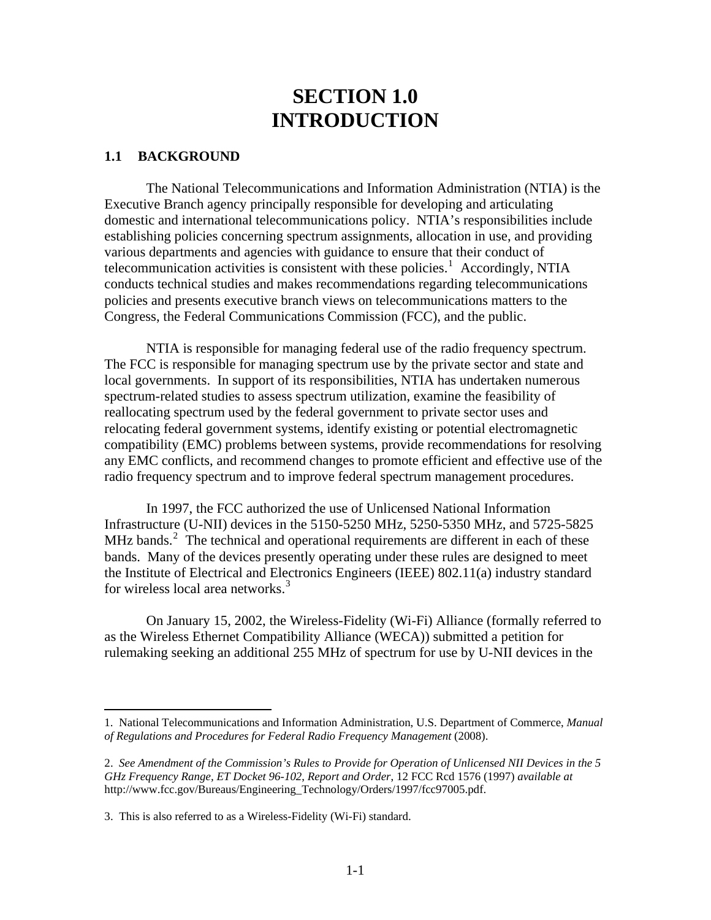# SECTION 1.0
# INTRODUCTION

## 1.1 BACKGROUND

The National Telecommunications and Information Administration (NTIA) is the Executive Branch agency principally responsible for developing and articulating domestic and international telecommunications policy. NTIA's responsibilities include establishing policies concerning spectrum assignments, allocation in use, and providing various departments and agencies with guidance to ensure that their conduct of telecommunication activities is consistent with these policies.[1] Accordingly, NTIA conducts technical studies and makes recommendations regarding telecommunications policies and presents executive branch views on telecommunications matters to the Congress, the Federal Communications Commission (FCC), and the public.

NTIA is responsible for managing federal use of the radio frequency spectrum. The FCC is responsible for managing spectrum use by the private sector and state and local governments. In support of its responsibilities, NTIA has undertaken numerous spectrum-related studies to assess spectrum utilization, examine the feasibility of reallocating spectrum used by the federal government to private sector uses and relocating federal government systems, identify existing or potential electromagnetic compatibility (EMC) problems between systems, provide recommendations for resolving any EMC conflicts, and recommend changes to promote efficient and effective use of the radio frequency spectrum and to improve federal spectrum management procedures.

In 1997, the FCC authorized the use of Unlicensed National Information Infrastructure (U-NII) devices in the 5150-5250 MHz, 5250-5350 MHz, and 5725-5825 MHz bands.[2] The technical and operational requirements are different in each of these bands. Many of the devices presently operating under these rules are designed to meet the Institute of Electrical and Electronics Engineers (IEEE) 802.11(a) industry standard for wireless local area networks.[3]

On January 15, 2002, the Wireless-Fidelity (Wi-Fi) Alliance (formally referred to as the Wireless Ethernet Compatibility Alliance (WECA)) submitted a petition for rulemaking seeking an additional 255 MHz of spectrum for use by U-NII devices in the

---

1. National Telecommunications and Information Administration, U.S. Department of Commerce, *Manual of Regulations and Procedures for Federal Radio Frequency Management* (2008).

2. *See Amendment of the Commission's Rules to Provide for Operation of Unlicensed NII Devices in the 5 GHz Frequency Range, ET Docket 96-102, Report and Order,* 12 FCC Rcd 1576 (1997) *available at* http://www.fcc.gov/Bureaus/Engineering_Technology/Orders/1997/fcc97005.pdf.

3. This is also referred to as a Wireless-Fidelity (Wi-Fi) standard.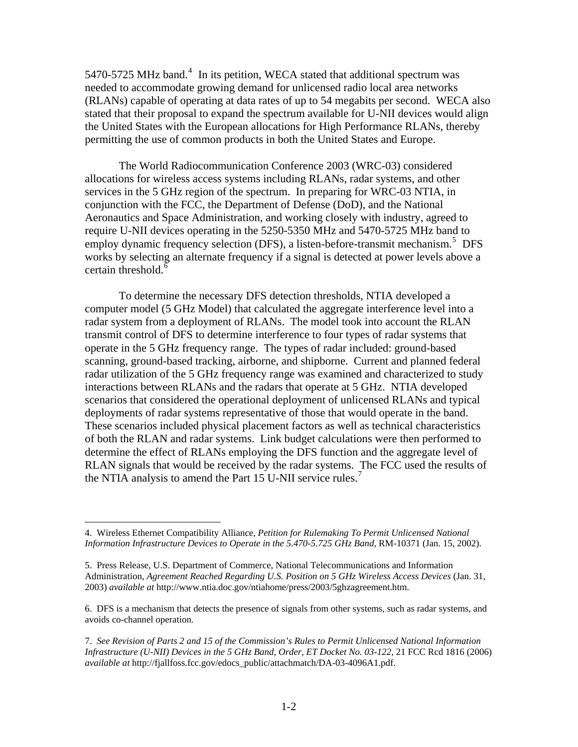5470-5725 MHz band.[4] In its petition, WECA stated that additional spectrum was needed to accommodate growing demand for unlicensed radio local area networks (RLANs) capable of operating at data rates of up to 54 megabits per second. WECA also stated that their proposal to expand the spectrum available for U-NII devices would align the United States with the European allocations for High Performance RLANs, thereby permitting the use of common products in both the United States and Europe.

The World Radiocommunication Conference 2003 (WRC-03) considered allocations for wireless access systems including RLANs, radar systems, and other services in the 5 GHz region of the spectrum. In preparing for WRC-03 NTIA, in conjunction with the FCC, the Department of Defense (DoD), and the National Aeronautics and Space Administration, and working closely with industry, agreed to require U-NII devices operating in the 5250-5350 MHz and 5470-5725 MHz band to employ dynamic frequency selection (DFS), a listen-before-transmit mechanism.[5] DFS works by selecting an alternate frequency if a signal is detected at power levels above a certain threshold.[6]

To determine the necessary DFS detection thresholds, NTIA developed a computer model (5 GHz Model) that calculated the aggregate interference level into a radar system from a deployment of RLANs. The model took into account the RLAN transmit control of DFS to determine interference to four types of radar systems that operate in the 5 GHz frequency range. The types of radar included: ground-based scanning, ground-based tracking, airborne, and shipborne. Current and planned federal radar utilization of the 5 GHz frequency range was examined and characterized to study interactions between RLANs and the radars that operate at 5 GHz. NTIA developed scenarios that considered the operational deployment of unlicensed RLANs and typical deployments of radar systems representative of those that would operate in the band. These scenarios included physical placement factors as well as technical characteristics of both the RLAN and radar systems. Link budget calculations were then performed to determine the effect of RLANs employing the DFS function and the aggregate level of RLAN signals that would be received by the radar systems. The FCC used the results of the NTIA analysis to amend the Part 15 U-NII service rules.[7]

---

4. Wireless Ethernet Compatibility Alliance, *Petition for Rulemaking To Permit Unlicensed National Information Infrastructure Devices to Operate in the 5.470-5.725 GHz Band*, RM-10371 (Jan. 15, 2002).

5. Press Release, U.S. Department of Commerce, National Telecommunications and Information Administration, *Agreement Reached Regarding U.S. Position on 5 GHz Wireless Access Devices* (Jan. 31, 2003) *available at* http://www.ntia.doc.gov/ntiahome/press/2003/5ghzagreement.htm.

6. DFS is a mechanism that detects the presence of signals from other systems, such as radar systems, and avoids co-channel operation.

7. *See Revision of Parts 2 and 15 of the Commission's Rules to Permit Unlicensed National Information Infrastructure (U-NII) Devices in the 5 GHz Band, Order, ET Docket No. 03-122*, 21 FCC Rcd 1816 (2006) *available at* http://fjallfoss.fcc.gov/edocs_public/attachmatch/DA-03-4096A1.pdf.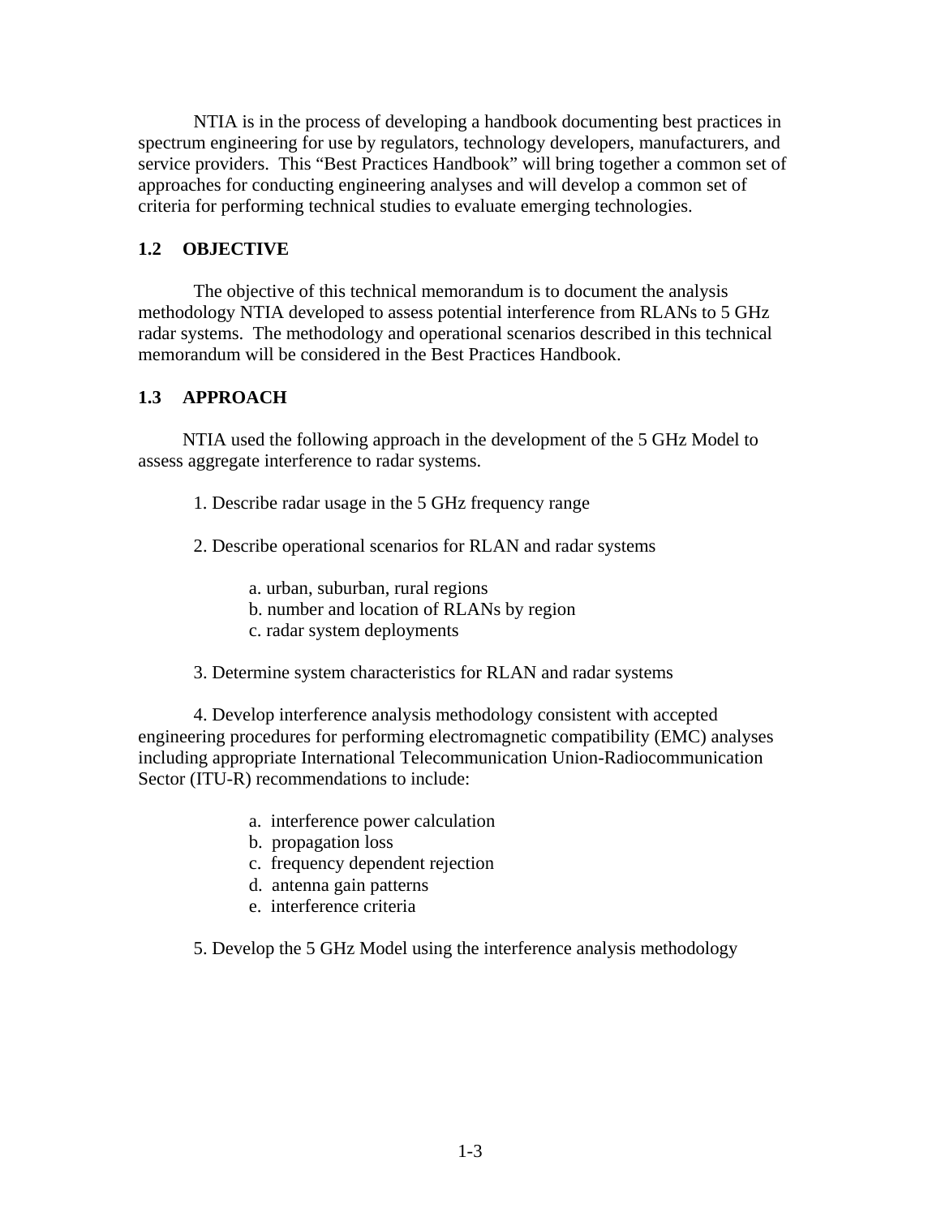NTIA is in the process of developing a handbook documenting best practices in spectrum engineering for use by regulators, technology developers, manufacturers, and service providers. This “Best Practices Handbook” will bring together a common set of approaches for conducting engineering analyses and will develop a common set of criteria for performing technical studies to evaluate emerging technologies.

## 1.2 OBJECTIVE

The objective of this technical memorandum is to document the analysis methodology NTIA developed to assess potential interference from RLANs to 5 GHz radar systems. The methodology and operational scenarios described in this technical memorandum will be considered in the Best Practices Handbook.

## 1.3 APPROACH

NTIA used the following approach in the development of the 5 GHz Model to assess aggregate interference to radar systems.

1. Describe radar usage in the 5 GHz frequency range

2. Describe operational scenarios for RLAN and radar systems

   a. urban, suburban, rural regions
   b. number and location of RLANs by region
   c. radar system deployments

3. Determine system characteristics for RLAN and radar systems

4. Develop interference analysis methodology consistent with accepted engineering procedures for performing electromagnetic compatibility (EMC) analyses including appropriate International Telecommunication Union-Radiocommunication Sector (ITU-R) recommendations to include:

   a. interference power calculation
   b. propagation loss
   c. frequency dependent rejection
   d. antenna gain patterns
   e. interference criteria

5. Develop the 5 GHz Model using the interference analysis methodology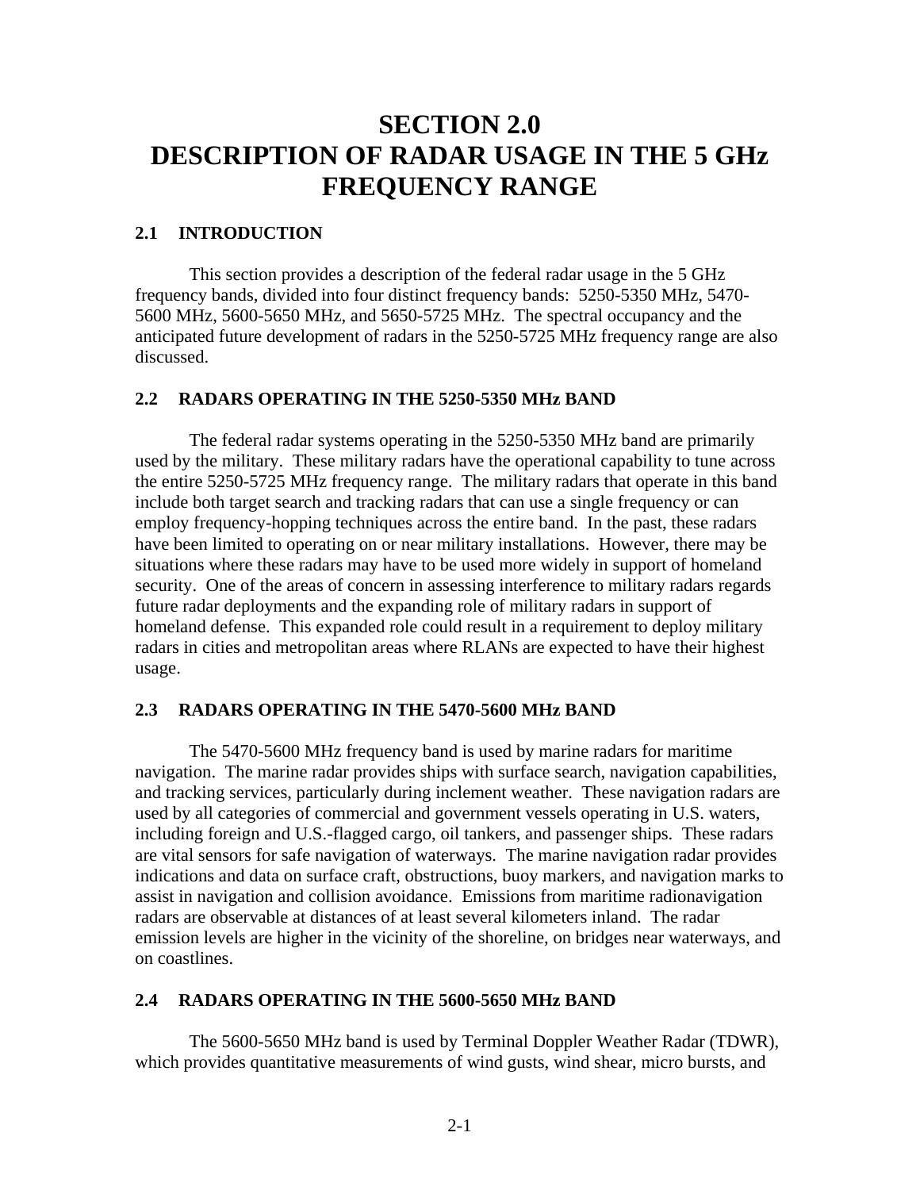# SECTION 2.0
# DESCRIPTION OF RADAR USAGE IN THE 5 GHz FREQUENCY RANGE

## 2.1 INTRODUCTION

This section provides a description of the federal radar usage in the 5 GHz frequency bands, divided into four distinct frequency bands: 5250-5350 MHz, 5470-5600 MHz, 5600-5650 MHz, and 5650-5725 MHz. The spectral occupancy and the anticipated future development of radars in the 5250-5725 MHz frequency range are also discussed.

## 2.2 RADARS OPERATING IN THE 5250-5350 MHz BAND

The federal radar systems operating in the 5250-5350 MHz band are primarily used by the military. These military radars have the operational capability to tune across the entire 5250-5725 MHz frequency range. The military radars that operate in this band include both target search and tracking radars that can use a single frequency or can employ frequency-hopping techniques across the entire band. In the past, these radars have been limited to operating on or near military installations. However, there may be situations where these radars may have to be used more widely in support of homeland security. One of the areas of concern in assessing interference to military radars regards future radar deployments and the expanding role of military radars in support of homeland defense. This expanded role could result in a requirement to deploy military radars in cities and metropolitan areas where RLANs are expected to have their highest usage.

## 2.3 RADARS OPERATING IN THE 5470-5600 MHz BAND

The 5470-5600 MHz frequency band is used by marine radars for maritime navigation. The marine radar provides ships with surface search, navigation capabilities, and tracking services, particularly during inclement weather. These navigation radars are used by all categories of commercial and government vessels operating in U.S. waters, including foreign and U.S.-flagged cargo, oil tankers, and passenger ships. These radars are vital sensors for safe navigation of waterways. The marine navigation radar provides indications and data on surface craft, obstructions, buoy markers, and navigation marks to assist in navigation and collision avoidance. Emissions from maritime radionavigation radars are observable at distances of at least several kilometers inland. The radar emission levels are higher in the vicinity of the shoreline, on bridges near waterways, and on coastlines.

## 2.4 RADARS OPERATING IN THE 5600-5650 MHz BAND

The 5600-5650 MHz band is used by Terminal Doppler Weather Radar (TDWR), which provides quantitative measurements of wind gusts, wind shear, micro bursts, and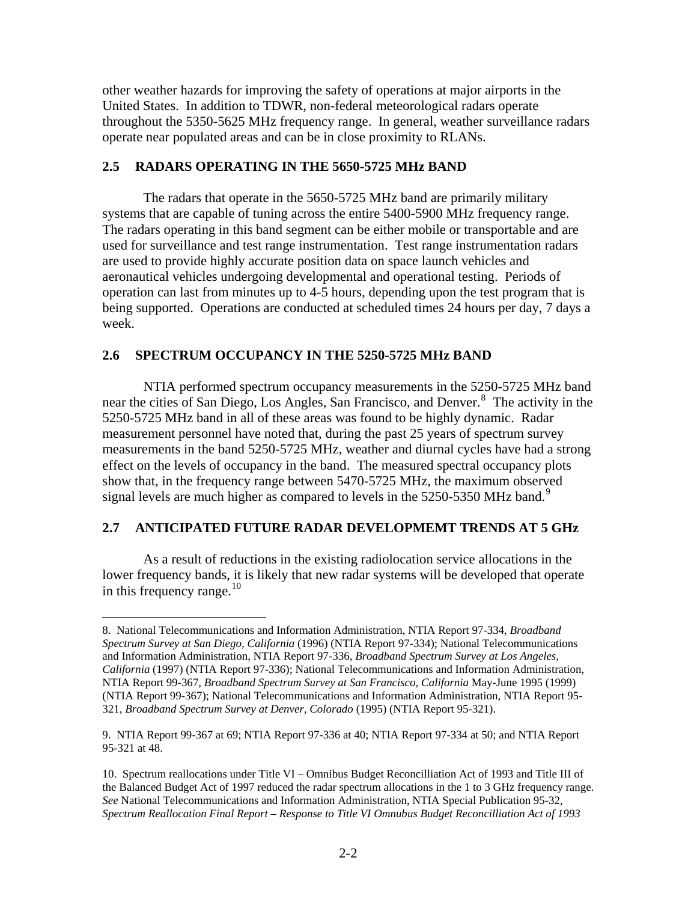other weather hazards for improving the safety of operations at major airports in the United States. In addition to TDWR, non-federal meteorological radars operate throughout the 5350-5625 MHz frequency range. In general, weather surveillance radars operate near populated areas and can be in close proximity to RLANs.

## 2.5 RADARS OPERATING IN THE 5650-5725 MHz BAND

The radars that operate in the 5650-5725 MHz band are primarily military systems that are capable of tuning across the entire 5400-5900 MHz frequency range. The radars operating in this band segment can be either mobile or transportable and are used for surveillance and test range instrumentation. Test range instrumentation radars are used to provide highly accurate position data on space launch vehicles and aeronautical vehicles undergoing developmental and operational testing. Periods of operation can last from minutes up to 4-5 hours, depending upon the test program that is being supported. Operations are conducted at scheduled times 24 hours per day, 7 days a week.

## 2.6 SPECTRUM OCCUPANCY IN THE 5250-5725 MHz BAND

NTIA performed spectrum occupancy measurements in the 5250-5725 MHz band near the cities of San Diego, Los Angles, San Francisco, and Denver.[8] The activity in the 5250-5725 MHz band in all of these areas was found to be highly dynamic. Radar measurement personnel have noted that, during the past 25 years of spectrum survey measurements in the band 5250-5725 MHz, weather and diurnal cycles have had a strong effect on the levels of occupancy in the band. The measured spectral occupancy plots show that, in the frequency range between 5470-5725 MHz, the maximum observed signal levels are much higher as compared to levels in the 5250-5350 MHz band.[9]

## 2.7 ANTICIPATED FUTURE RADAR DEVELOPMEMT TRENDS AT 5 GHz

As a result of reductions in the existing radiolocation service allocations in the lower frequency bands, it is likely that new radar systems will be developed that operate in this frequency range.[10]

---

8. National Telecommunications and Information Administration, NTIA Report 97-334, *Broadband Spectrum Survey at San Diego, California* (1996) (NTIA Report 97-334); National Telecommunications and Information Administration, NTIA Report 97-336, *Broadband Spectrum Survey at Los Angeles, California* (1997) (NTIA Report 97-336); National Telecommunications and Information Administration, NTIA Report 99-367, *Broadband Spectrum Survey at San Francisco, California* May-June 1995 (1999) (NTIA Report 99-367); National Telecommunications and Information Administration, NTIA Report 95-321, *Broadband Spectrum Survey at Denver, Colorado* (1995) (NTIA Report 95-321).

9. NTIA Report 99-367 at 69; NTIA Report 97-336 at 40; NTIA Report 97-334 at 50; and NTIA Report 95-321 at 48.

10. Spectrum reallocations under Title VI – Omnibus Budget Reconcilliation Act of 1993 and Title III of the Balanced Budget Act of 1997 reduced the radar spectrum allocations in the 1 to 3 GHz frequency range. *See* National Telecommunications and Information Administration, NTIA Special Publication 95-32, *Spectrum Reallocation Final Report – Response to Title VI Omnibus Budget Reconcilliation Act of 1993*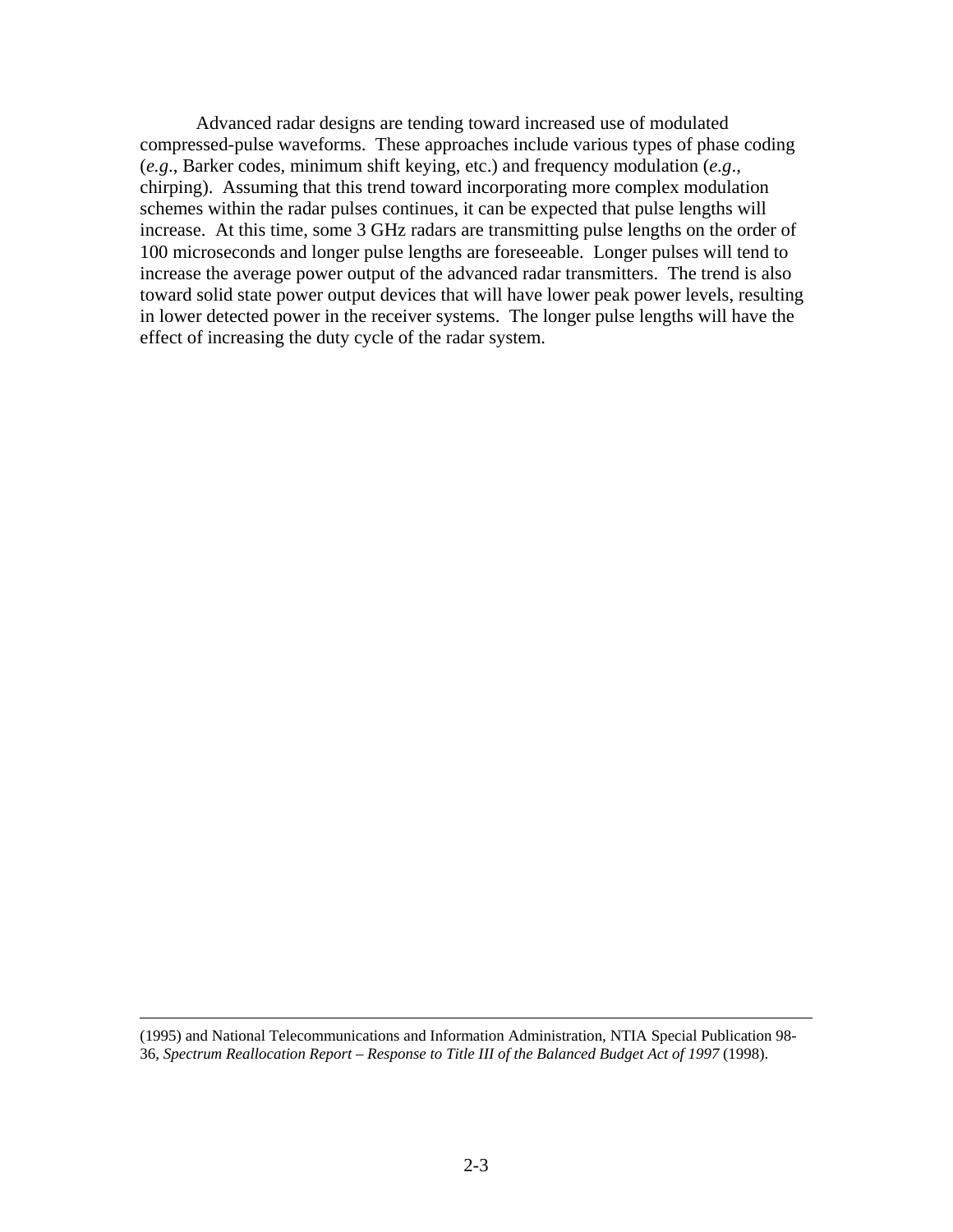Advanced radar designs are tending toward increased use of modulated compressed-pulse waveforms. These approaches include various types of phase coding (*e.g*., Barker codes, minimum shift keying, etc.) and frequency modulation (*e.g*., chirping). Assuming that this trend toward incorporating more complex modulation schemes within the radar pulses continues, it can be expected that pulse lengths will increase. At this time, some 3 GHz radars are transmitting pulse lengths on the order of 100 microseconds and longer pulse lengths are foreseeable. Longer pulses will tend to increase the average power output of the advanced radar transmitters. The trend is also toward solid state power output devices that will have lower peak power levels, resulting in lower detected power in the receiver systems. The longer pulse lengths will have the effect of increasing the duty cycle of the radar system.

---

(1995) and National Telecommunications and Information Administration, NTIA Special Publication 98-36, *Spectrum Reallocation Report – Response to Title III of the Balanced Budget Act of 1997* (1998).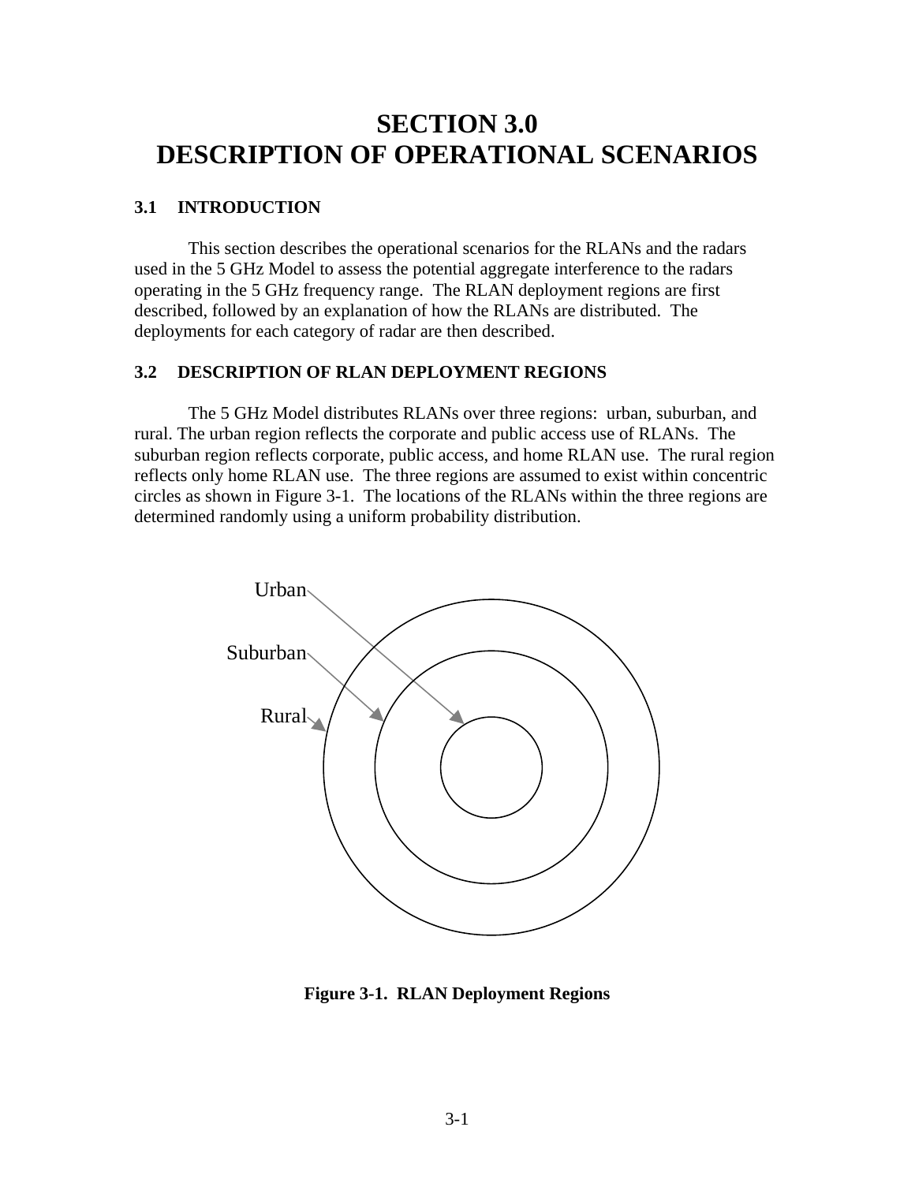# SECTION 3.0
# DESCRIPTION OF OPERATIONAL SCENARIOS

## 3.1 INTRODUCTION

This section describes the operational scenarios for the RLANs and the radars used in the 5 GHz Model to assess the potential aggregate interference to the radars operating in the 5 GHz frequency range. The RLAN deployment regions are first described, followed by an explanation of how the RLANs are distributed. The deployments for each category of radar are then described.

## 3.2 DESCRIPTION OF RLAN DEPLOYMENT REGIONS

The 5 GHz Model distributes RLANs over three regions: urban, suburban, and rural. The urban region reflects the corporate and public access use of RLANs. The suburban region reflects corporate, public access, and home RLAN use. The rural region reflects only home RLAN use. The three regions are assumed to exist within concentric circles as shown in Figure 3-1. The locations of the RLANs within the three regions are determined randomly using a uniform probability distribution.

Urban

Suburban

Rural

**Figure 3-1. RLAN Deployment Regions**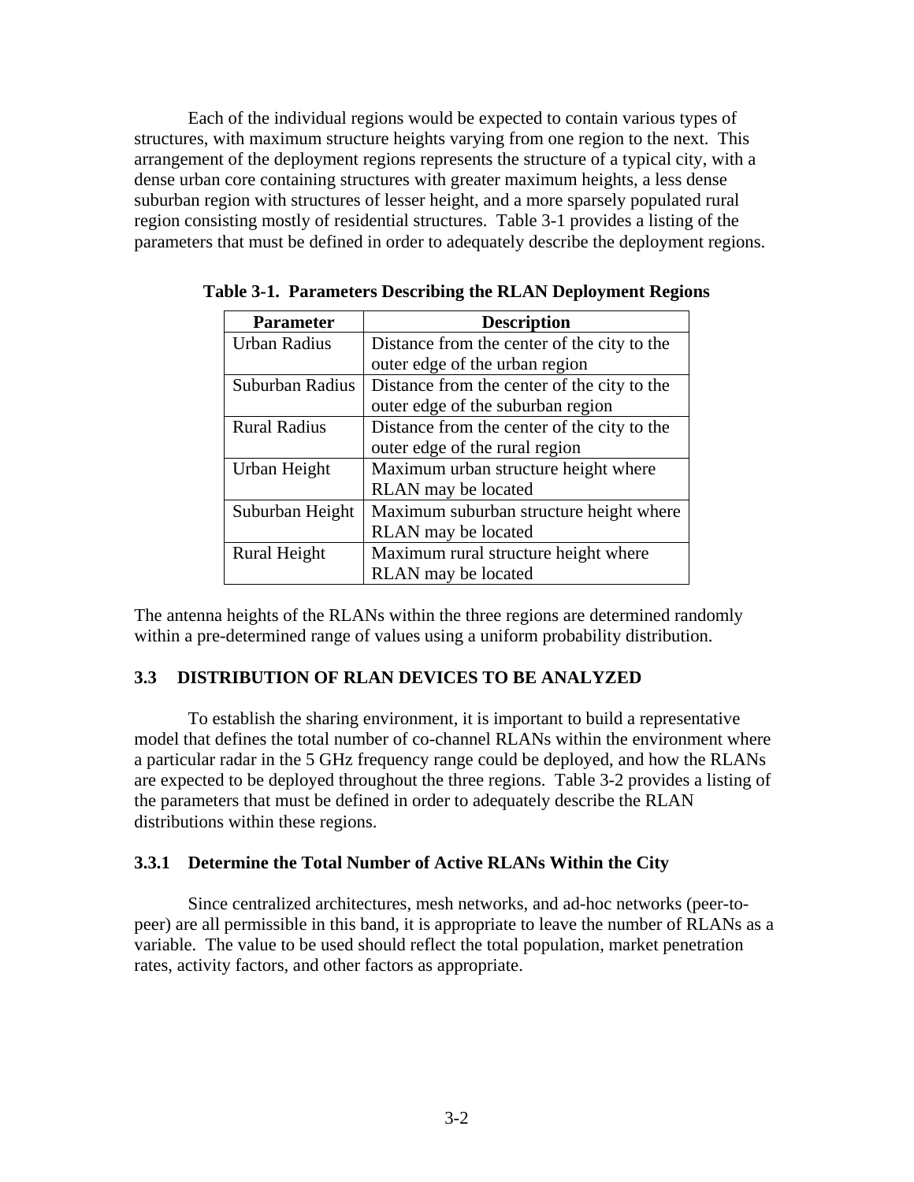Each of the individual regions would be expected to contain various types of structures, with maximum structure heights varying from one region to the next. This arrangement of the deployment regions represents the structure of a typical city, with a dense urban core containing structures with greater maximum heights, a less dense suburban region with structures of lesser height, and a more sparsely populated rural region consisting mostly of residential structures. Table 3-1 provides a listing of the parameters that must be defined in order to adequately describe the deployment regions.

**Table 3-1. Parameters Describing the RLAN Deployment Regions**

| Parameter | Description |
| --- | --- |
| Urban Radius | Distance from the center of the city to the outer edge of the urban region |
| Suburban Radius | Distance from the center of the city to the outer edge of the suburban region |
| Rural Radius | Distance from the center of the city to the outer edge of the rural region |
| Urban Height | Maximum urban structure height where RLAN may be located |
| Suburban Height | Maximum suburban structure height where RLAN may be located |
| Rural Height | Maximum rural structure height where RLAN may be located |

The antenna heights of the RLANs within the three regions are determined randomly within a pre-determined range of values using a uniform probability distribution.

### 3.3 DISTRIBUTION OF RLAN DEVICES TO BE ANALYZED

To establish the sharing environment, it is important to build a representative model that defines the total number of co-channel RLANs within the environment where a particular radar in the 5 GHz frequency range could be deployed, and how the RLANs are expected to be deployed throughout the three regions. Table 3-2 provides a listing of the parameters that must be defined in order to adequately describe the RLAN distributions within these regions.

#### 3.3.1 Determine the Total Number of Active RLANs Within the City

Since centralized architectures, mesh networks, and ad-hoc networks (peer-to-peer) are all permissible in this band, it is appropriate to leave the number of RLANs as a variable. The value to be used should reflect the total population, market penetration rates, activity factors, and other factors as appropriate.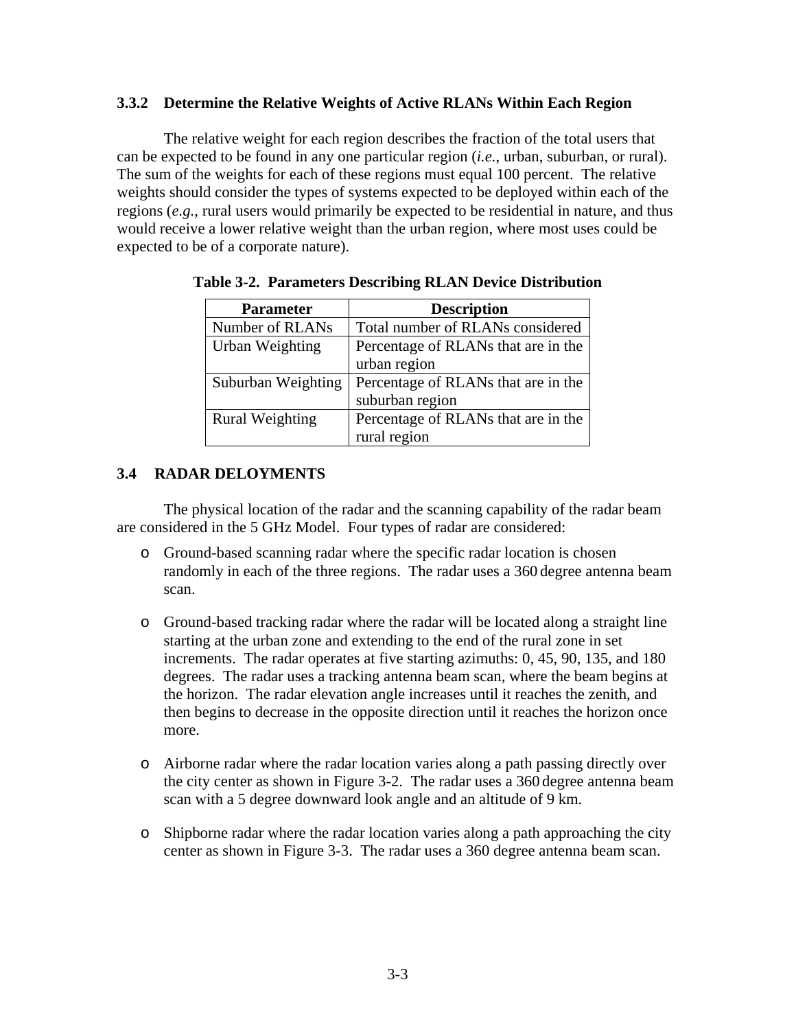### 3.3.2 Determine the Relative Weights of Active RLANs Within Each Region

The relative weight for each region describes the fraction of the total users that can be expected to be found in any one particular region (*i.e.*, urban, suburban, or rural). The sum of the weights for each of these regions must equal 100 percent. The relative weights should consider the types of systems expected to be deployed within each of the regions (*e.g.*, rural users would primarily be expected to be residential in nature, and thus would receive a lower relative weight than the urban region, where most uses could be expected to be of a corporate nature).

**Table 3-2. Parameters Describing RLAN Device Distribution**

| Parameter | Description |
|---|---|
| Number of RLANs | Total number of RLANs considered |
| Urban Weighting | Percentage of RLANs that are in the urban region |
| Suburban Weighting | Percentage of RLANs that are in the suburban region |
| Rural Weighting | Percentage of RLANs that are in the rural region |

## 3.4 RADAR DELOYMENTS

The physical location of the radar and the scanning capability of the radar beam are considered in the 5 GHz Model. Four types of radar are considered:

- Ground-based scanning radar where the specific radar location is chosen randomly in each of the three regions. The radar uses a 360 degree antenna beam scan.

- Ground-based tracking radar where the radar will be located along a straight line starting at the urban zone and extending to the end of the rural zone in set increments. The radar operates at five starting azimuths: 0, 45, 90, 135, and 180 degrees. The radar uses a tracking antenna beam scan, where the beam begins at the horizon. The radar elevation angle increases until it reaches the zenith, and then begins to decrease in the opposite direction until it reaches the horizon once more.

- Airborne radar where the radar location varies along a path passing directly over the city center as shown in Figure 3-2. The radar uses a 360 degree antenna beam scan with a 5 degree downward look angle and an altitude of 9 km.

- Shipborne radar where the radar location varies along a path approaching the city center as shown in Figure 3-3. The radar uses a 360 degree antenna beam scan.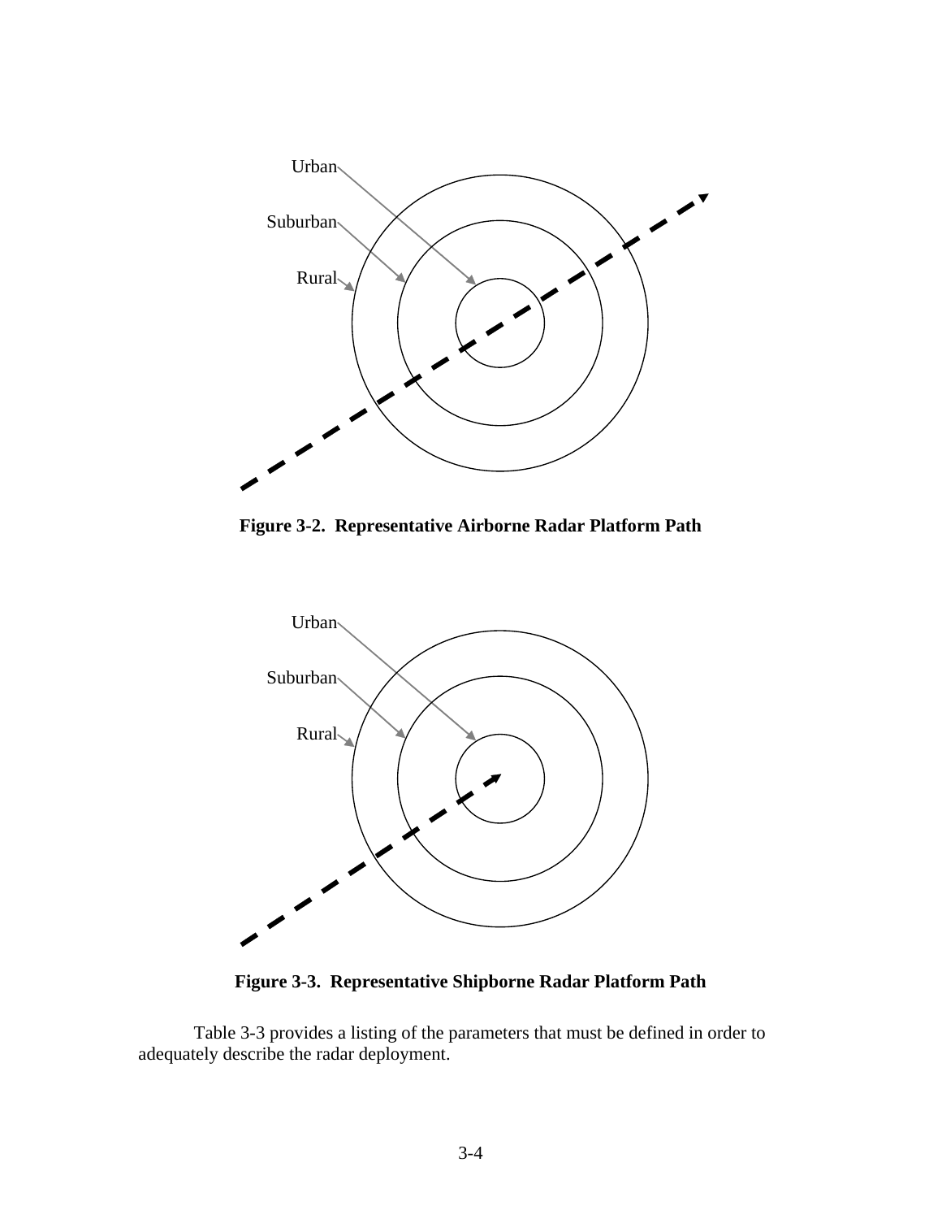Figure 3-2. Representative Airborne Radar Platform Path

Figure 3-3. Representative Shipborne Radar Platform Path

Table 3-3 provides a listing of the parameters that must be defined in order to adequately describe the radar deployment.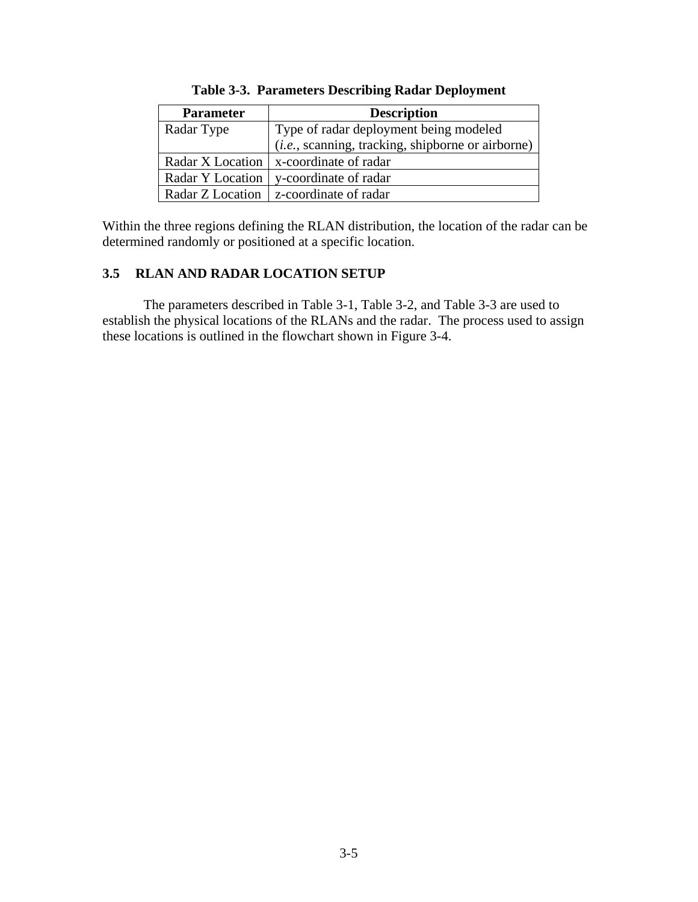**Table 3-3. Parameters Describing Radar Deployment**

| Parameter | Description |
|---|---|
| Radar Type | Type of radar deployment being modeled (*i.e.*, scanning, tracking, shipborne or airborne) |
| Radar X Location | x-coordinate of radar |
| Radar Y Location | y-coordinate of radar |
| Radar Z Location | z-coordinate of radar |

Within the three regions defining the RLAN distribution, the location of the radar can be determined randomly or positioned at a specific location.

## 3.5 RLAN AND RADAR LOCATION SETUP

The parameters described in Table 3-1, Table 3-2, and Table 3-3 are used to establish the physical locations of the RLANs and the radar. The process used to assign these locations is outlined in the flowchart shown in Figure 3-4.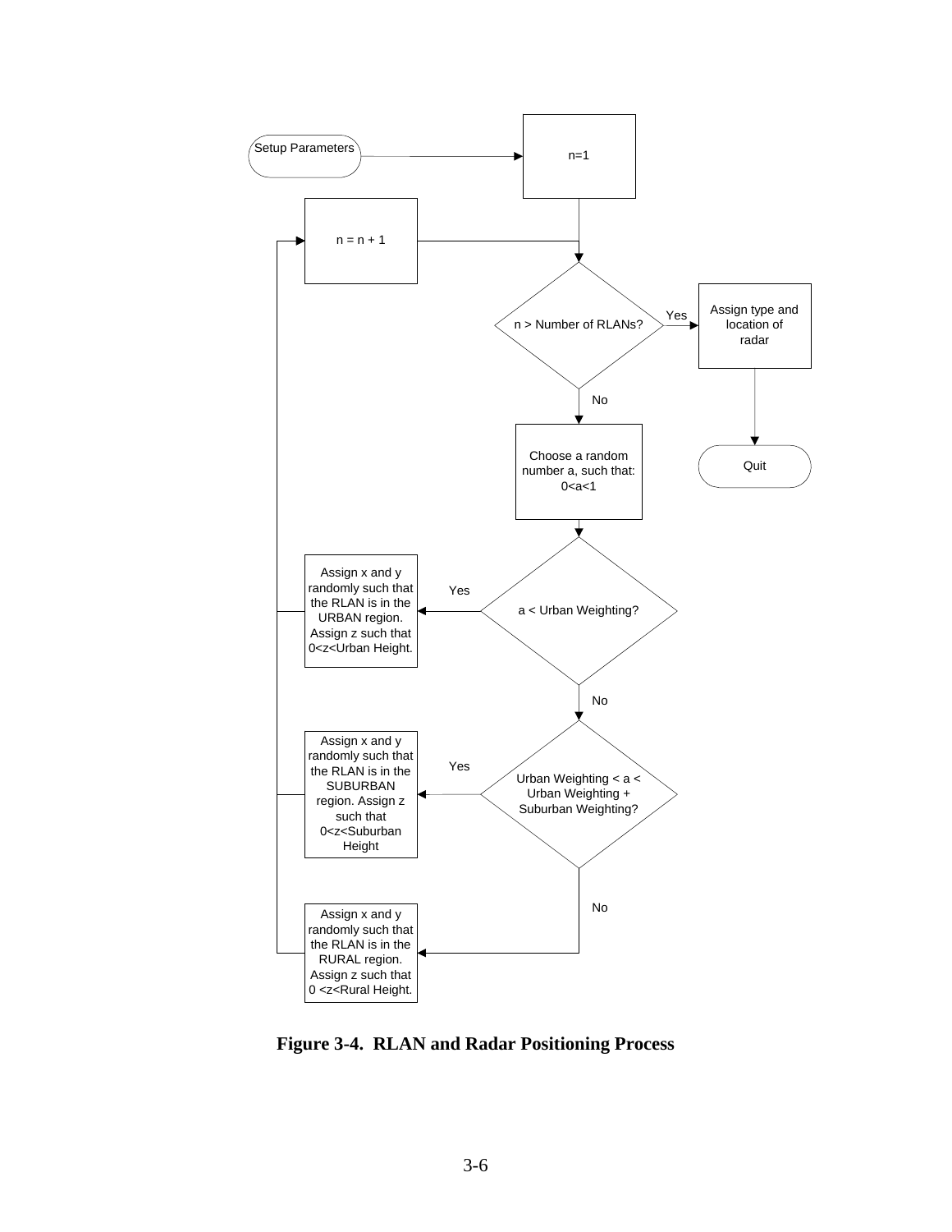Setup Parameters

n=1

n = n + 1

n > Number of RLANs?

Yes

Assign type and location of radar

Quit

No

Choose a random number a, such that: 0<a<1

a < Urban Weighting?

Yes

Assign x and y randomly such that the RLAN is in the URBAN region. Assign z such that 0<z<Urban Height.

No

Urban Weighting < a < Urban Weighting + Suburban Weighting?

Yes

Assign x and y randomly such that the RLAN is in the SUBURBAN region. Assign z such that 0<z<Suburban Height

No

Assign x and y randomly such that the RLAN is in the RURAL region. Assign z such that 0 <z<Rural Height.

**Figure 3-4. RLAN and Radar Positioning Process**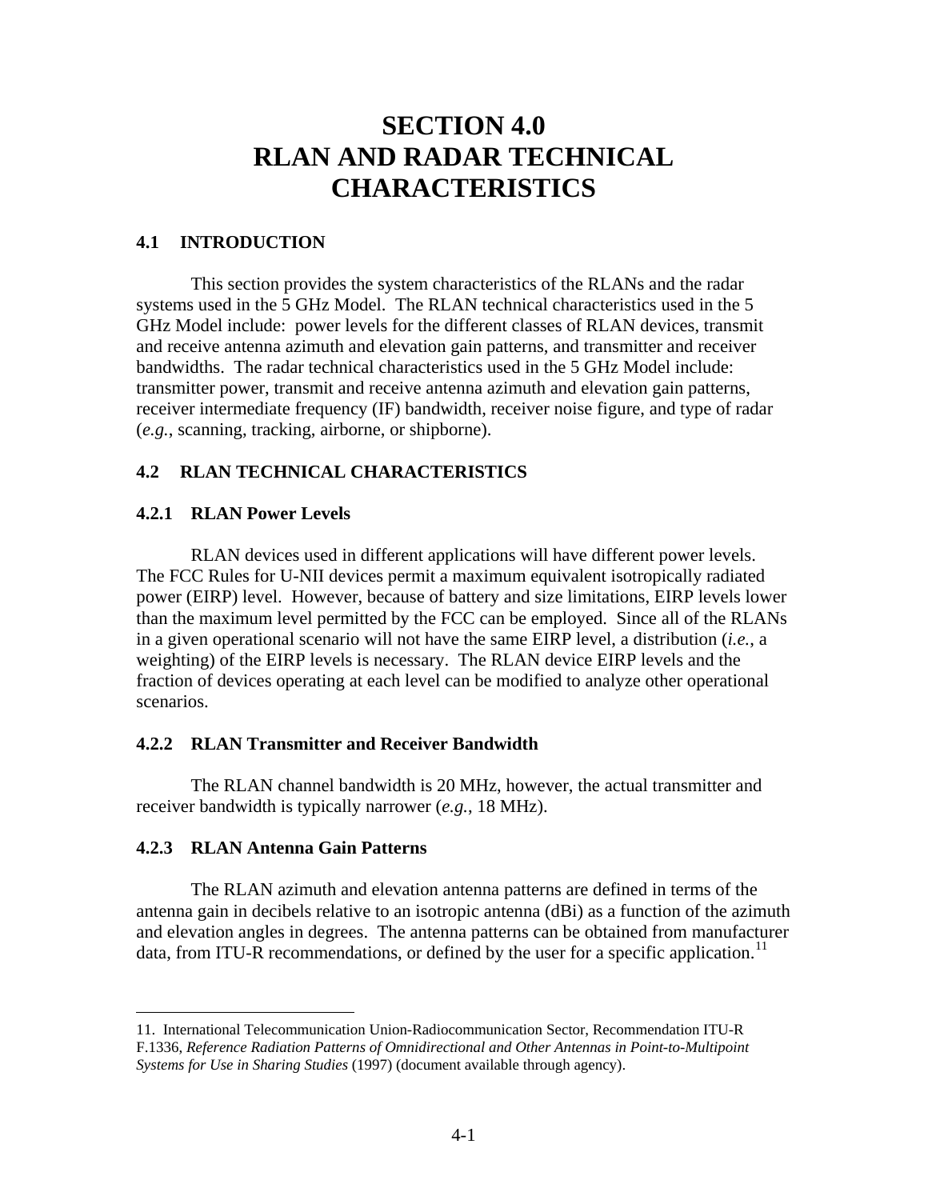# SECTION 4.0
# RLAN AND RADAR TECHNICAL CHARACTERISTICS

## 4.1 INTRODUCTION

This section provides the system characteristics of the RLANs and the radar systems used in the 5 GHz Model. The RLAN technical characteristics used in the 5 GHz Model include: power levels for the different classes of RLAN devices, transmit and receive antenna azimuth and elevation gain patterns, and transmitter and receiver bandwidths. The radar technical characteristics used in the 5 GHz Model include: transmitter power, transmit and receive antenna azimuth and elevation gain patterns, receiver intermediate frequency (IF) bandwidth, receiver noise figure, and type of radar (*e.g.*, scanning, tracking, airborne, or shipborne).

## 4.2 RLAN TECHNICAL CHARACTERISTICS

### 4.2.1 RLAN Power Levels

RLAN devices used in different applications will have different power levels. The FCC Rules for U-NII devices permit a maximum equivalent isotropically radiated power (EIRP) level. However, because of battery and size limitations, EIRP levels lower than the maximum level permitted by the FCC can be employed. Since all of the RLANs in a given operational scenario will not have the same EIRP level, a distribution (*i.e.*, a weighting) of the EIRP levels is necessary. The RLAN device EIRP levels and the fraction of devices operating at each level can be modified to analyze other operational scenarios.

### 4.2.2 RLAN Transmitter and Receiver Bandwidth

The RLAN channel bandwidth is 20 MHz, however, the actual transmitter and receiver bandwidth is typically narrower (*e.g.*, 18 MHz).

### 4.2.3 RLAN Antenna Gain Patterns

The RLAN azimuth and elevation antenna patterns are defined in terms of the antenna gain in decibels relative to an isotropic antenna (dBi) as a function of the azimuth and elevation angles in degrees. The antenna patterns can be obtained from manufacturer data, from ITU-R recommendations, or defined by the user for a specific application.[11]

---

11. International Telecommunication Union-Radiocommunication Sector, Recommendation ITU-R F.1336, *Reference Radiation Patterns of Omnidirectional and Other Antennas in Point-to-Multipoint Systems for Use in Sharing Studies* (1997) (document available through agency).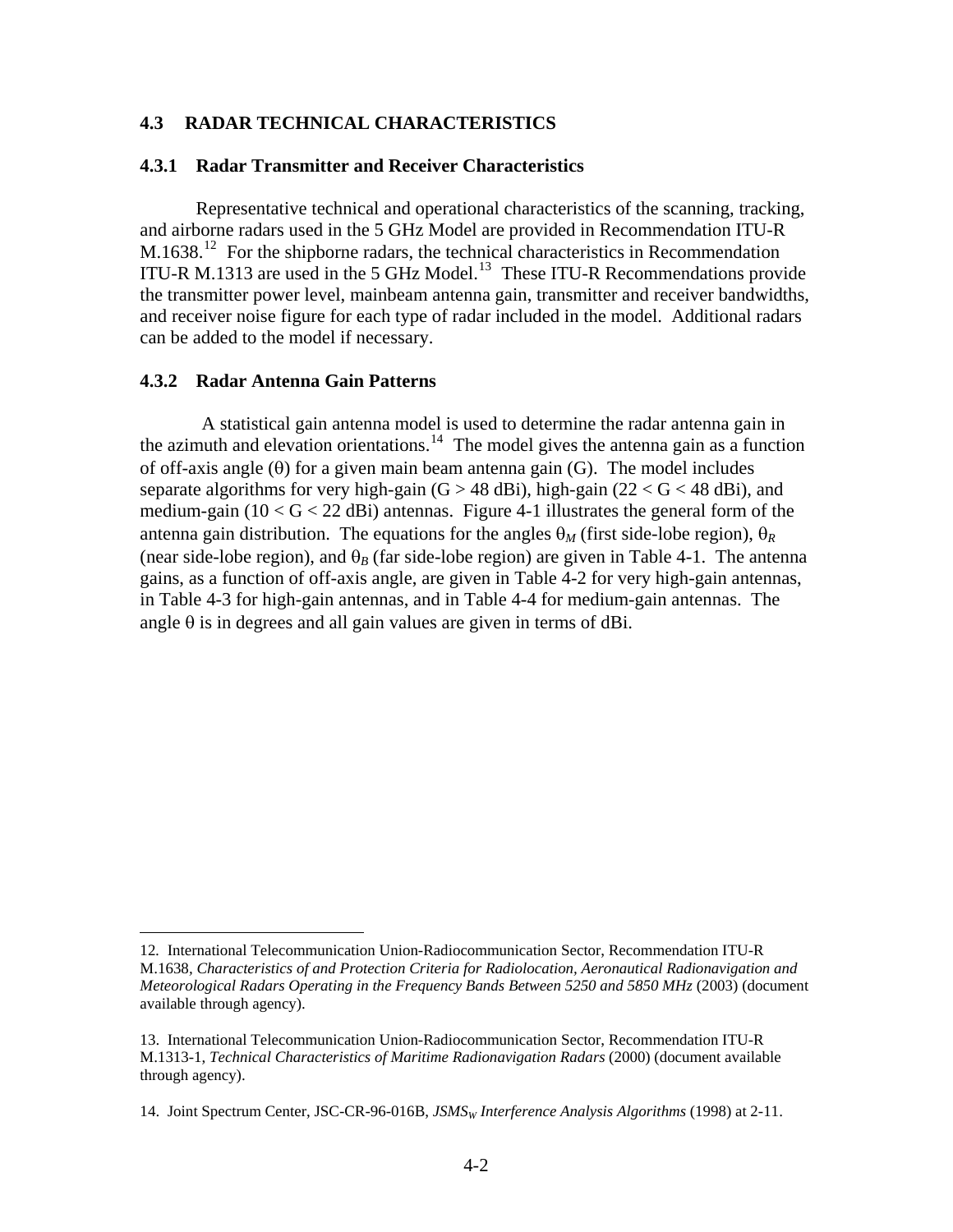### 4.3 RADAR TECHNICAL CHARACTERISTICS

#### 4.3.1 Radar Transmitter and Receiver Characteristics

Representative technical and operational characteristics of the scanning, tracking, and airborne radars used in the 5 GHz Model are provided in Recommendation ITU-R M.1638.[12] For the shipborne radars, the technical characteristics in Recommendation ITU-R M.1313 are used in the 5 GHz Model.[13] These ITU-R Recommendations provide the transmitter power level, mainbeam antenna gain, transmitter and receiver bandwidths, and receiver noise figure for each type of radar included in the model. Additional radars can be added to the model if necessary.

#### 4.3.2 Radar Antenna Gain Patterns

A statistical gain antenna model is used to determine the radar antenna gain in the azimuth and elevation orientations.[14] The model gives the antenna gain as a function of off-axis angle ($\theta$) for a given main beam antenna gain (G). The model includes separate algorithms for very high-gain ($G > 48$ dBi), high-gain ($22 < G < 48$ dBi), and medium-gain ($10 < G < 22$ dBi) antennas. Figure 4-1 illustrates the general form of the antenna gain distribution. The equations for the angles $\theta_M$ (first side-lobe region), $\theta_R$ (near side-lobe region), and $\theta_B$ (far side-lobe region) are given in Table 4-1. The antenna gains, as a function of off-axis angle, are given in Table 4-2 for very high-gain antennas, in Table 4-3 for high-gain antennas, and in Table 4-4 for medium-gain antennas. The angle $\theta$ is in degrees and all gain values are given in terms of dBi.

---

12. International Telecommunication Union-Radiocommunication Sector, Recommendation ITU-R M.1638, *Characteristics of and Protection Criteria for Radiolocation, Aeronautical Radionavigation and Meteorological Radars Operating in the Frequency Bands Between 5250 and 5850 MHz* (2003) (document available through agency).

13. International Telecommunication Union-Radiocommunication Sector, Recommendation ITU-R M.1313-1, *Technical Characteristics of Maritime Radionavigation Radars* (2000) (document available through agency).

14. Joint Spectrum Center, JSC-CR-96-016B, *$JSMS_W$ Interference Analysis Algorithms* (1998) at 2-11.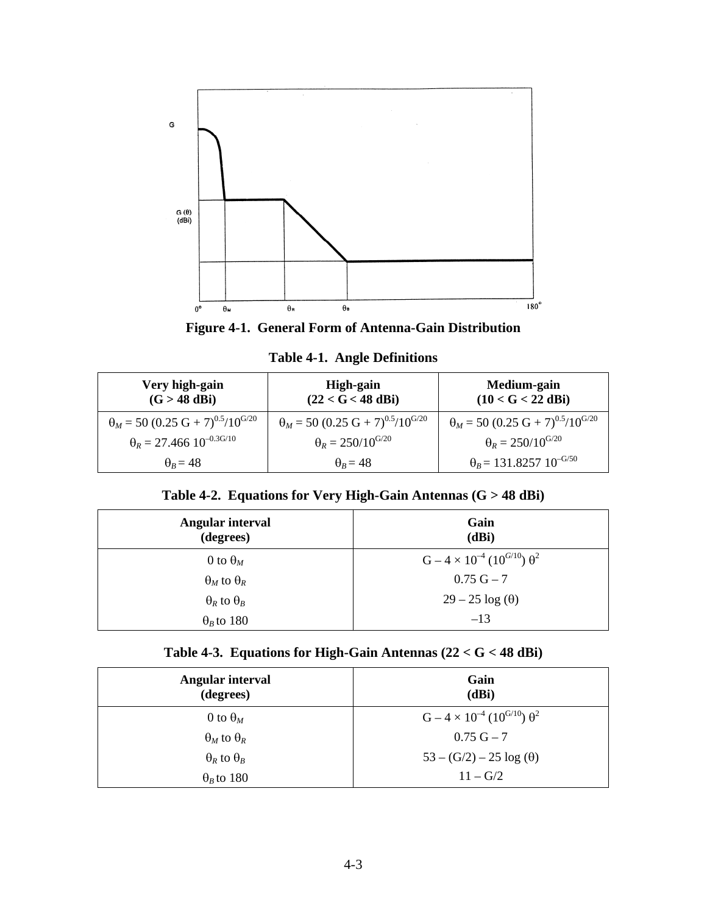**Figure 4-1. General Form of Antenna-Gain Distribution**

**Table 4-1. Angle Definitions**

| Very high-gain (G > 48 dBi) | High-gain (22 < G < 48 dBi) | Medium-gain (10 < G < 22 dBi) |
|---|---|---|
| $\theta_M = 50\ (0.25\ G + 7)^{0.5}/10^{G/20}$ | $\theta_M = 50\ (0.25\ G + 7)^{0.5}/10^{G/20}$ | $\theta_M = 50\ (0.25\ G + 7)^{0.5}/10^{G/20}$ |
| $\theta_R = 27.466\ 10^{-0.3G/10}$ | $\theta_R = 250/10^{G/20}$ | $\theta_R = 250/10^{G/20}$ |
| $\theta_B = 48$ | $\theta_B = 48$ | $\theta_B = 131.8257\ 10^{-G/50}$ |

**Table 4-2. Equations for Very High-Gain Antennas (G > 48 dBi)**

| Angular interval (degrees) | Gain (dBi) |
|---|---|
| 0 to $\theta_M$ | $G - 4 \times 10^{-4}\ (10^{G/10})\ \theta^2$ |
| $\theta_M$ to $\theta_R$ | $0.75\ G - 7$ |
| $\theta_R$ to $\theta_B$ | $29 - 25 \log (\theta)$ |
| $\theta_B$ to 180 | $-13$ |

**Table 4-3. Equations for High-Gain Antennas (22 < G < 48 dBi)**

| Angular interval (degrees) | Gain (dBi) |
|---|---|
| 0 to $\theta_M$ | $G - 4 \times 10^{-4}\ (10^{G/10})\ \theta^2$ |
| $\theta_M$ to $\theta_R$ | $0.75\ G - 7$ |
| $\theta_R$ to $\theta_B$ | $53 - (G/2) - 25 \log (\theta)$ |
| $\theta_B$ to 180 | $11 - G/2$ |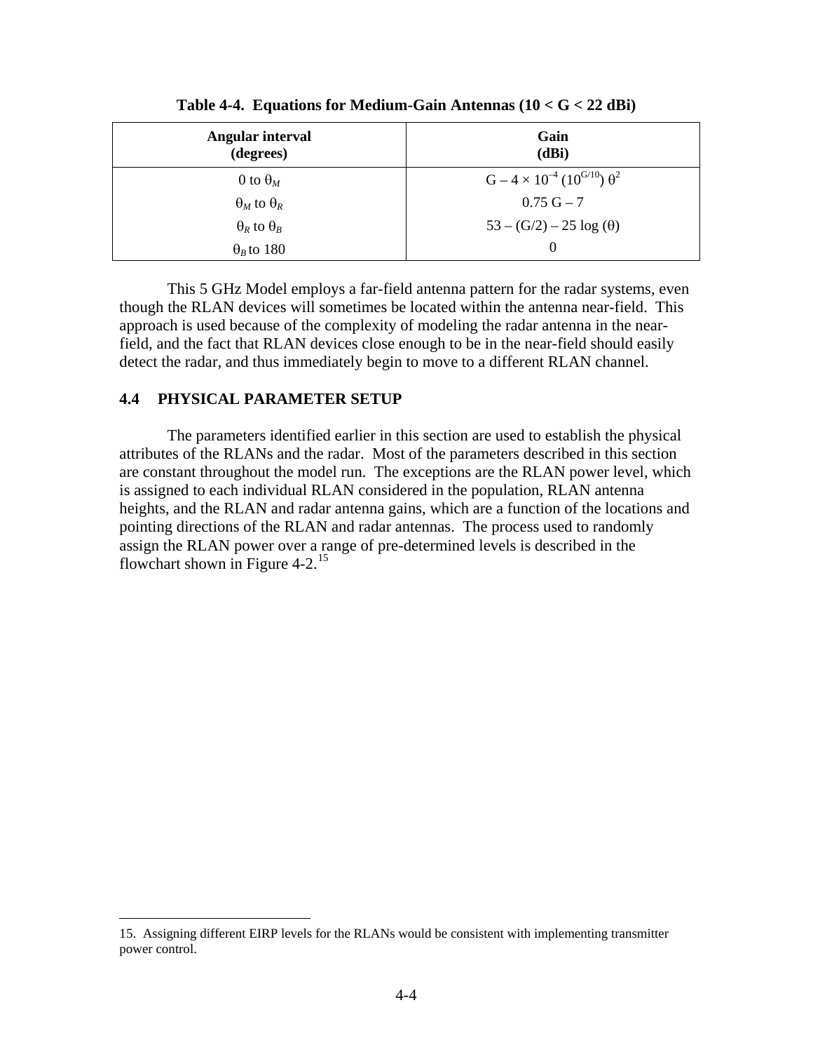**Table 4-4. Equations for Medium-Gain Antennas (10 < G < 22 dBi)**

| Angular interval (degrees) | Gain (dBi) |
|---|---|
| 0 to $\theta_M$ | $G - 4 \times 10^{-4} (10^{G/10}) \theta^2$ |
| $\theta_M$ to $\theta_R$ | $0.75\ G - 7$ |
| $\theta_R$ to $\theta_B$ | $53 - (G/2) - 25 \log(\theta)$ |
| $\theta_B$ to 180 | 0 |

This 5 GHz Model employs a far-field antenna pattern for the radar systems, even though the RLAN devices will sometimes be located within the antenna near-field. This approach is used because of the complexity of modeling the radar antenna in the near-field, and the fact that RLAN devices close enough to be in the near-field should easily detect the radar, and thus immediately begin to move to a different RLAN channel.

## 4.4 PHYSICAL PARAMETER SETUP

The parameters identified earlier in this section are used to establish the physical attributes of the RLANs and the radar. Most of the parameters described in this section are constant throughout the model run. The exceptions are the RLAN power level, which is assigned to each individual RLAN considered in the population, RLAN antenna heights, and the RLAN and radar antenna gains, which are a function of the locations and pointing directions of the RLAN and radar antennas. The process used to randomly assign the RLAN power over a range of pre-determined levels is described in the flowchart shown in Figure 4-2.[15]

15. Assigning different EIRP levels for the RLANs would be consistent with implementing transmitter power control.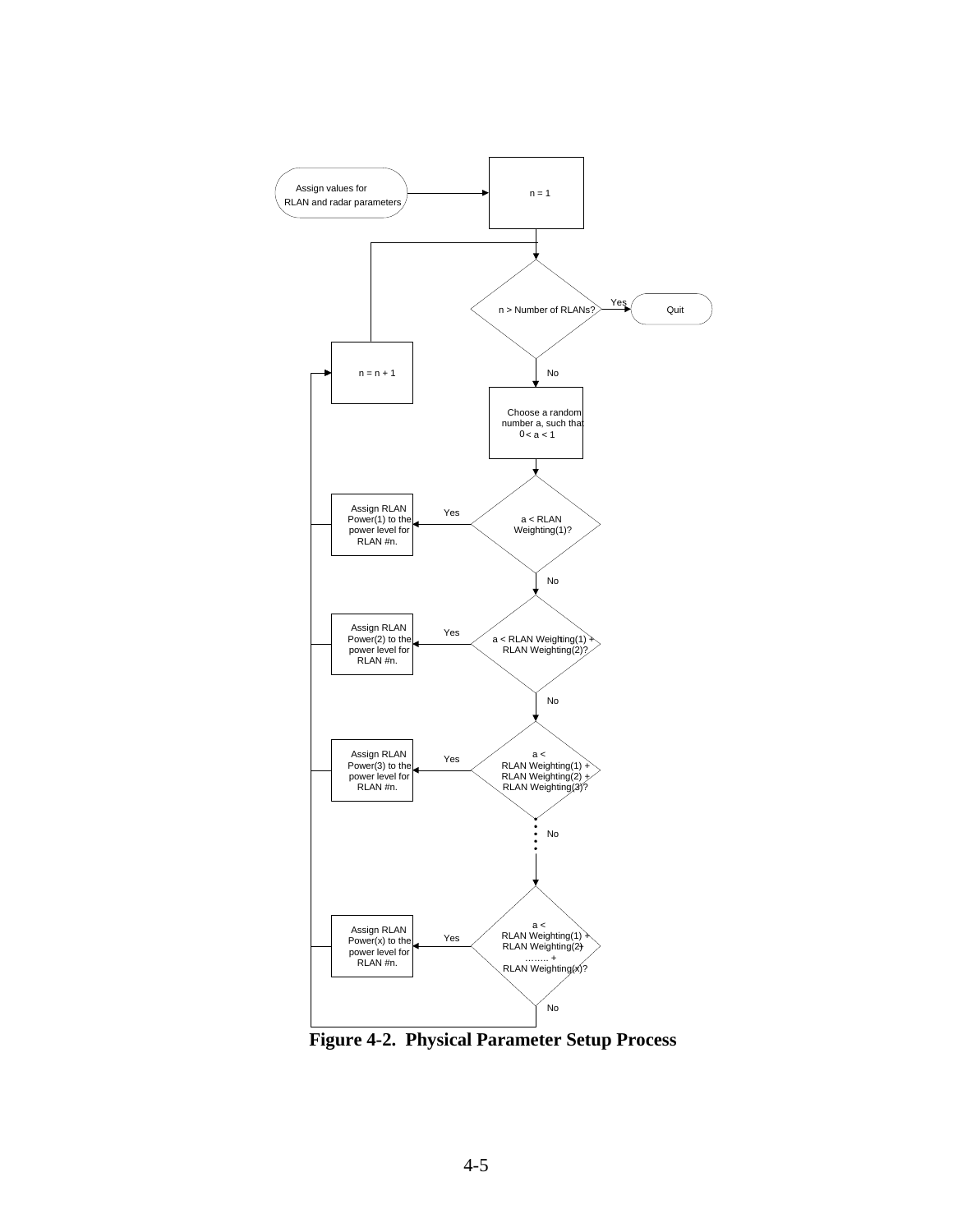Assign values for RLAN and radar parameters

n = 1

n > Number of RLANs?

Yes

Quit

No

n = n + 1

Choose a random number a, such that 0 < a < 1

a < RLAN Weighting(1)?

Yes

Assign RLAN Power(1) to the power level for RLAN #n.

No

a < RLAN Weighting(1) + RLAN Weighting(2)?

Yes

Assign RLAN Power(2) to the power level for RLAN #n.

No

a < RLAN Weighting(1) + RLAN Weighting(2) + RLAN Weighting(3)?

Yes

Assign RLAN Power(3) to the power level for RLAN #n.

No

a < RLAN Weighting(1) + RLAN Weighting(2) + ........ + RLAN Weighting(x)?

Yes

Assign RLAN Power(x) to the power level for RLAN #n.

No

**Figure 4-2. Physical Parameter Setup Process**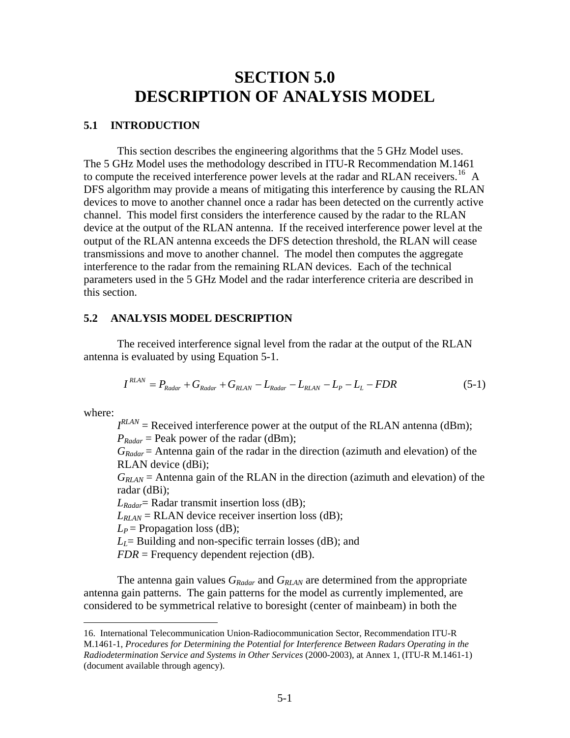# SECTION 5.0
# DESCRIPTION OF ANALYSIS MODEL

## 5.1 INTRODUCTION

This section describes the engineering algorithms that the 5 GHz Model uses. The 5 GHz Model uses the methodology described in ITU-R Recommendation M.1461 to compute the received interference power levels at the radar and RLAN receivers.[16] A DFS algorithm may provide a means of mitigating this interference by causing the RLAN devices to move to another channel once a radar has been detected on the currently active channel. This model first considers the interference caused by the radar to the RLAN device at the output of the RLAN antenna. If the received interference power level at the output of the RLAN antenna exceeds the DFS detection threshold, the RLAN will cease transmissions and move to another channel. The model then computes the aggregate interference to the radar from the remaining RLAN devices. Each of the technical parameters used in the 5 GHz Model and the radar interference criteria are described in this section.

## 5.2 ANALYSIS MODEL DESCRIPTION

The received interference signal level from the radar at the output of the RLAN antenna is evaluated by using Equation 5-1.

$$I^{RLAN} = P_{Radar} + G_{Radar} + G_{RLAN} - L_{Radar} - L_{RLAN} - L_P - L_L - FDR \qquad (5\text{-}1)$$

where:

- $I^{RLAN}$ = Received interference power at the output of the RLAN antenna (dBm);
- $P_{Radar}$ = Peak power of the radar (dBm);
- $G_{Radar}$ = Antenna gain of the radar in the direction (azimuth and elevation) of the RLAN device (dBi);
- $G_{RLAN}$ = Antenna gain of the RLAN in the direction (azimuth and elevation) of the radar (dBi);
- $L_{Radar}$= Radar transmit insertion loss (dB);
- $L_{RLAN}$ = RLAN device receiver insertion loss (dB);
- $L_P$ = Propagation loss (dB);
- $L_L$= Building and non-specific terrain losses (dB); and
- $FDR$ = Frequency dependent rejection (dB).

The antenna gain values $G_{Radar}$ and $G_{RLAN}$ are determined from the appropriate antenna gain patterns. The gain patterns for the model as currently implemented, are considered to be symmetrical relative to boresight (center of mainbeam) in both the

---

16. International Telecommunication Union-Radiocommunication Sector, Recommendation ITU-R M.1461-1, *Procedures for Determining the Potential for Interference Between Radars Operating in the Radiodetermination Service and Systems in Other Services* (2000-2003), at Annex 1, (ITU-R M.1461-1) (document available through agency).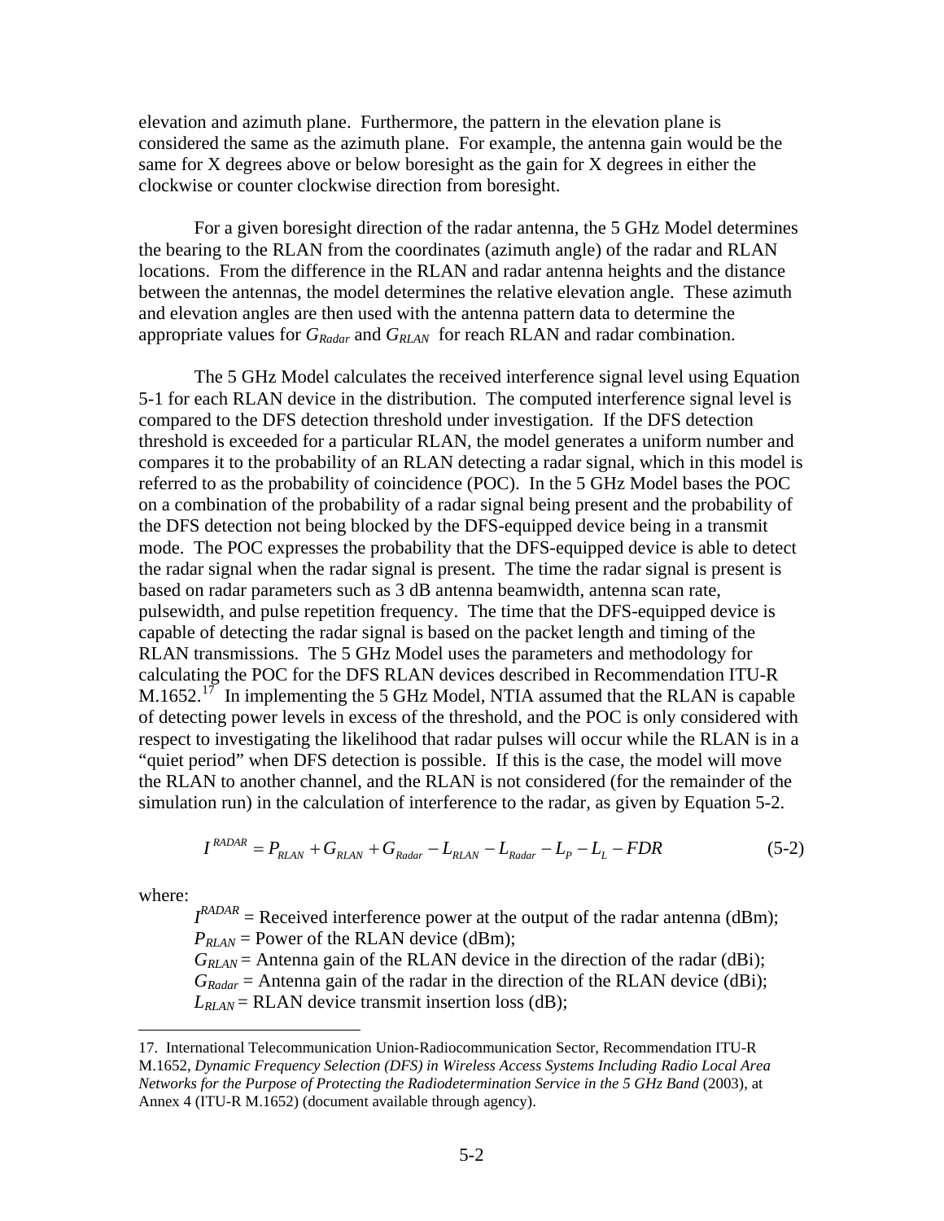elevation and azimuth plane. Furthermore, the pattern in the elevation plane is considered the same as the azimuth plane. For example, the antenna gain would be the same for X degrees above or below boresight as the gain for X degrees in either the clockwise or counter clockwise direction from boresight.

For a given boresight direction of the radar antenna, the 5 GHz Model determines the bearing to the RLAN from the coordinates (azimuth angle) of the radar and RLAN locations. From the difference in the RLAN and radar antenna heights and the distance between the antennas, the model determines the relative elevation angle. These azimuth and elevation angles are then used with the antenna pattern data to determine the appropriate values for $G_{Radar}$ and $G_{RLAN}$ for reach RLAN and radar combination.

The 5 GHz Model calculates the received interference signal level using Equation 5-1 for each RLAN device in the distribution. The computed interference signal level is compared to the DFS detection threshold under investigation. If the DFS detection threshold is exceeded for a particular RLAN, the model generates a uniform number and compares it to the probability of an RLAN detecting a radar signal, which in this model is referred to as the probability of coincidence (POC). In the 5 GHz Model bases the POC on a combination of the probability of a radar signal being present and the probability of the DFS detection not being blocked by the DFS-equipped device being in a transmit mode. The POC expresses the probability that the DFS-equipped device is able to detect the radar signal when the radar signal is present. The time the radar signal is present is based on radar parameters such as 3 dB antenna beamwidth, antenna scan rate, pulsewidth, and pulse repetition frequency. The time that the DFS-equipped device is capable of detecting the radar signal is based on the packet length and timing of the RLAN transmissions. The 5 GHz Model uses the parameters and methodology for calculating the POC for the DFS RLAN devices described in Recommendation ITU-R M.1652.[17] In implementing the 5 GHz Model, NTIA assumed that the RLAN is capable of detecting power levels in excess of the threshold, and the POC is only considered with respect to investigating the likelihood that radar pulses will occur while the RLAN is in a "quiet period" when DFS detection is possible. If this is the case, the model will move the RLAN to another channel, and the RLAN is not considered (for the remainder of the simulation run) in the calculation of interference to the radar, as given by Equation 5-2.

$$I^{RADAR} = P_{RLAN} + G_{RLAN} + G_{Radar} - L_{RLAN} - L_{Radar} - L_P - L_L - FDR \tag{5-2}$$

where:

$I^{RADAR}$ = Received interference power at the output of the radar antenna (dBm);
$P_{RLAN}$ = Power of the RLAN device (dBm);
$G_{RLAN}$ = Antenna gain of the RLAN device in the direction of the radar (dBi);
$G_{Radar}$ = Antenna gain of the radar in the direction of the RLAN device (dBi);
$L_{RLAN}$ = RLAN device transmit insertion loss (dB);

17. International Telecommunication Union-Radiocommunication Sector, Recommendation ITU-R M.1652, *Dynamic Frequency Selection (DFS) in Wireless Access Systems Including Radio Local Area Networks for the Purpose of Protecting the Radiodetermination Service in the 5 GHz Band* (2003), at Annex 4 (ITU-R M.1652) (document available through agency).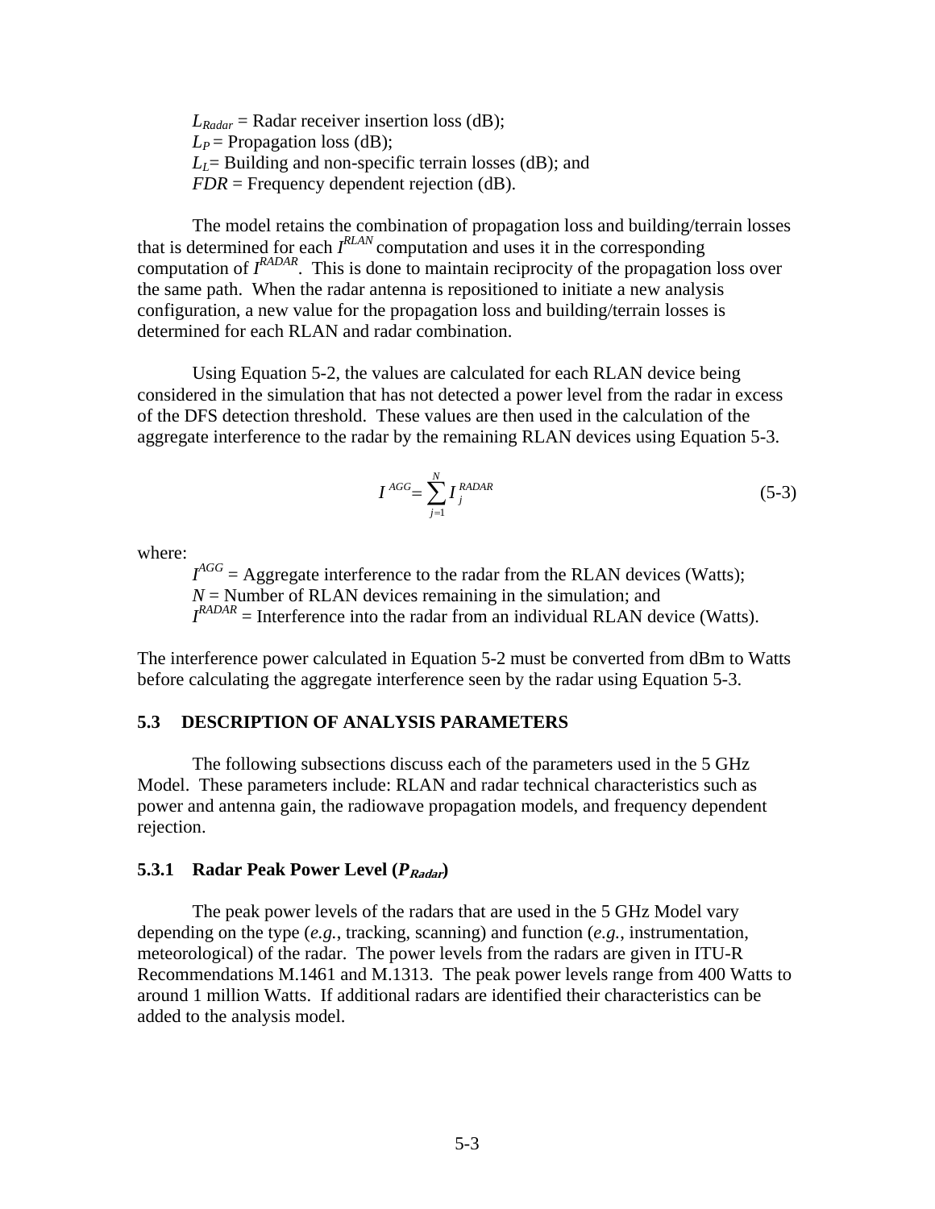$L_{Radar}$ = Radar receiver insertion loss (dB);
$L_P$ = Propagation loss (dB);
$L_L$= Building and non-specific terrain losses (dB); and
$FDR$ = Frequency dependent rejection (dB).

The model retains the combination of propagation loss and building/terrain losses that is determined for each $I^{RLAN}$ computation and uses it in the corresponding computation of $I^{RADAR}$. This is done to maintain reciprocity of the propagation loss over the same path. When the radar antenna is repositioned to initiate a new analysis configuration, a new value for the propagation loss and building/terrain losses is determined for each RLAN and radar combination.

Using Equation 5-2, the values are calculated for each RLAN device being considered in the simulation that has not detected a power level from the radar in excess of the DFS detection threshold. These values are then used in the calculation of the aggregate interference to the radar by the remaining RLAN devices using Equation 5-3.

$$I^{AGG} = \sum_{j=1}^{N} I_j^{RADAR} \tag{5-3}$$

where:

$I^{AGG}$ = Aggregate interference to the radar from the RLAN devices (Watts);
$N$ = Number of RLAN devices remaining in the simulation; and
$I^{RADAR}$ = Interference into the radar from an individual RLAN device (Watts).

The interference power calculated in Equation 5-2 must be converted from dBm to Watts before calculating the aggregate interference seen by the radar using Equation 5-3.

## 5.3 DESCRIPTION OF ANALYSIS PARAMETERS

The following subsections discuss each of the parameters used in the 5 GHz Model. These parameters include: RLAN and radar technical characteristics such as power and antenna gain, the radiowave propagation models, and frequency dependent rejection.

### 5.3.1 Radar Peak Power Level ($P_{Radar}$)

The peak power levels of the radars that are used in the 5 GHz Model vary depending on the type (*e.g.*, tracking, scanning) and function (*e.g.*, instrumentation, meteorological) of the radar. The power levels from the radars are given in ITU-R Recommendations M.1461 and M.1313. The peak power levels range from 400 Watts to around 1 million Watts. If additional radars are identified their characteristics can be added to the analysis model.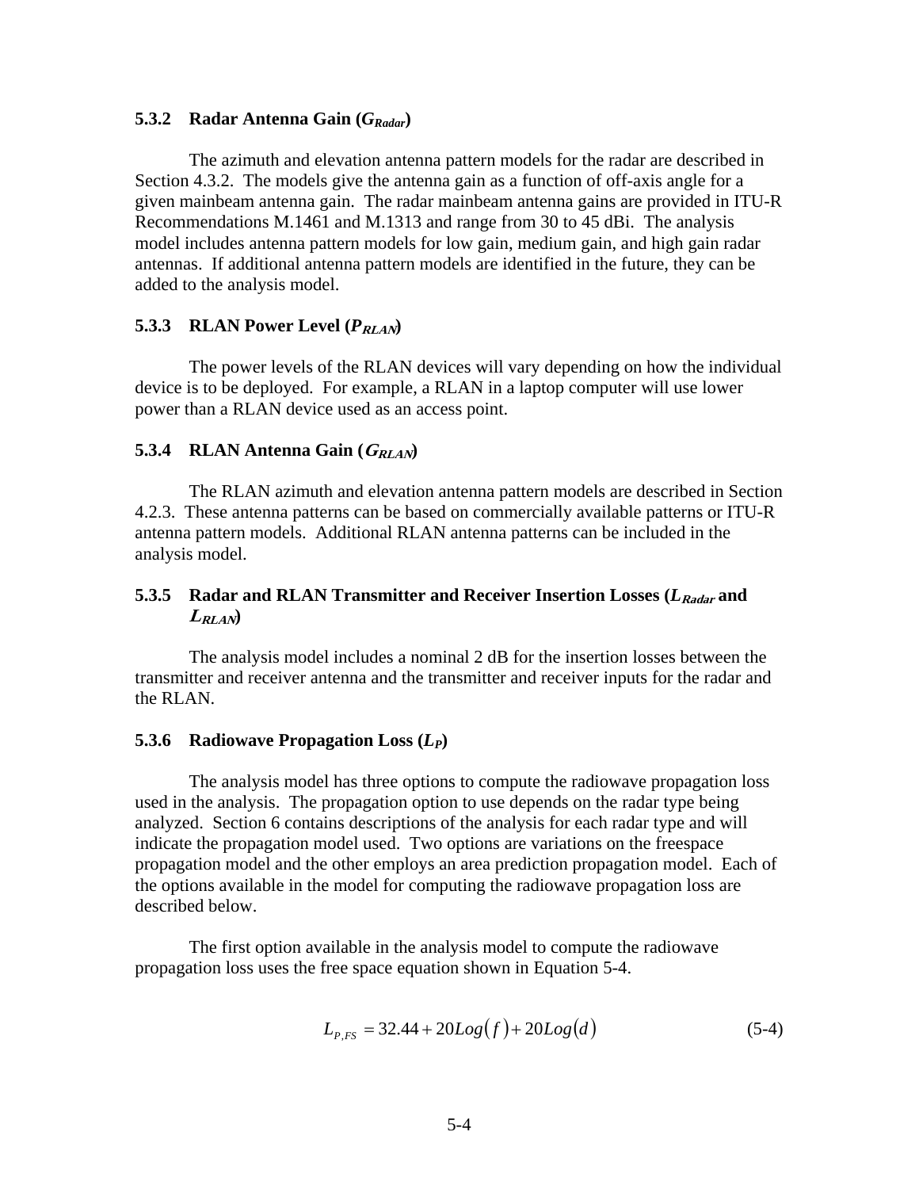### 5.3.2 Radar Antenna Gain ($G_{Radar}$)

The azimuth and elevation antenna pattern models for the radar are described in Section 4.3.2. The models give the antenna gain as a function of off-axis angle for a given mainbeam antenna gain. The radar mainbeam antenna gains are provided in ITU-R Recommendations M.1461 and M.1313 and range from 30 to 45 dBi. The analysis model includes antenna pattern models for low gain, medium gain, and high gain radar antennas. If additional antenna pattern models are identified in the future, they can be added to the analysis model.

### 5.3.3 RLAN Power Level ($P_{RLAN}$)

The power levels of the RLAN devices will vary depending on how the individual device is to be deployed. For example, a RLAN in a laptop computer will use lower power than a RLAN device used as an access point.

### 5.3.4 RLAN Antenna Gain ($G_{RLAN}$)

The RLAN azimuth and elevation antenna pattern models are described in Section 4.2.3. These antenna patterns can be based on commercially available patterns or ITU-R antenna pattern models. Additional RLAN antenna patterns can be included in the analysis model.

### 5.3.5 Radar and RLAN Transmitter and Receiver Insertion Losses ($L_{Radar}$ and $L_{RLAN}$)

The analysis model includes a nominal 2 dB for the insertion losses between the transmitter and receiver antenna and the transmitter and receiver inputs for the radar and the RLAN.

### 5.3.6 Radiowave Propagation Loss ($L_P$)

The analysis model has three options to compute the radiowave propagation loss used in the analysis. The propagation option to use depends on the radar type being analyzed. Section 6 contains descriptions of the analysis for each radar type and will indicate the propagation model used. Two options are variations on the freespace propagation model and the other employs an area prediction propagation model. Each of the options available in the model for computing the radiowave propagation loss are described below.

The first option available in the analysis model to compute the radiowave propagation loss uses the free space equation shown in Equation 5-4.

$$L_{P,FS} = 32.44 + 20Log(f) + 20Log(d) \tag{5-4}$$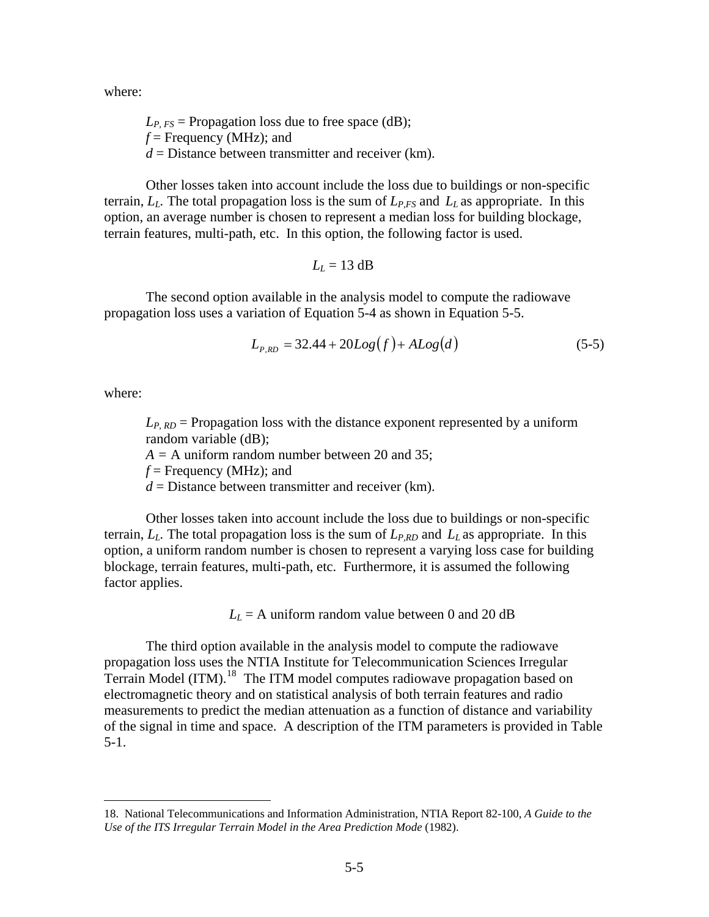where:

$L_{P,FS}$ = Propagation loss due to free space (dB);
$f$ = Frequency (MHz); and
$d$ = Distance between transmitter and receiver (km).

Other losses taken into account include the loss due to buildings or non-specific terrain, $L_L$. The total propagation loss is the sum of $L_{P,FS}$ and $L_L$ as appropriate. In this option, an average number is chosen to represent a median loss for building blockage, terrain features, multi-path, etc. In this option, the following factor is used.

$$L_L = 13 \text{ dB}$$

The second option available in the analysis model to compute the radiowave propagation loss uses a variation of Equation 5-4 as shown in Equation 5-5.

$$L_{P,RD} = 32.44 + 20Log(f) + ALog(d) \tag{5-5}$$

where:

$L_{P,RD}$ = Propagation loss with the distance exponent represented by a uniform random variable (dB);
$A$ = A uniform random number between 20 and 35;
$f$ = Frequency (MHz); and
$d$ = Distance between transmitter and receiver (km).

Other losses taken into account include the loss due to buildings or non-specific terrain, $L_L$. The total propagation loss is the sum of $L_{P,RD}$ and $L_L$ as appropriate. In this option, a uniform random number is chosen to represent a varying loss case for building blockage, terrain features, multi-path, etc. Furthermore, it is assumed the following factor applies.

$L_L$ = A uniform random value between 0 and 20 dB

The third option available in the analysis model to compute the radiowave propagation loss uses the NTIA Institute for Telecommunication Sciences Irregular Terrain Model (ITM).[18] The ITM model computes radiowave propagation based on electromagnetic theory and on statistical analysis of both terrain features and radio measurements to predict the median attenuation as a function of distance and variability of the signal in time and space. A description of the ITM parameters is provided in Table 5-1.

---

18. National Telecommunications and Information Administration, NTIA Report 82-100, *A Guide to the Use of the ITS Irregular Terrain Model in the Area Prediction Mode* (1982).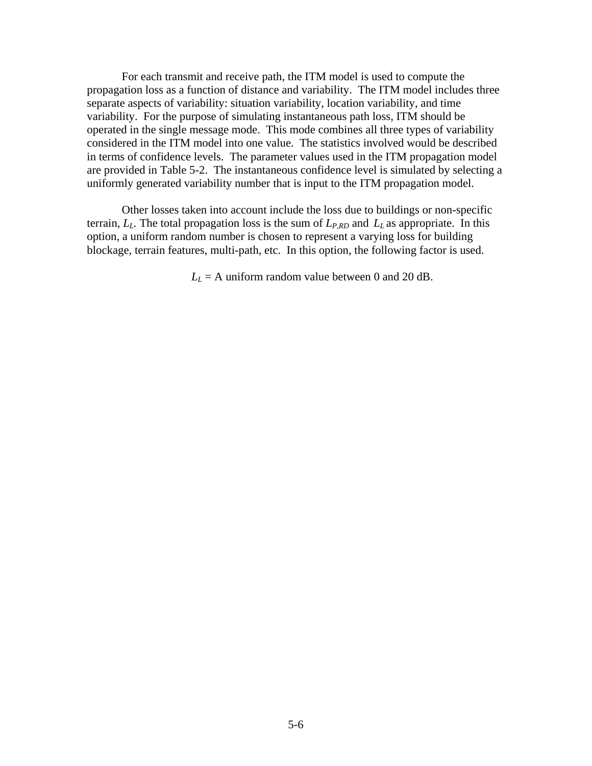For each transmit and receive path, the ITM model is used to compute the propagation loss as a function of distance and variability. The ITM model includes three separate aspects of variability: situation variability, location variability, and time variability. For the purpose of simulating instantaneous path loss, ITM should be operated in the single message mode. This mode combines all three types of variability considered in the ITM model into one value. The statistics involved would be described in terms of confidence levels. The parameter values used in the ITM propagation model are provided in Table 5-2. The instantaneous confidence level is simulated by selecting a uniformly generated variability number that is input to the ITM propagation model.

Other losses taken into account include the loss due to buildings or non-specific terrain, $L_L$. The total propagation loss is the sum of $L_{P,RD}$ and $L_L$ as appropriate. In this option, a uniform random number is chosen to represent a varying loss for building blockage, terrain features, multi-path, etc. In this option, the following factor is used.

$L_L$ = A uniform random value between 0 and 20 dB.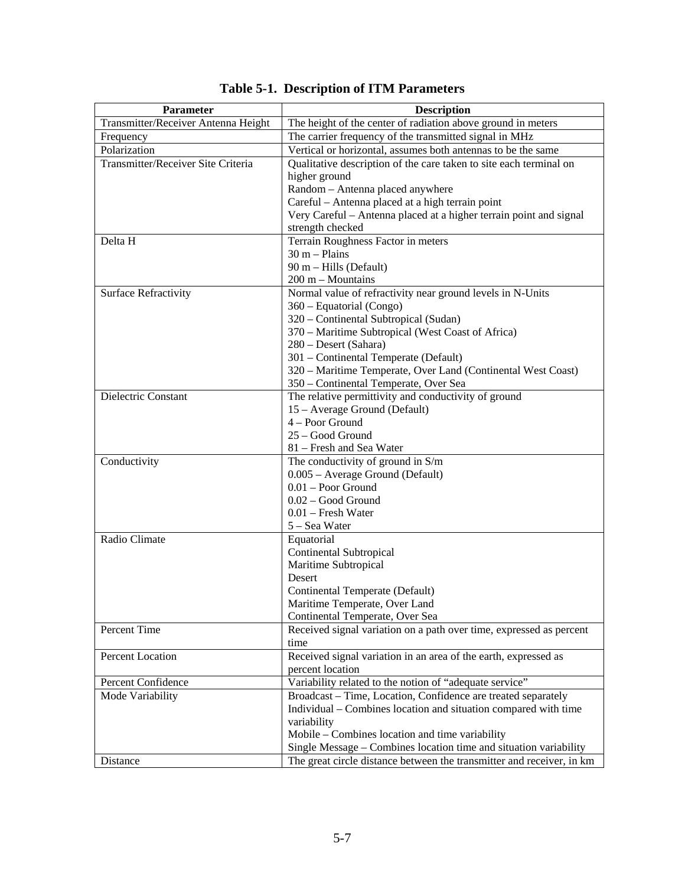**Table 5-1. Description of ITM Parameters**

| Parameter | Description |
|---|---|
| Transmitter/Receiver Antenna Height | The height of the center of radiation above ground in meters |
| Frequency | The carrier frequency of the transmitted signal in MHz |
| Polarization | Vertical or horizontal, assumes both antennas to be the same |
| Transmitter/Receiver Site Criteria | Qualitative description of the care taken to site each terminal on higher ground<br>Random – Antenna placed anywhere<br>Careful – Antenna placed at a high terrain point<br>Very Careful – Antenna placed at a higher terrain point and signal strength checked |
| Delta H | Terrain Roughness Factor in meters<br>30 m – Plains<br>90 m – Hills (Default)<br>200 m – Mountains |
| Surface Refractivity | Normal value of refractivity near ground levels in N-Units<br>360 – Equatorial (Congo)<br>320 – Continental Subtropical (Sudan)<br>370 – Maritime Subtropical (West Coast of Africa)<br>280 – Desert (Sahara)<br>301 – Continental Temperate (Default)<br>320 – Maritime Temperate, Over Land (Continental West Coast)<br>350 – Continental Temperate, Over Sea |
| Dielectric Constant | The relative permittivity and conductivity of ground<br>15 – Average Ground (Default)<br>4 – Poor Ground<br>25 – Good Ground<br>81 – Fresh and Sea Water |
| Conductivity | The conductivity of ground in S/m<br>0.005 – Average Ground (Default)<br>0.01 – Poor Ground<br>0.02 – Good Ground<br>0.01 – Fresh Water<br>5 – Sea Water |
| Radio Climate | Equatorial<br>Continental Subtropical<br>Maritime Subtropical<br>Desert<br>Continental Temperate (Default)<br>Maritime Temperate, Over Land<br>Continental Temperate, Over Sea |
| Percent Time | Received signal variation on a path over time, expressed as percent time |
| Percent Location | Received signal variation in an area of the earth, expressed as percent location |
| Percent Confidence | Variability related to the notion of "adequate service" |
| Mode Variability | Broadcast – Time, Location, Confidence are treated separately<br>Individual – Combines location and situation compared with time variability<br>Mobile – Combines location and time variability<br>Single Message – Combines location time and situation variability |
| Distance | The great circle distance between the transmitter and receiver, in km |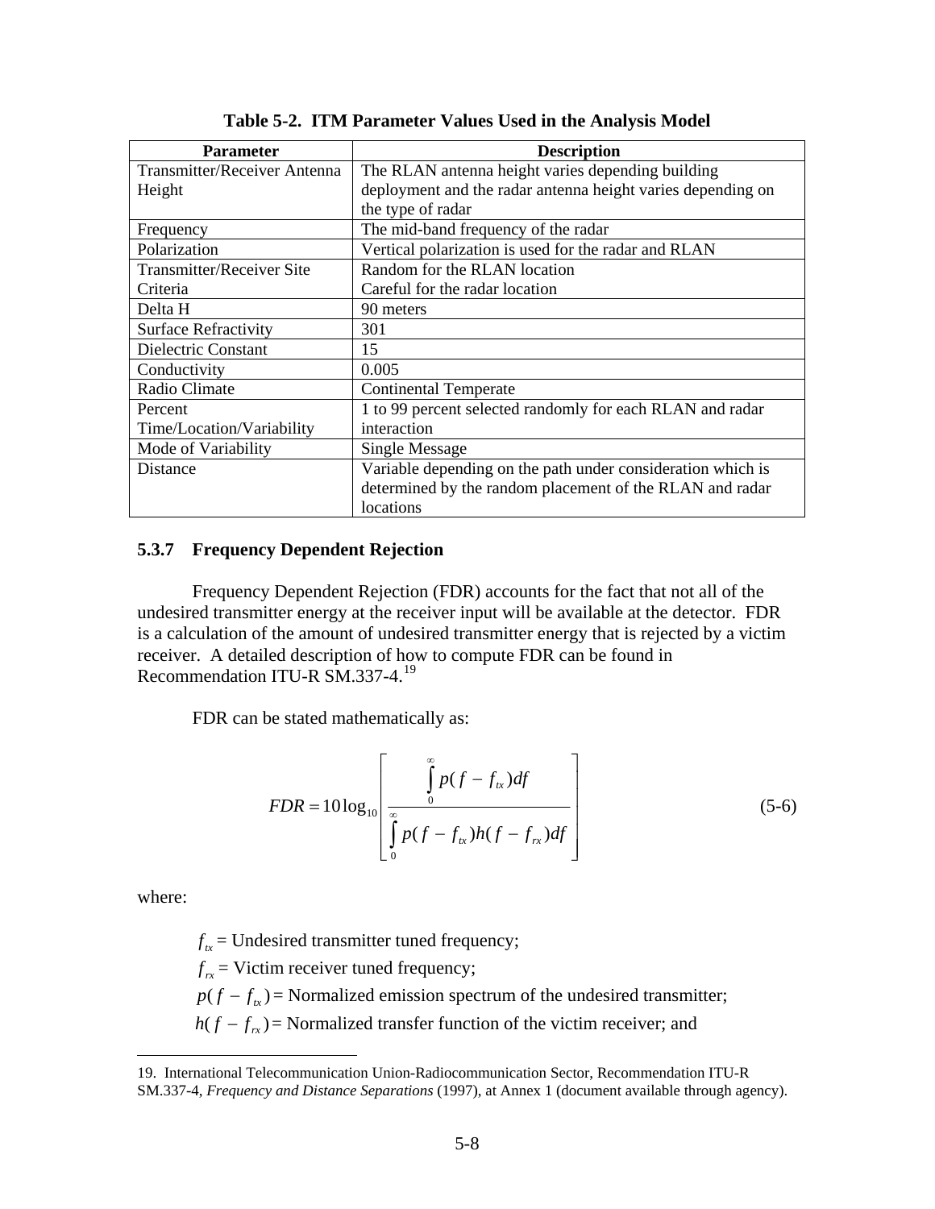**Table 5-2. ITM Parameter Values Used in the Analysis Model**

| Parameter | Description |
| --- | --- |
| Transmitter/Receiver Antenna Height | The RLAN antenna height varies depending building deployment and the radar antenna height varies depending on the type of radar |
| Frequency | The mid-band frequency of the radar |
| Polarization | Vertical polarization is used for the radar and RLAN |
| Transmitter/Receiver Site Criteria | Random for the RLAN location<br>Careful for the radar location |
| Delta H | 90 meters |
| Surface Refractivity | 301 |
| Dielectric Constant | 15 |
| Conductivity | 0.005 |
| Radio Climate | Continental Temperate |
| Percent Time/Location/Variability | 1 to 99 percent selected randomly for each RLAN and radar interaction |
| Mode of Variability | Single Message |
| Distance | Variable depending on the path under consideration which is determined by the random placement of the RLAN and radar locations |

### 5.3.7 Frequency Dependent Rejection

Frequency Dependent Rejection (FDR) accounts for the fact that not all of the undesired transmitter energy at the receiver input will be available at the detector. FDR is a calculation of the amount of undesired transmitter energy that is rejected by a victim receiver. A detailed description of how to compute FDR can be found in Recommendation ITU-R SM.337-4.[19]

FDR can be stated mathematically as:

$$FDR = 10\log_{10}\left[\frac{\int_0^\infty p(f-f_{tx})df}{\int_0^\infty p(f-f_{tx})h(f-f_{rx})df}\right] \tag{5-6}$$

where:

$f_{tx}$ = Undesired transmitter tuned frequency;

$f_{rx}$ = Victim receiver tuned frequency;

$p(f-f_{tx})$ = Normalized emission spectrum of the undesired transmitter;

$h(f-f_{rx})$ = Normalized transfer function of the victim receiver; and

---

19. International Telecommunication Union-Radiocommunication Sector, Recommendation ITU-R SM.337-4, *Frequency and Distance Separations* (1997), at Annex 1 (document available through agency).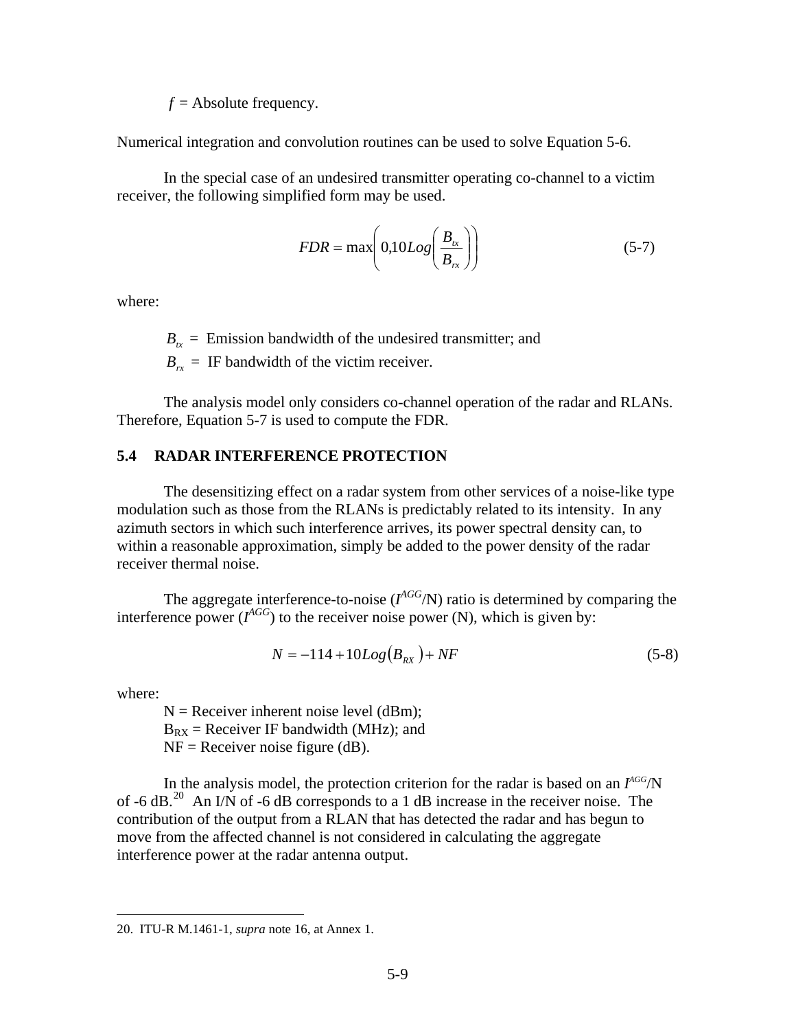$f$ = Absolute frequency.

Numerical integration and convolution routines can be used to solve Equation 5-6.

In the special case of an undesired transmitter operating co-channel to a victim receiver, the following simplified form may be used.

$$FDR = \max\left(0, 10Log\left(\frac{B_{tx}}{B_{rx}}\right)\right) \tag{5-7}$$

where:

$B_{tx}$ = Emission bandwidth of the undesired transmitter; and

$B_{rx}$ = IF bandwidth of the victim receiver.

The analysis model only considers co-channel operation of the radar and RLANs. Therefore, Equation 5-7 is used to compute the FDR.

### 5.4 RADAR INTERFERENCE PROTECTION

The desensitizing effect on a radar system from other services of a noise-like type modulation such as those from the RLANs is predictably related to its intensity. In any azimuth sectors in which such interference arrives, its power spectral density can, to within a reasonable approximation, simply be added to the power density of the radar receiver thermal noise.

The aggregate interference-to-noise ($I^{AGG}$/N) ratio is determined by comparing the interference power ($I^{AGG}$) to the receiver noise power (N), which is given by:

$$N = -114 + 10Log(B_{RX}) + NF \tag{5-8}$$

where:

N = Receiver inherent noise level (dBm);
$B_{RX}$ = Receiver IF bandwidth (MHz); and
NF = Receiver noise figure (dB).

In the analysis model, the protection criterion for the radar is based on an $I^{AGG}$/N of -6 dB.[20] An I/N of -6 dB corresponds to a 1 dB increase in the receiver noise. The contribution of the output from a RLAN that has detected the radar and has begun to move from the affected channel is not considered in calculating the aggregate interference power at the radar antenna output.

---

20. ITU-R M.1461-1, *supra* note 16, at Annex 1.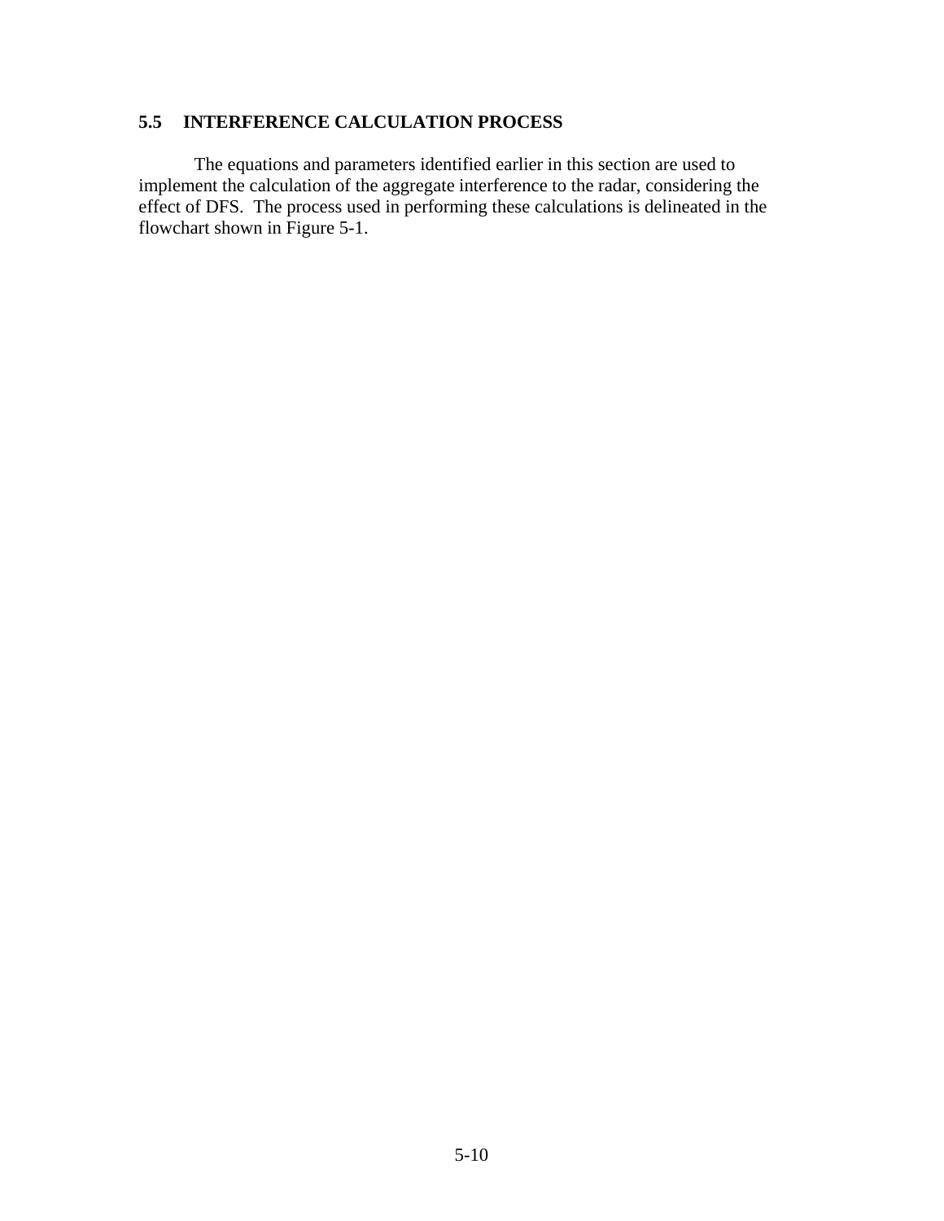## 5.5 INTERFERENCE CALCULATION PROCESS

The equations and parameters identified earlier in this section are used to implement the calculation of the aggregate interference to the radar, considering the effect of DFS. The process used in performing these calculations is delineated in the flowchart shown in Figure 5-1.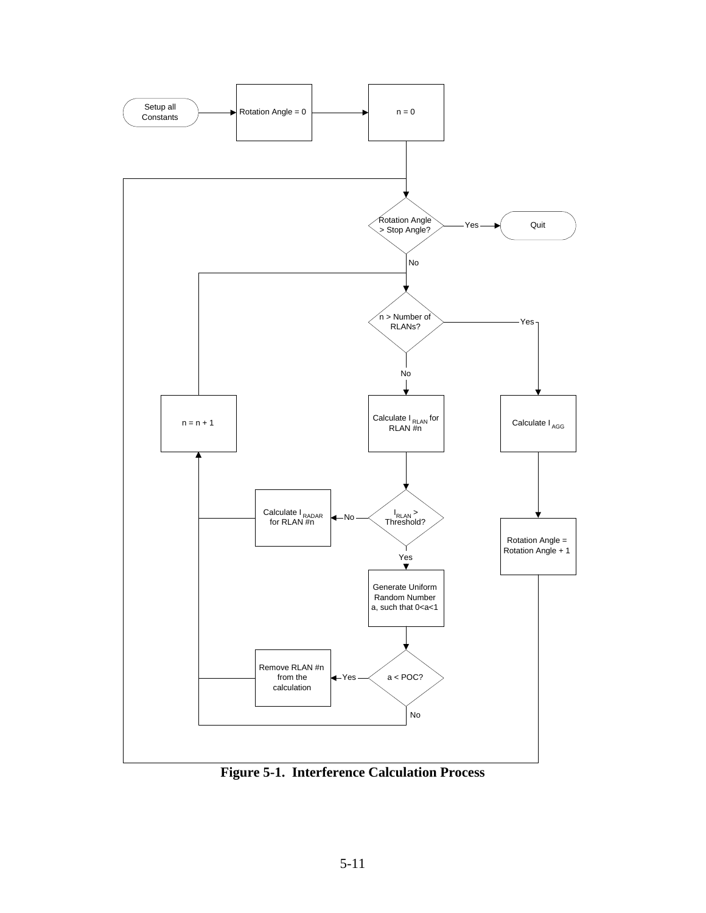Figure 5-1. Interference Calculation Process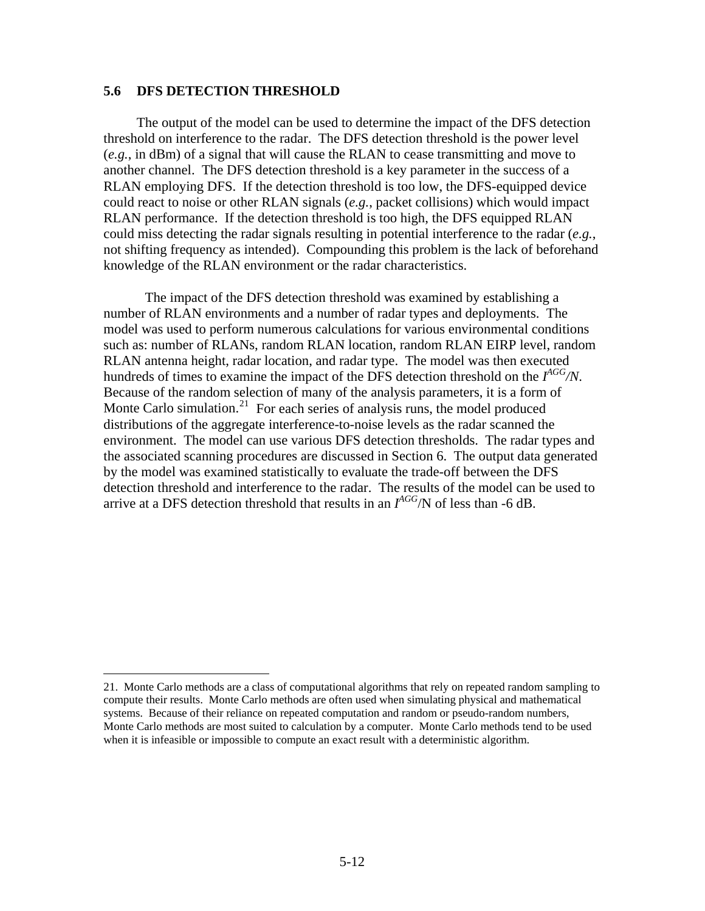### 5.6 DFS DETECTION THRESHOLD

The output of the model can be used to determine the impact of the DFS detection threshold on interference to the radar. The DFS detection threshold is the power level (*e.g.*, in dBm) of a signal that will cause the RLAN to cease transmitting and move to another channel. The DFS detection threshold is a key parameter in the success of a RLAN employing DFS. If the detection threshold is too low, the DFS-equipped device could react to noise or other RLAN signals (*e.g.*, packet collisions) which would impact RLAN performance. If the detection threshold is too high, the DFS equipped RLAN could miss detecting the radar signals resulting in potential interference to the radar (*e.g.*, not shifting frequency as intended). Compounding this problem is the lack of beforehand knowledge of the RLAN environment or the radar characteristics.

The impact of the DFS detection threshold was examined by establishing a number of RLAN environments and a number of radar types and deployments. The model was used to perform numerous calculations for various environmental conditions such as: number of RLANs, random RLAN location, random RLAN EIRP level, random RLAN antenna height, radar location, and radar type. The model was then executed hundreds of times to examine the impact of the DFS detection threshold on the $I^{AGG}/N$. Because of the random selection of many of the analysis parameters, it is a form of Monte Carlo simulation.[21] For each series of analysis runs, the model produced distributions of the aggregate interference-to-noise levels as the radar scanned the environment. The model can use various DFS detection thresholds. The radar types and the associated scanning procedures are discussed in Section 6. The output data generated by the model was examined statistically to evaluate the trade-off between the DFS detection threshold and interference to the radar. The results of the model can be used to arrive at a DFS detection threshold that results in an $I^{AGG}$/N of less than -6 dB.

---

21. Monte Carlo methods are a class of computational algorithms that rely on repeated random sampling to compute their results. Monte Carlo methods are often used when simulating physical and mathematical systems. Because of their reliance on repeated computation and random or pseudo-random numbers, Monte Carlo methods are most suited to calculation by a computer. Monte Carlo methods tend to be used when it is infeasible or impossible to compute an exact result with a deterministic algorithm.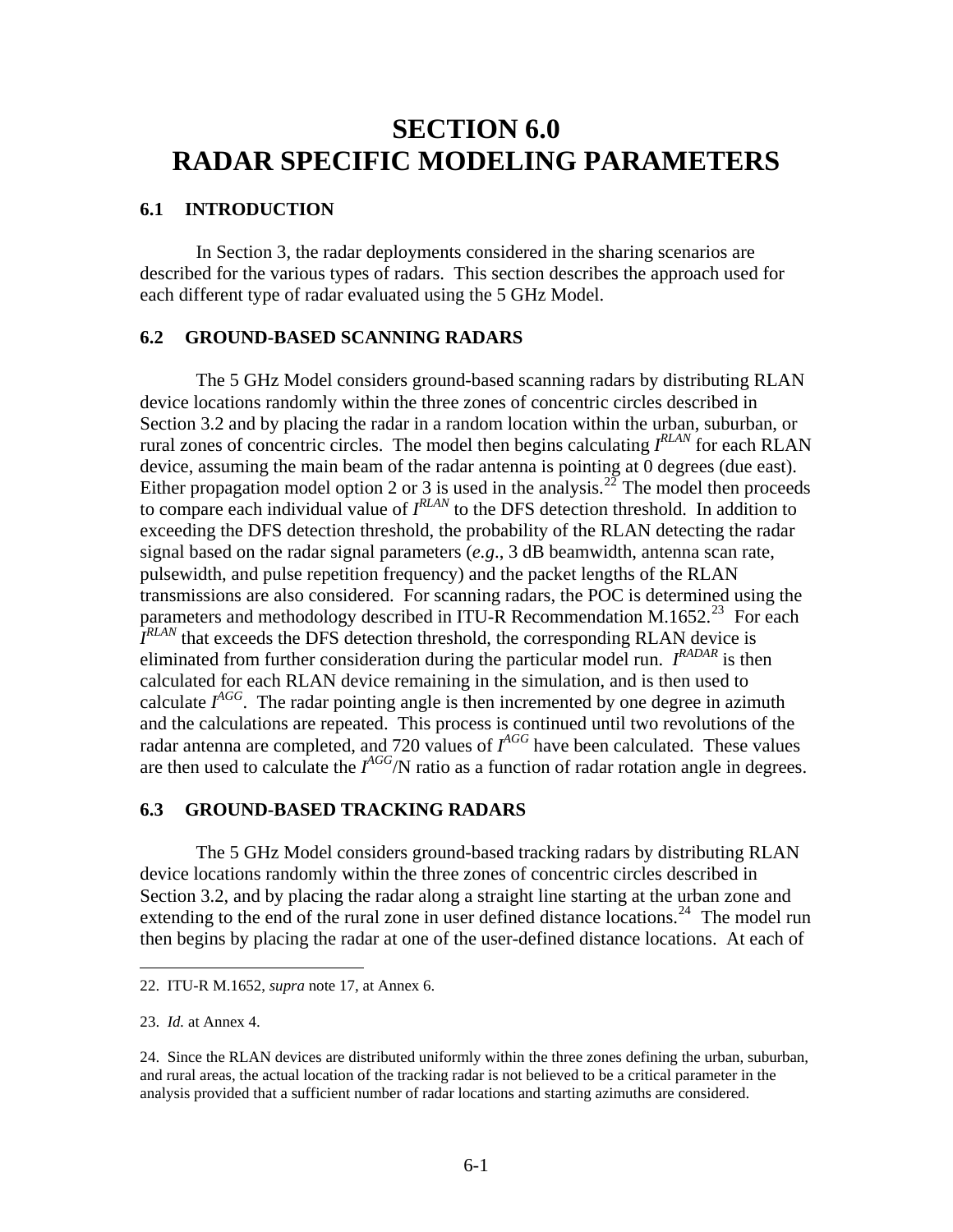# SECTION 6.0
# RADAR SPECIFIC MODELING PARAMETERS

## 6.1 INTRODUCTION

In Section 3, the radar deployments considered in the sharing scenarios are described for the various types of radars. This section describes the approach used for each different type of radar evaluated using the 5 GHz Model.

## 6.2 GROUND-BASED SCANNING RADARS

The 5 GHz Model considers ground-based scanning radars by distributing RLAN device locations randomly within the three zones of concentric circles described in Section 3.2 and by placing the radar in a random location within the urban, suburban, or rural zones of concentric circles. The model then begins calculating $I^{RLAN}$ for each RLAN device, assuming the main beam of the radar antenna is pointing at 0 degrees (due east). Either propagation model option 2 or 3 is used in the analysis.[22] The model then proceeds to compare each individual value of $I^{RLAN}$ to the DFS detection threshold. In addition to exceeding the DFS detection threshold, the probability of the RLAN detecting the radar signal based on the radar signal parameters (*e.g*., 3 dB beamwidth, antenna scan rate, pulsewidth, and pulse repetition frequency) and the packet lengths of the RLAN transmissions are also considered. For scanning radars, the POC is determined using the parameters and methodology described in ITU-R Recommendation M.1652.[23] For each $I^{RLAN}$ that exceeds the DFS detection threshold, the corresponding RLAN device is eliminated from further consideration during the particular model run. $I^{RADAR}$ is then calculated for each RLAN device remaining in the simulation, and is then used to calculate $I^{AGG}$. The radar pointing angle is then incremented by one degree in azimuth and the calculations are repeated. This process is continued until two revolutions of the radar antenna are completed, and 720 values of $I^{AGG}$ have been calculated. These values are then used to calculate the $I^{AGG}$/N ratio as a function of radar rotation angle in degrees.

## 6.3 GROUND-BASED TRACKING RADARS

The 5 GHz Model considers ground-based tracking radars by distributing RLAN device locations randomly within the three zones of concentric circles described in Section 3.2, and by placing the radar along a straight line starting at the urban zone and extending to the end of the rural zone in user defined distance locations.[24] The model run then begins by placing the radar at one of the user-defined distance locations. At each of

---

22. ITU-R M.1652, *supra* note 17, at Annex 6.

23. *Id.* at Annex 4.

24. Since the RLAN devices are distributed uniformly within the three zones defining the urban, suburban, and rural areas, the actual location of the tracking radar is not believed to be a critical parameter in the analysis provided that a sufficient number of radar locations and starting azimuths are considered.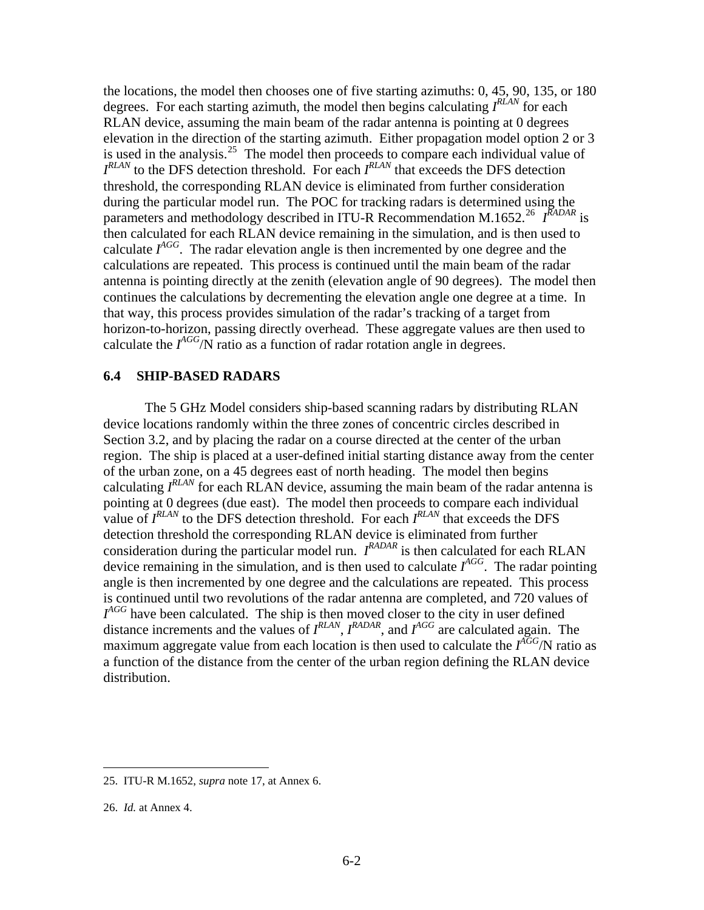the locations, the model then chooses one of five starting azimuths: 0, 45, 90, 135, or 180 degrees. For each starting azimuth, the model then begins calculating $I^{RLAN}$ for each RLAN device, assuming the main beam of the radar antenna is pointing at 0 degrees elevation in the direction of the starting azimuth. Either propagation model option 2 or 3 is used in the analysis.[25] The model then proceeds to compare each individual value of $I^{RLAN}$ to the DFS detection threshold. For each $I^{RLAN}$ that exceeds the DFS detection threshold, the corresponding RLAN device is eliminated from further consideration during the particular model run. The POC for tracking radars is determined using the parameters and methodology described in ITU-R Recommendation M.1652.[26] $I^{RADAR}$ is then calculated for each RLAN device remaining in the simulation, and is then used to calculate $I^{AGG}$. The radar elevation angle is then incremented by one degree and the calculations are repeated. This process is continued until the main beam of the radar antenna is pointing directly at the zenith (elevation angle of 90 degrees). The model then continues the calculations by decrementing the elevation angle one degree at a time. In that way, this process provides simulation of the radar's tracking of a target from horizon-to-horizon, passing directly overhead. These aggregate values are then used to calculate the $I^{AGG}/N$ ratio as a function of radar rotation angle in degrees.

## 6.4 SHIP-BASED RADARS

The 5 GHz Model considers ship-based scanning radars by distributing RLAN device locations randomly within the three zones of concentric circles described in Section 3.2, and by placing the radar on a course directed at the center of the urban region. The ship is placed at a user-defined initial starting distance away from the center of the urban zone, on a 45 degrees east of north heading. The model then begins calculating $I^{RLAN}$ for each RLAN device, assuming the main beam of the radar antenna is pointing at 0 degrees (due east). The model then proceeds to compare each individual value of $I^{RLAN}$ to the DFS detection threshold. For each $I^{RLAN}$ that exceeds the DFS detection threshold the corresponding RLAN device is eliminated from further consideration during the particular model run. $I^{RADAR}$ is then calculated for each RLAN device remaining in the simulation, and is then used to calculate $I^{AGG}$. The radar pointing angle is then incremented by one degree and the calculations are repeated. This process is continued until two revolutions of the radar antenna are completed, and 720 values of $I^{AGG}$ have been calculated. The ship is then moved closer to the city in user defined distance increments and the values of $I^{RLAN}$, $I^{RADAR}$, and $I^{AGG}$ are calculated again. The maximum aggregate value from each location is then used to calculate the $I^{AGG}/N$ ratio as a function of the distance from the center of the urban region defining the RLAN device distribution.

---

25. ITU-R M.1652, *supra* note 17, at Annex 6.

26. *Id.* at Annex 4.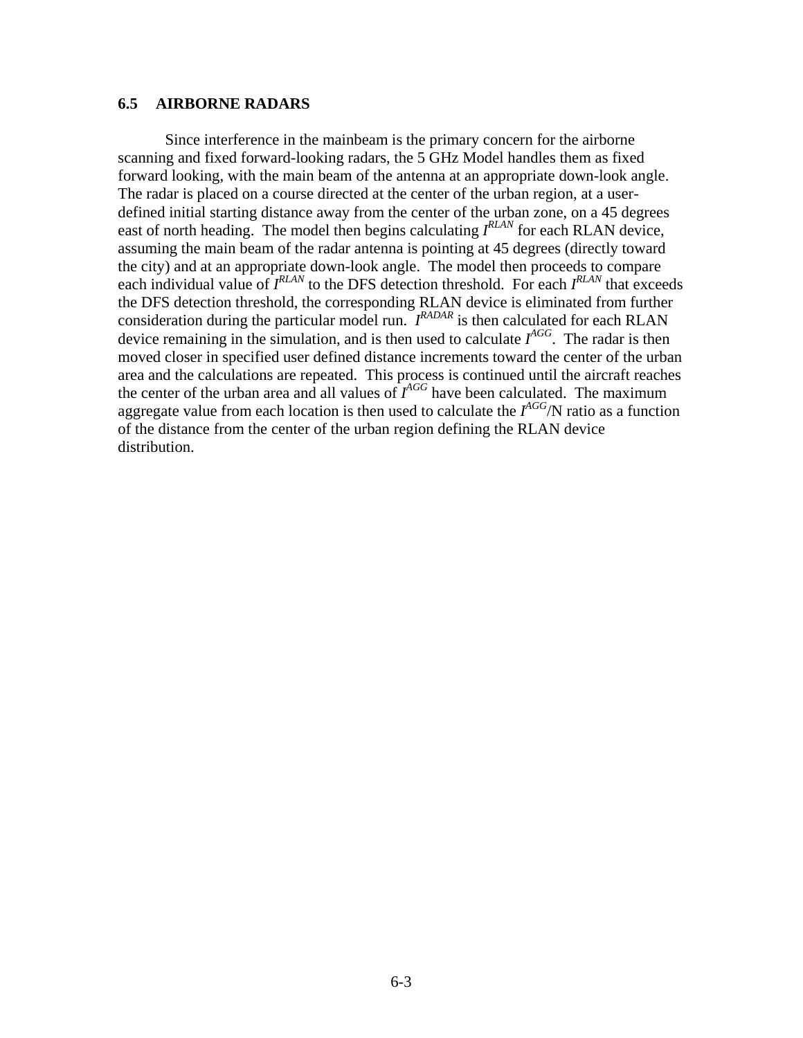## 6.5 AIRBORNE RADARS

Since interference in the mainbeam is the primary concern for the airborne scanning and fixed forward-looking radars, the 5 GHz Model handles them as fixed forward looking, with the main beam of the antenna at an appropriate down-look angle. The radar is placed on a course directed at the center of the urban region, at a user-defined initial starting distance away from the center of the urban zone, on a 45 degrees east of north heading. The model then begins calculating $I^{RLAN}$ for each RLAN device, assuming the main beam of the radar antenna is pointing at 45 degrees (directly toward the city) and at an appropriate down-look angle. The model then proceeds to compare each individual value of $I^{RLAN}$ to the DFS detection threshold. For each $I^{RLAN}$ that exceeds the DFS detection threshold, the corresponding RLAN device is eliminated from further consideration during the particular model run. $I^{RADAR}$ is then calculated for each RLAN device remaining in the simulation, and is then used to calculate $I^{AGG}$. The radar is then moved closer in specified user defined distance increments toward the center of the urban area and the calculations are repeated. This process is continued until the aircraft reaches the center of the urban area and all values of $I^{AGG}$ have been calculated. The maximum aggregate value from each location is then used to calculate the $I^{AGG}$/N ratio as a function of the distance from the center of the urban region defining the RLAN device distribution.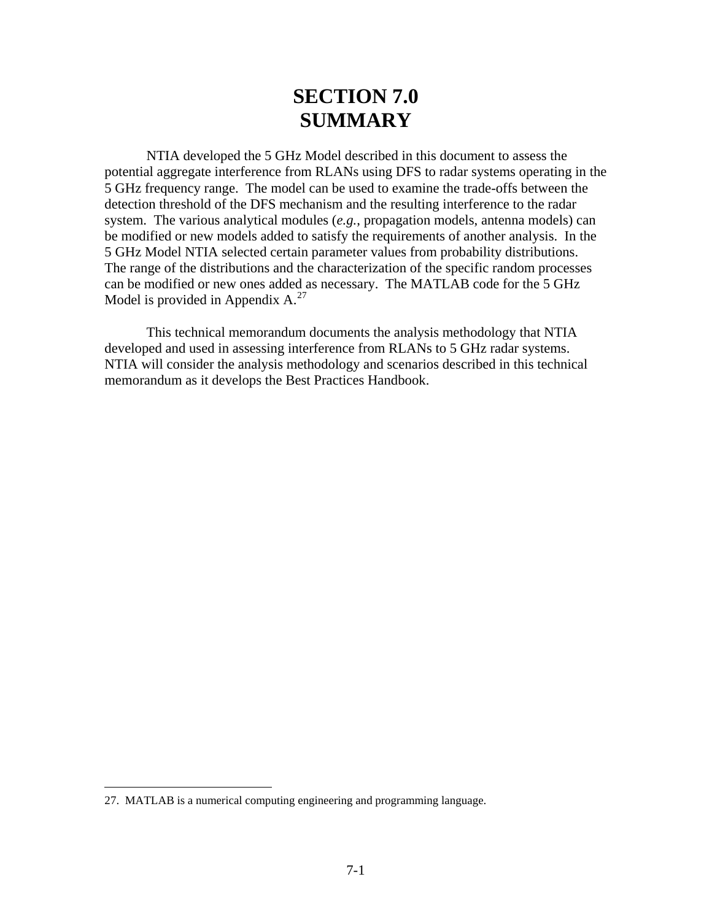# SECTION 7.0
# SUMMARY

NTIA developed the 5 GHz Model described in this document to assess the potential aggregate interference from RLANs using DFS to radar systems operating in the 5 GHz frequency range. The model can be used to examine the trade-offs between the detection threshold of the DFS mechanism and the resulting interference to the radar system. The various analytical modules (*e.g.*, propagation models, antenna models) can be modified or new models added to satisfy the requirements of another analysis. In the 5 GHz Model NTIA selected certain parameter values from probability distributions. The range of the distributions and the characterization of the specific random processes can be modified or new ones added as necessary. The MATLAB code for the 5 GHz Model is provided in Appendix A.[27]

This technical memorandum documents the analysis methodology that NTIA developed and used in assessing interference from RLANs to 5 GHz radar systems. NTIA will consider the analysis methodology and scenarios described in this technical memorandum as it develops the Best Practices Handbook.

---

27. MATLAB is a numerical computing engineering and programming language.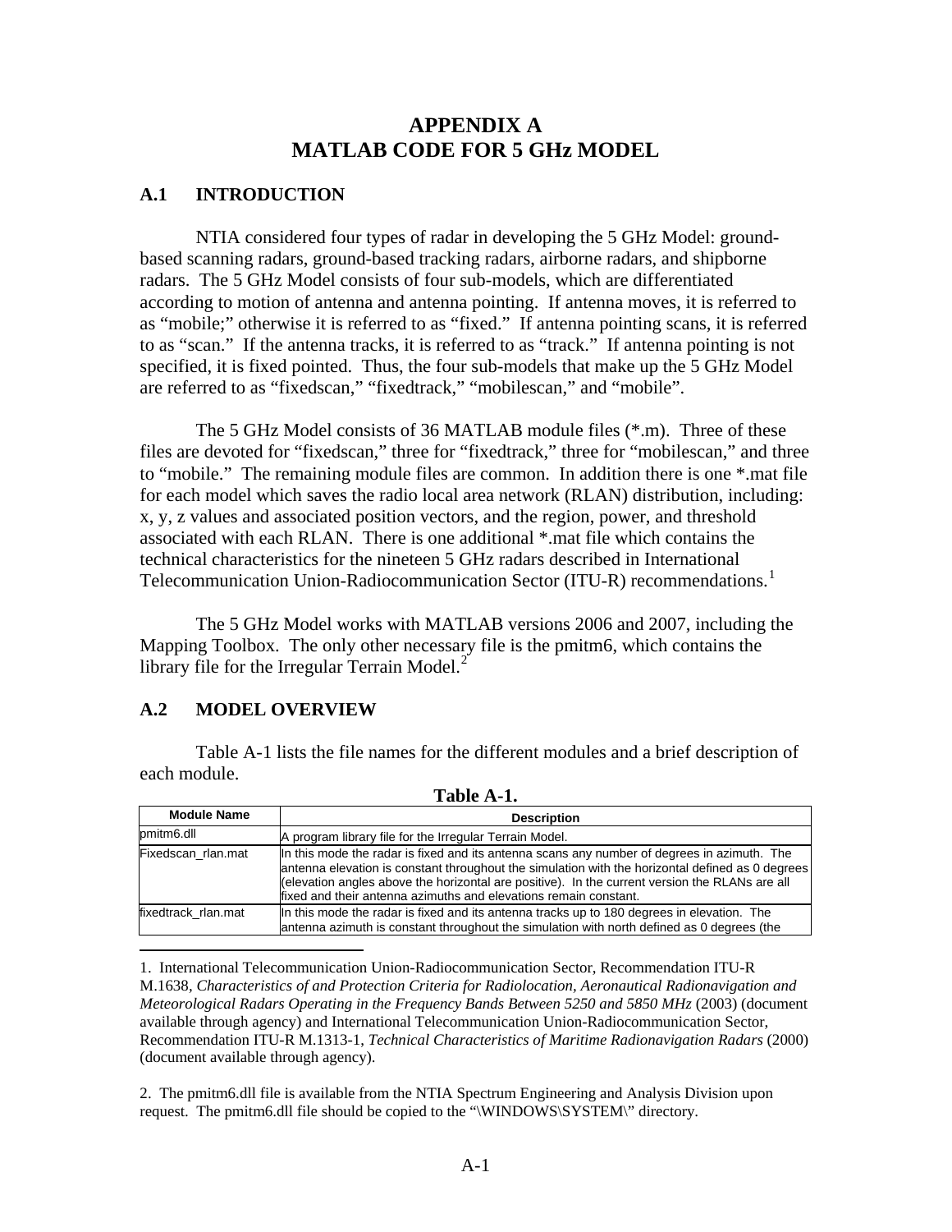# APPENDIX A
# MATLAB CODE FOR 5 GHz MODEL

## A.1 INTRODUCTION

NTIA considered four types of radar in developing the 5 GHz Model: ground-based scanning radars, ground-based tracking radars, airborne radars, and shipborne radars. The 5 GHz Model consists of four sub-models, which are differentiated according to motion of antenna and antenna pointing. If antenna moves, it is referred to as "mobile;" otherwise it is referred to as "fixed." If antenna pointing scans, it is referred to as "scan." If the antenna tracks, it is referred to as "track." If antenna pointing is not specified, it is fixed pointed. Thus, the four sub-models that make up the 5 GHz Model are referred to as "fixedscan," "fixedtrack," "mobilescan," and "mobile".

The 5 GHz Model consists of 36 MATLAB module files (*.m). Three of these files are devoted for "fixedscan," three for "fixedtrack," three for "mobilescan," and three to "mobile." The remaining module files are common. In addition there is one *.mat file for each model which saves the radio local area network (RLAN) distribution, including: x, y, z values and associated position vectors, and the region, power, and threshold associated with each RLAN. There is one additional *.mat file which contains the technical characteristics for the nineteen 5 GHz radars described in International Telecommunication Union-Radiocommunication Sector (ITU-R) recommendations.[1]

The 5 GHz Model works with MATLAB versions 2006 and 2007, including the Mapping Toolbox. The only other necessary file is the pmitm6, which contains the library file for the Irregular Terrain Model.[2]

## A.2 MODEL OVERVIEW

Table A-1 lists the file names for the different modules and a brief description of each module.

**Table A-1.**

| Module Name | Description |
|---|---|
| pmitm6.dll | A program library file for the Irregular Terrain Model. |
| Fixedscan_rlan.mat | In this mode the radar is fixed and its antenna scans any number of degrees in azimuth. The antenna elevation is constant throughout the simulation with the horizontal defined as 0 degrees (elevation angles above the horizontal are positive). In the current version the RLANs are all fixed and their antenna azimuths and elevations remain constant. |
| fixedtrack_rlan.mat | In this mode the radar is fixed and its antenna tracks up to 180 degrees in elevation. The antenna azimuth is constant throughout the simulation with north defined as 0 degrees (the |

---

1. International Telecommunication Union-Radiocommunication Sector, Recommendation ITU-R M.1638, *Characteristics of and Protection Criteria for Radiolocation, Aeronautical Radionavigation and Meteorological Radars Operating in the Frequency Bands Between 5250 and 5850 MHz* (2003) (document available through agency) and International Telecommunication Union-Radiocommunication Sector, Recommendation ITU-R M.1313-1, *Technical Characteristics of Maritime Radionavigation Radars* (2000) (document available through agency).

2. The pmitm6.dll file is available from the NTIA Spectrum Engineering and Analysis Division upon request. The pmitm6.dll file should be copied to the "\WINDOWS\SYSTEM\" directory.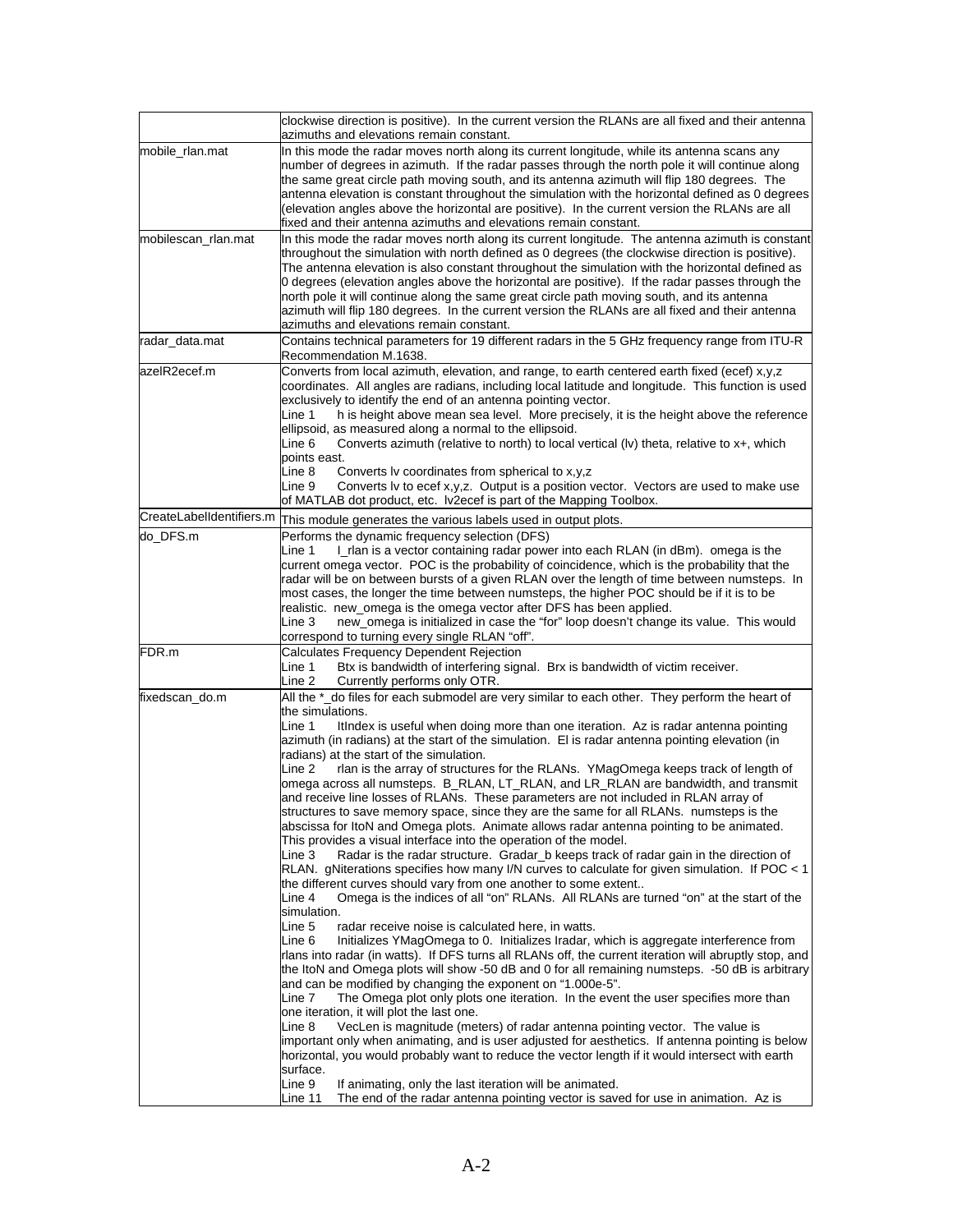| | |
|---|---|
| | clockwise direction is positive). In the current version the RLANs are all fixed and their antenna azimuths and elevations remain constant. |
| mobile_rlan.mat | In this mode the radar moves north along its current longitude, while its antenna scans any number of degrees in azimuth. If the radar passes through the north pole it will continue along the same great circle path moving south, and its antenna azimuth will flip 180 degrees. The antenna elevation is constant throughout the simulation with the horizontal defined as 0 degrees (elevation angles above the horizontal are positive). In the current version the RLANs are all fixed and their antenna azimuths and elevations remain constant. |
| mobilescan_rlan.mat | In this mode the radar moves north along its current longitude. The antenna azimuth is constant throughout the simulation with north defined as 0 degrees (the clockwise direction is positive). The antenna elevation is also constant throughout the simulation with the horizontal defined as 0 degrees (elevation angles above the horizontal are positive). If the radar passes through the north pole it will continue along the same great circle path moving south, and its antenna azimuth will flip 180 degrees. In the current version the RLANs are all fixed and their antenna azimuths and elevations remain constant. |
| radar_data.mat | Contains technical parameters for 19 different radars in the 5 GHz frequency range from ITU-R Recommendation M.1638. |
| azelR2ecef.m | Converts from local azimuth, elevation, and range, to earth centered earth fixed (ecef) x,y,z coordinates. All angles are radians, including local latitude and longitude. This function is used exclusively to identify the end of an antenna pointing vector.<br>Line 1 h is height above mean sea level. More precisely, it is the height above the reference ellipsoid, as measured along a normal to the ellipsoid.<br>Line 6 Converts azimuth (relative to north) to local vertical (lv) theta, relative to x+, which points east.<br>Line 8 Converts lv coordinates from spherical to x,y,z<br>Line 9 Converts lv to ecef x,y,z. Output is a position vector. Vectors are used to make use of MATLAB dot product, etc. lv2ecef is part of the Mapping Toolbox. |
| CreateLabelIdentifiers.m | This module generates the various labels used in output plots. |
| do_DFS.m | Performs the dynamic frequency selection (DFS)<br>Line 1 I_rlan is a vector containing radar power into each RLAN (in dBm). omega is the current omega vector. POC is the probability of coincidence, which is the probability that the radar will be on between bursts of a given RLAN over the length of time between numsteps. In most cases, the longer the time between numsteps, the higher POC should be if it is to be realistic. new_omega is the omega vector after DFS has been applied.<br>Line 3 new_omega is initialized in case the "for" loop doesn't change its value. This would correspond to turning every single RLAN "off". |
| FDR.m | Calculates Frequency Dependent Rejection<br>Line 1 Btx is bandwidth of interfering signal. Brx is bandwidth of victim receiver.<br>Line 2 Currently performs only OTR. |
| fixedscan_do.m | All the *_do files for each submodel are very similar to each other. They perform the heart of the simulations.<br>Line 1 ItIndex is useful when doing more than one iteration. Az is radar antenna pointing azimuth (in radians) at the start of the simulation. El is radar antenna pointing elevation (in radians) at the start of the simulation.<br>Line 2 rlan is the array of structures for the RLANs. YMagOmega keeps track of length of omega across all numsteps. B_RLAN, LT_RLAN, and LR_RLAN are bandwidth, and transmit and receive line losses of RLANs. These parameters are not included in RLAN array of structures to save memory space, since they are the same for all RLANs. numsteps is the abscissa for ItoN and Omega plots. Animate allows radar antenna pointing to be animated. This provides a visual interface into the operation of the model.<br>Line 3 Radar is the radar structure. Gradar_b keeps track of radar gain in the direction of RLAN. gNiterations specifies how many I/N curves to calculate for given simulation. If POC < 1 the different curves should vary from one another to some extent..<br>Line 4 Omega is the indices of all "on" RLANs. All RLANs are turned "on" at the start of the simulation.<br>Line 5 radar receive noise is calculated here, in watts.<br>Line 6 Initializes YMagOmega to 0. Initializes Iradar, which is aggregate interference from rlans into radar (in watts). If DFS turns all RLANs off, the current iteration will abruptly stop, and the ItoN and Omega plots will show -50 dB and 0 for all remaining numsteps. -50 dB is arbitrary and can be modified by changing the exponent on "1.000e-5".<br>Line 7 The Omega plot only plots one iteration. In the event the user specifies more than one iteration, it will plot the last one.<br>Line 8 VecLen is magnitude (meters) of radar antenna pointing vector. The value is important only when animating, and is user adjusted for aesthetics. If antenna pointing is below horizontal, you would probably want to reduce the vector length if it would intersect with earth surface.<br>Line 9 If animating, only the last iteration will be animated.<br>Line 11 The end of the radar antenna pointing vector is saved for use in animation. Az is |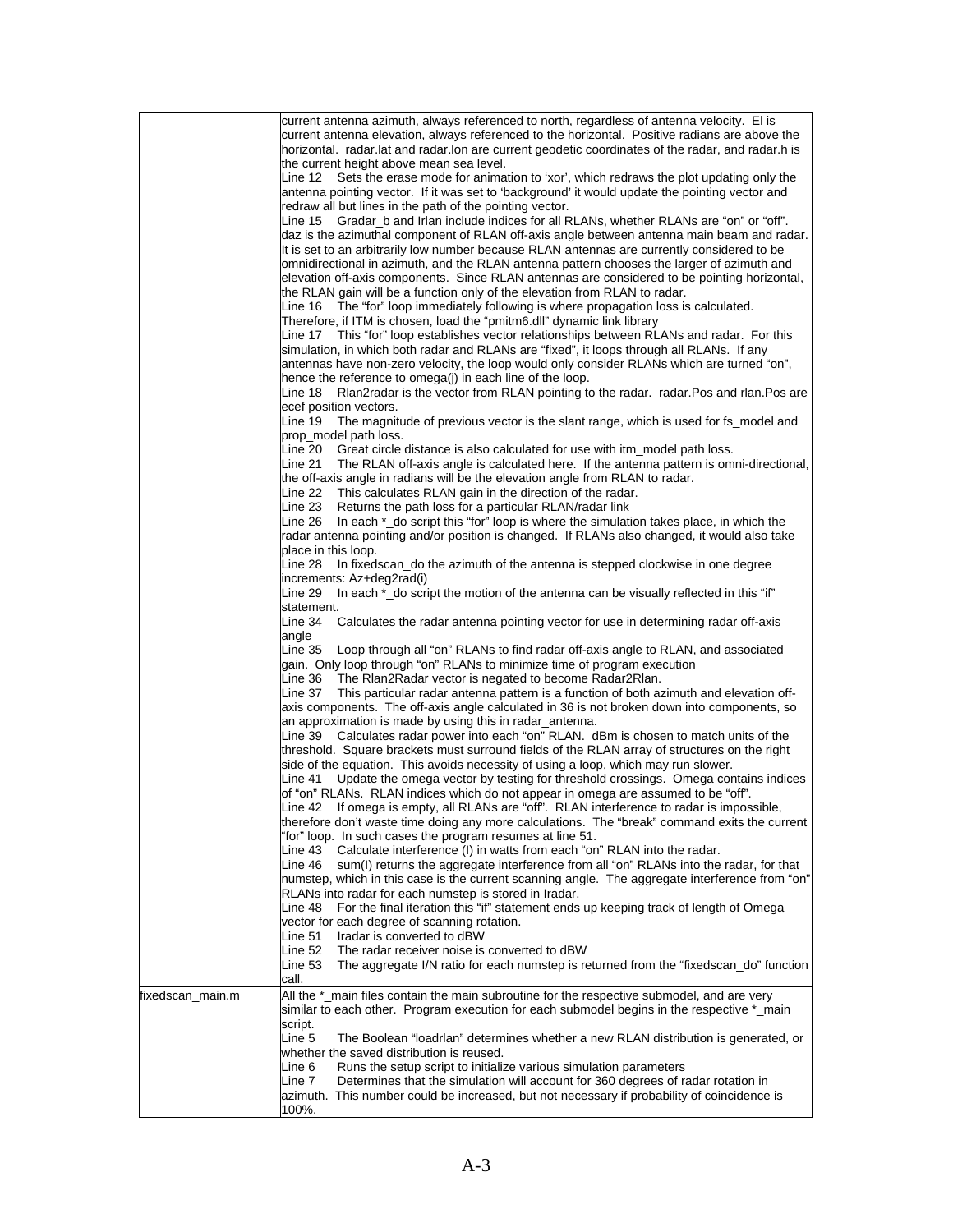| | |
|---|---|
| | current antenna azimuth, always referenced to north, regardless of antenna velocity. El is current antenna elevation, always referenced to the horizontal. Positive radians are above the horizontal. radar.lat and radar.lon are current geodetic coordinates of the radar, and radar.h is the current height above mean sea level.<br>Line 12 Sets the erase mode for animation to 'xor', which redraws the plot updating only the antenna pointing vector. If it was set to 'background' it would update the pointing vector and redraw all but lines in the path of the pointing vector.<br>Line 15 Gradar_b and Irlan include indices for all RLANs, whether RLANs are "on" or "off". daz is the azimuthal component of RLAN off-axis angle between antenna main beam and radar. It is set to an arbitrarily low number because RLAN antennas are currently considered to be omnidirectional in azimuth, and the RLAN antenna pattern chooses the larger of azimuth and elevation off-axis components. Since RLAN antennas are considered to be pointing horizontal, the RLAN gain will be a function only of the elevation from RLAN to radar.<br>Line 16 The "for" loop immediately following is where propagation loss is calculated. Therefore, if ITM is chosen, load the "pmitm6.dll" dynamic link library<br>Line 17 This "for" loop establishes vector relationships between RLANs and radar. For this simulation, in which both radar and RLANs are "fixed", it loops through all RLANs. If any antennas have non-zero velocity, the loop would only consider RLANs which are turned "on", hence the reference to omega(j) in each line of the loop.<br>Line 18 Rlan2radar is the vector from RLAN pointing to the radar. radar.Pos and rlan.Pos are ecef position vectors.<br>Line 19 The magnitude of previous vector is the slant range, which is used for fs_model and prop_model path loss.<br>Line 20 Great circle distance is also calculated for use with itm_model path loss.<br>Line 21 The RLAN off-axis angle is calculated here. If the antenna pattern is omni-directional, the off-axis angle in radians will be the elevation angle from RLAN to radar.<br>Line 22 This calculates RLAN gain in the direction of the radar.<br>Line 23 Returns the path loss for a particular RLAN/radar link<br>Line 26 In each *_do script this "for" loop is where the simulation takes place, in which the radar antenna pointing and/or position is changed. If RLANs also changed, it would also take place in this loop.<br>Line 28 In fixedscan_do the azimuth of the antenna is stepped clockwise in one degree increments: Az+deg2rad(i)<br>Line 29 In each *_do script the motion of the antenna can be visually reflected in this "if" statement.<br>Line 34 Calculates the radar antenna pointing vector for use in determining radar off-axis angle<br>Line 35 Loop through all "on" RLANs to find radar off-axis angle to RLAN, and associated gain. Only loop through "on" RLANs to minimize time of program execution<br>Line 36 The Rlan2Radar vector is negated to become Radar2Rlan.<br>Line 37 This particular radar antenna pattern is a function of both azimuth and elevation off-axis components. The off-axis angle calculated in 36 is not broken down into components, so an approximation is made by using this in radar_antenna.<br>Line 39 Calculates radar power into each "on" RLAN. dBm is chosen to match units of the threshold. Square brackets must surround fields of the RLAN array of structures on the right side of the equation. This avoids necessity of using a loop, which may run slower.<br>Line 41 Update the omega vector by testing for threshold crossings. Omega contains indices of "on" RLANs. RLAN indices which do not appear in omega are assumed to be "off".<br>Line 42 If omega is empty, all RLANs are "off". RLAN interference to radar is impossible, therefore don't waste time doing any more calculations. The "break" command exits the current "for" loop. In such cases the program resumes at line 51.<br>Line 43 Calculate interference (I) in watts from each "on" RLAN into the radar.<br>Line 46 sum(I) returns the aggregate interference from all "on" RLANs into the radar, for that numstep, which in this case is the current scanning angle. The aggregate interference from "on" RLANs into radar for each numstep is stored in Iradar.<br>Line 48 For the final iteration this "if" statement ends up keeping track of length of Omega vector for each degree of scanning rotation.<br>Line 51 Iradar is converted to dBW<br>Line 52 The radar receiver noise is converted to dBW<br>Line 53 The aggregate I/N ratio for each numstep is returned from the "fixedscan_do" function call. |
| fixedscan_main.m | All the *_main files contain the main subroutine for the respective submodel, and are very similar to each other. Program execution for each submodel begins in the respective *_main script.<br>Line 5 The Boolean "loadrlan" determines whether a new RLAN distribution is generated, or whether the saved distribution is reused.<br>Line 6 Runs the setup script to initialize various simulation parameters<br>Line 7 Determines that the simulation will account for 360 degrees of radar rotation in azimuth. This number could be increased, but not necessary if probability of coincidence is 100%. |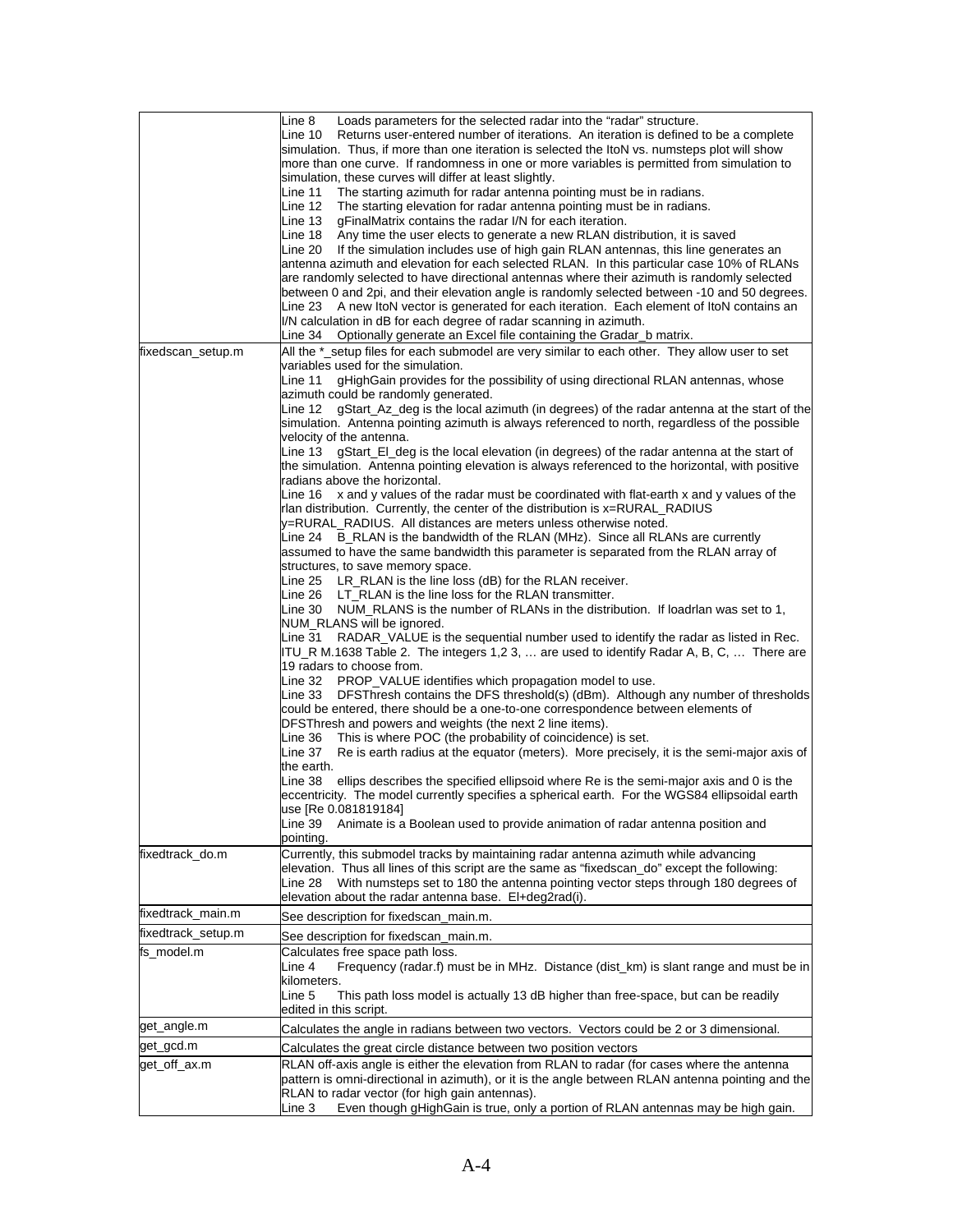| | |
|---|---|
| | Line 8 Loads parameters for the selected radar into the “radar” structure.<br>Line 10 Returns user-entered number of iterations. An iteration is defined to be a complete simulation. Thus, if more than one iteration is selected the ItoN vs. numsteps plot will show more than one curve. If randomness in one or more variables is permitted from simulation to simulation, these curves will differ at least slightly.<br>Line 11 The starting azimuth for radar antenna pointing must be in radians.<br>Line 12 The starting elevation for radar antenna pointing must be in radians.<br>Line 13 gFinalMatrix contains the radar I/N for each iteration.<br>Line 18 Any time the user elects to generate a new RLAN distribution, it is saved<br>Line 20 If the simulation includes use of high gain RLAN antennas, this line generates an antenna azimuth and elevation for each selected RLAN. In this particular case 10% of RLANs are randomly selected to have directional antennas where their azimuth is randomly selected between 0 and 2pi, and their elevation angle is randomly selected between -10 and 50 degrees.<br>Line 23 A new ItoN vector is generated for each iteration. Each element of ItoN contains an I/N calculation in dB for each degree of radar scanning in azimuth.<br>Line 34 Optionally generate an Excel file containing the Gradar_b matrix. |
| fixedscan_setup.m | All the *_setup files for each submodel are very similar to each other. They allow user to set variables used for the simulation.<br>Line 11 gHighGain provides for the possibility of using directional RLAN antennas, whose azimuth could be randomly generated.<br>Line 12 gStart_Az_deg is the local azimuth (in degrees) of the radar antenna at the start of the simulation. Antenna pointing azimuth is always referenced to north, regardless of the possible velocity of the antenna.<br>Line 13 gStart_El_deg is the local elevation (in degrees) of the radar antenna at the start of the simulation. Antenna pointing elevation is always referenced to the horizontal, with positive radians above the horizontal.<br>Line 16 x and y values of the radar must be coordinated with flat-earth x and y values of the rlan distribution. Currently, the center of the distribution is x=RURAL_RADIUS y=RURAL_RADIUS. All distances are meters unless otherwise noted.<br>Line 24 B_RLAN is the bandwidth of the RLAN (MHz). Since all RLANs are currently assumed to have the same bandwidth this parameter is separated from the RLAN array of structures, to save memory space.<br>Line 25 LR_RLAN is the line loss (dB) for the RLAN receiver.<br>Line 26 LT_RLAN is the line loss for the RLAN transmitter.<br>Line 30 NUM_RLANS is the number of RLANs in the distribution. If loadrlan was set to 1, NUM_RLANS will be ignored.<br>Line 31 RADAR_VALUE is the sequential number used to identify the radar as listed in Rec. ITU_R M.1638 Table 2. The integers 1,2 3, … are used to identify Radar A, B, C, … There are 19 radars to choose from.<br>Line 32 PROP_VALUE identifies which propagation model to use.<br>Line 33 DFSThresh contains the DFS threshold(s) (dBm). Although any number of thresholds could be entered, there should be a one-to-one correspondence between elements of DFSThresh and powers and weights (the next 2 line items).<br>Line 36 This is where POC (the probability of coincidence) is set.<br>Line 37 Re is earth radius at the equator (meters). More precisely, it is the semi-major axis of the earth.<br>Line 38 ellips describes the specified ellipsoid where Re is the semi-major axis and 0 is the eccentricity. The model currently specifies a spherical earth. For the WGS84 ellipsoidal earth use [Re 0.081819184]<br>Line 39 Animate is a Boolean used to provide animation of radar antenna position and pointing. |
| fixedtrack_do.m | Currently, this submodel tracks by maintaining radar antenna azimuth while advancing elevation. Thus all lines of this script are the same as “fixedscan_do” except the following:<br>Line 28 With numsteps set to 180 the antenna pointing vector steps through 180 degrees of elevation about the radar antenna base. El+deg2rad(i). |
| fixedtrack_main.m | See description for fixedscan_main.m. |
| fixedtrack_setup.m | See description for fixedscan_main.m. |
| fs_model.m | Calculates free space path loss.<br>Line 4 Frequency (radar.f) must be in MHz. Distance (dist_km) is slant range and must be in kilometers.<br>Line 5 This path loss model is actually 13 dB higher than free-space, but can be readily edited in this script. |
| get_angle.m | Calculates the angle in radians between two vectors. Vectors could be 2 or 3 dimensional. |
| get_gcd.m | Calculates the great circle distance between two position vectors |
| get_off_ax.m | RLAN off-axis angle is either the elevation from RLAN to radar (for cases where the antenna pattern is omni-directional in azimuth), or it is the angle between RLAN antenna pointing and the RLAN to radar vector (for high gain antennas).<br>Line 3 Even though gHighGain is true, only a portion of RLAN antennas may be high gain. |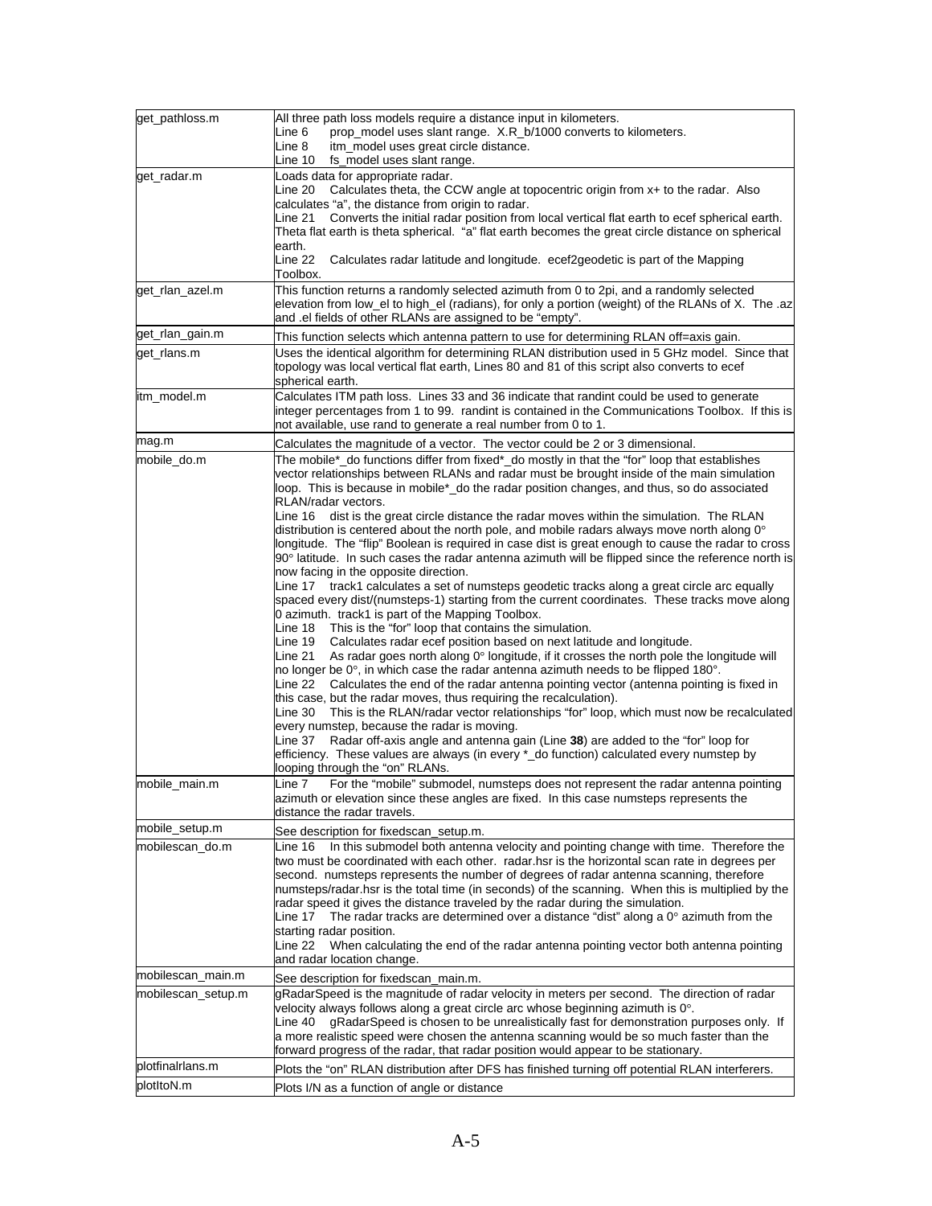| | |
|---|---|
| get_pathloss.m | All three path loss models require a distance input in kilometers.<br>Line 6 prop_model uses slant range. X.R_b/1000 converts to kilometers.<br>Line 8 itm_model uses great circle distance.<br>Line 10 fs_model uses slant range. |
| get_radar.m | Loads data for appropriate radar.<br>Line 20 Calculates theta, the CCW angle at topocentric origin from x+ to the radar. Also calculates "a", the distance from origin to radar.<br>Line 21 Converts the initial radar position from local vertical flat earth to ecef spherical earth. Theta flat earth is theta spherical. "a" flat earth becomes the great circle distance on spherical earth.<br>Line 22 Calculates radar latitude and longitude. ecef2geodetic is part of the Mapping Toolbox. |
| get_rlan_azel.m | This function returns a randomly selected azimuth from 0 to 2pi, and a randomly selected elevation from low_el to high_el (radians), for only a portion (weight) of the RLANs of X. The .az and .el fields of other RLANs are assigned to be "empty". |
| get_rlan_gain.m | This function selects which antenna pattern to use for determining RLAN off=axis gain. |
| get_rlans.m | Uses the identical algorithm for determining RLAN distribution used in 5 GHz model. Since that topology was local vertical flat earth, Lines 80 and 81 of this script also converts to ecef spherical earth. |
| itm_model.m | Calculates ITM path loss. Lines 33 and 36 indicate that randint could be used to generate integer percentages from 1 to 99. randint is contained in the Communications Toolbox. If this is not available, use rand to generate a real number from 0 to 1. |
| mag.m | Calculates the magnitude of a vector. The vector could be 2 or 3 dimensional. |
| mobile_do.m | The mobile*_do functions differ from fixed*_do mostly in that the "for" loop that establishes vector relationships between RLANs and radar must be brought inside of the main simulation loop. This is because in mobile*_do the radar position changes, and thus, so do associated RLAN/radar vectors.<br>Line 16 dist is the great circle distance the radar moves within the simulation. The RLAN distribution is centered about the north pole, and mobile radars always move north along 0° longitude. The "flip" Boolean is required in case dist is great enough to cause the radar to cross 90° latitude. In such cases the radar antenna azimuth will be flipped since the reference north is now facing in the opposite direction.<br>Line 17 track1 calculates a set of numsteps geodetic tracks along a great circle arc equally spaced every dist/(numsteps-1) starting from the current coordinates. These tracks move along 0 azimuth. track1 is part of the Mapping Toolbox.<br>Line 18 This is the "for" loop that contains the simulation.<br>Line 19 Calculates radar ecef position based on next latitude and longitude.<br>Line 21 As radar goes north along 0° longitude, if it crosses the north pole the longitude will no longer be 0°, in which case the radar antenna azimuth needs to be flipped 180°.<br>Line 22 Calculates the end of the radar antenna pointing vector (antenna pointing is fixed in this case, but the radar moves, thus requiring the recalculation).<br>Line 30 This is the RLAN/radar vector relationships "for" loop, which must now be recalculated every numstep, because the radar is moving.<br>Line 37 Radar off-axis angle and antenna gain (Line **38**) are added to the "for" loop for efficiency. These values are always (in every *_do function) calculated every numstep by looping through the "on" RLANs. |
| mobile_main.m | Line 7 For the "mobile" submodel, numsteps does not represent the radar antenna pointing azimuth or elevation since these angles are fixed. In this case numsteps represents the distance the radar travels. |
| mobile_setup.m | See description for fixedscan_setup.m. |
| mobilescan_do.m | Line 16 In this submodel both antenna velocity and pointing change with time. Therefore the two must be coordinated with each other. radar.hsr is the horizontal scan rate in degrees per second. numsteps represents the number of degrees of radar antenna scanning, therefore numsteps/radar.hsr is the total time (in seconds) of the scanning. When this is multiplied by the radar speed it gives the distance traveled by the radar during the simulation.<br>Line 17 The radar tracks are determined over a distance "dist" along a 0° azimuth from the starting radar position.<br>Line 22 When calculating the end of the radar antenna pointing vector both antenna pointing and radar location change. |
| mobilescan_main.m | See description for fixedscan_main.m. |
| mobilescan_setup.m | gRadarSpeed is the magnitude of radar velocity in meters per second. The direction of radar velocity always follows along a great circle arc whose beginning azimuth is 0°.<br>Line 40 gRadarSpeed is chosen to be unrealistically fast for demonstration purposes only. If a more realistic speed were chosen the antenna scanning would be so much faster than the forward progress of the radar, that radar position would appear to be stationary. |
| plotfinalrlans.m | Plots the "on" RLAN distribution after DFS has finished turning off potential RLAN interferers. |
| plotItoN.m | Plots I/N as a function of angle or distance |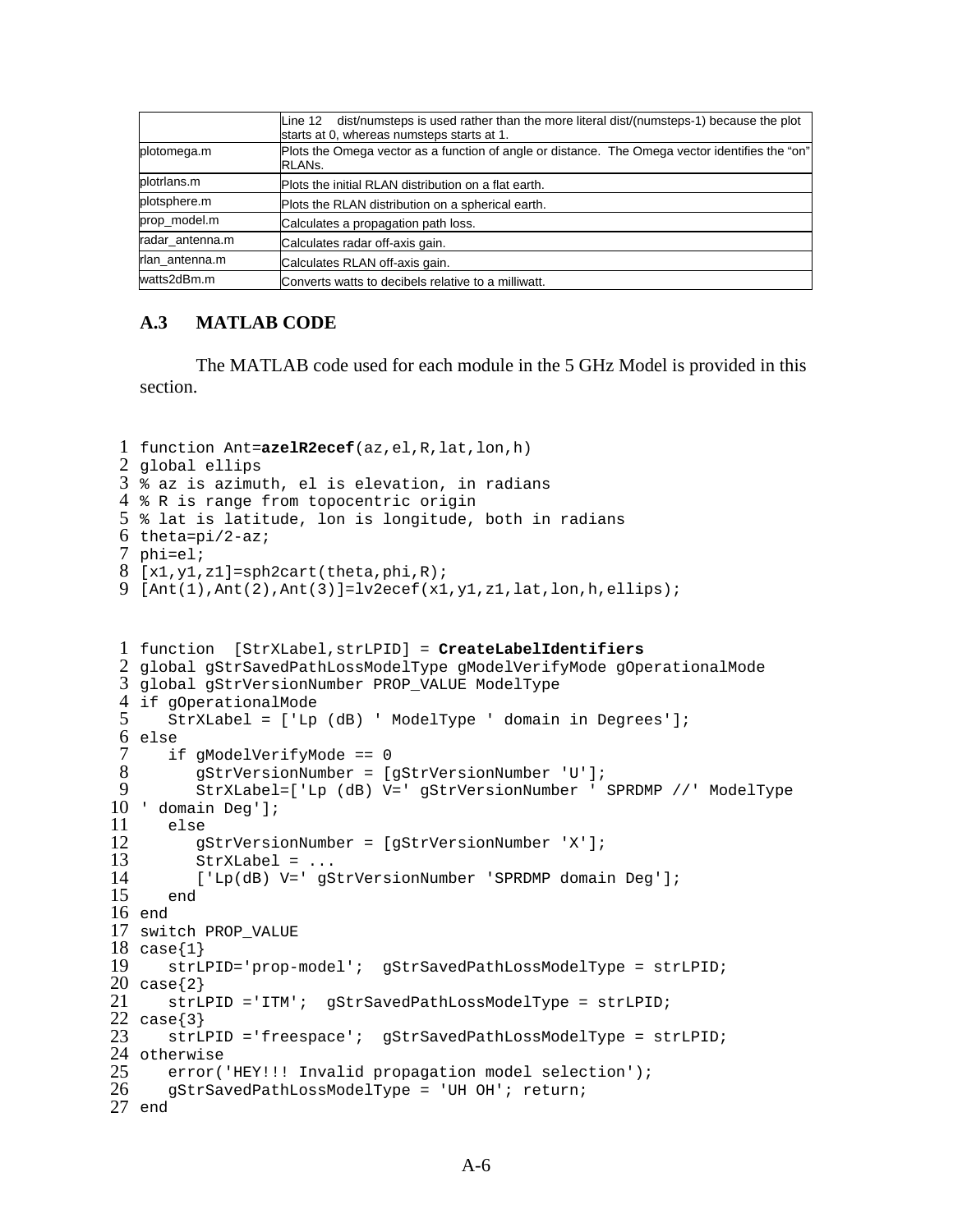|  | Line 12 dist/numsteps is used rather than the more literal dist/(numsteps-1) because the plot starts at 0, whereas numsteps starts at 1. |
| --- | --- |
| plotomega.m | Plots the Omega vector as a function of angle or distance. The Omega vector identifies the “on” RLANs. |
| plotrlans.m | Plots the initial RLAN distribution on a flat earth. |
| plotsphere.m | Plots the RLAN distribution on a spherical earth. |
| prop_model.m | Calculates a propagation path loss. |
| radar_antenna.m | Calculates radar off-axis gain. |
| rlan_antenna.m | Calculates RLAN off-axis gain. |
| watts2dBm.m | Converts watts to decibels relative to a milliwatt. |

## A.3 MATLAB CODE

The MATLAB code used for each module in the 5 GHz Model is provided in this section.

```
1  function Ant=azelR2ecef(az,el,R,lat,lon,h)
2  global ellips
3  % az is azimuth, el is elevation, in radians
4  % R is range from topocentric origin
5  % lat is latitude, lon is longitude, both in radians
6  theta=pi/2-az;
7  phi=el;
8  [x1,y1,z1]=sph2cart(theta,phi,R);
9  [Ant(1),Ant(2),Ant(3)]=lv2ecef(x1,y1,z1,lat,lon,h,ellips);
```

```
1  function  [StrXLabel,strLPID] = CreateLabelIdentifiers
2  global gStrSavedPathLossModelType gModelVerifyMode gOperationalMode
3  global gStrVersionNumber PROP_VALUE ModelType
4  if gOperationalMode
5     StrXLabel = ['Lp (dB) ' ModelType ' domain in Degrees'];
6  else
7     if gModelVerifyMode == 0
8        gStrVersionNumber = [gStrVersionNumber 'U'];
9        StrXLabel=['Lp (dB) V=' gStrVersionNumber ' SPRDMP //' ModelType
10 ' domain Deg'];
11    else
12       gStrVersionNumber = [gStrVersionNumber 'X'];
13       StrXLabel = ...
14       ['Lp(dB) V=' gStrVersionNumber 'SPRDMP domain Deg'];
15    end
16 end
17 switch PROP_VALUE
18 case{1}
19    strLPID='prop-model';  gStrSavedPathLossModelType = strLPID;
20 case{2}
21    strLPID ='ITM';  gStrSavedPathLossModelType = strLPID;
22 case{3}
23    strLPID ='freespace';  gStrSavedPathLossModelType = strLPID;
24 otherwise
25    error('HEY!!! Invalid propagation model selection');
26    gStrSavedPathLossModelType = 'UH OH'; return;
27 end
```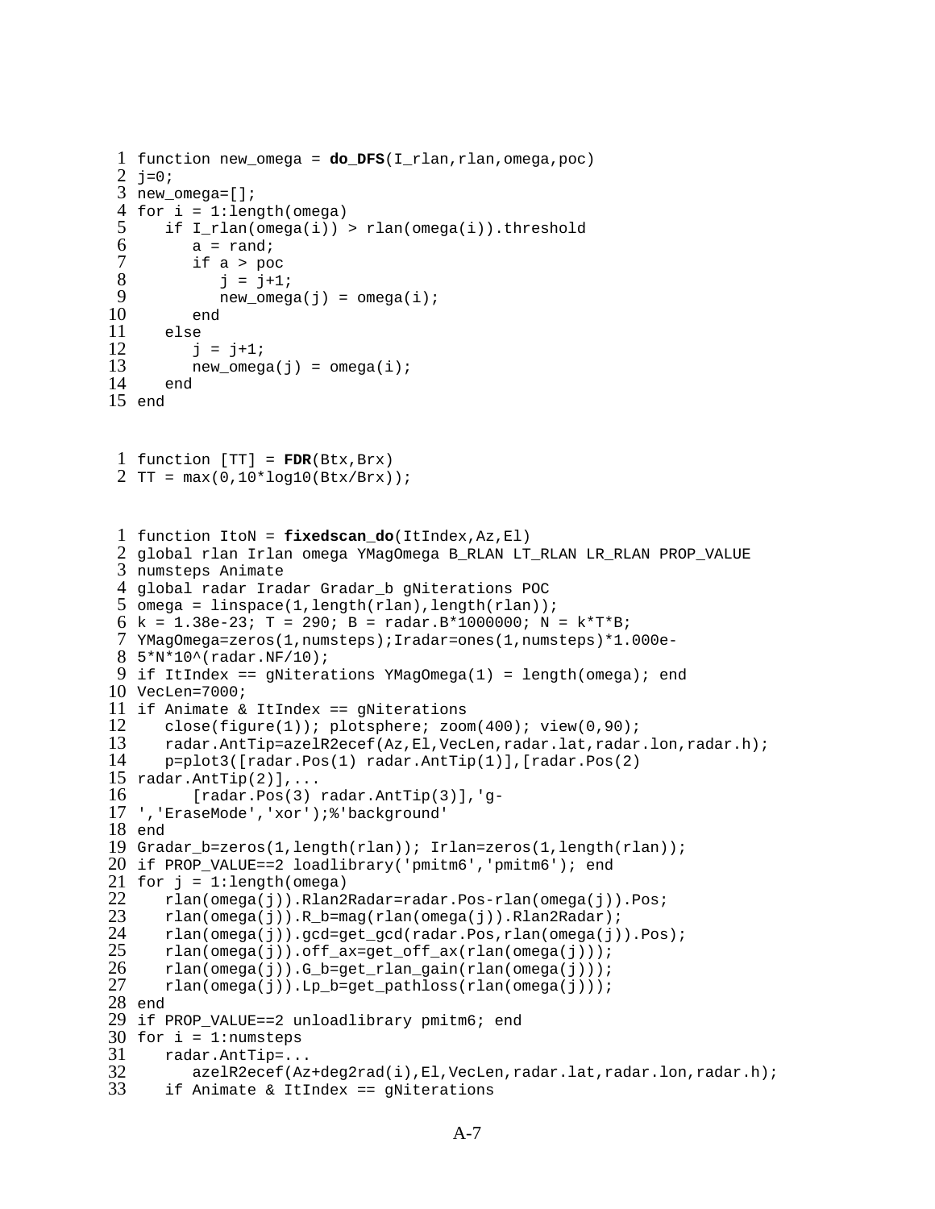```
1  function new_omega = do_DFS(I_rlan,rlan,omega,poc)
2  j=0;
3  new_omega=[];
4  for i = 1:length(omega)
5     if I_rlan(omega(i)) > rlan(omega(i)).threshold
6        a = rand;
7        if a > poc
8           j = j+1;
9           new_omega(j) = omega(i);
10       end
11    else
12       j = j+1;
13       new_omega(j) = omega(i);
14    end
15 end
```

```
1  function [TT] = FDR(Btx,Brx)
2  TT = max(0,10*log10(Btx/Brx));
```

```
1  function ItoN = fixedscan_do(ItIndex,Az,El)
2  global rlan Irlan omega YMagOmega B_RLAN LT_RLAN LR_RLAN PROP_VALUE
3  numsteps Animate
4  global radar Iradar Gradar_b gNiterations POC
5  omega = linspace(1,length(rlan),length(rlan));
6  k = 1.38e-23; T = 290; B = radar.B*1000000; N = k*T*B;
7  YMagOmega=zeros(1,numsteps);Iradar=ones(1,numsteps)*1.000e-
8  5*N*10^(radar.NF/10);
9  if ItIndex == gNiterations YMagOmega(1) = length(omega); end
10 VecLen=7000;
11 if Animate & ItIndex == gNiterations
12    close(figure(1)); plotsphere; zoom(400); view(0,90);
13    radar.AntTip=azelR2ecef(Az,El,VecLen,radar.lat,radar.lon,radar.h);
14    p=plot3([radar.Pos(1) radar.AntTip(1)],[radar.Pos(2)
15 radar.AntTip(2)],...
16       [radar.Pos(3) radar.AntTip(3)],'g-
17 ','EraseMode','xor');%'background'
18 end
19 Gradar_b=zeros(1,length(rlan)); Irlan=zeros(1,length(rlan));
20 if PROP_VALUE==2 loadlibrary('pmitm6','pmitm6'); end
21 for j = 1:length(omega)
22    rlan(omega(j)).Rlan2Radar=radar.Pos-rlan(omega(j)).Pos;
23    rlan(omega(j)).R_b=mag(rlan(omega(j)).Rlan2Radar);
24    rlan(omega(j)).gcd=get_gcd(radar.Pos,rlan(omega(j)).Pos);
25    rlan(omega(j)).off_ax=get_off_ax(rlan(omega(j)));
26    rlan(omega(j)).G_b=get_rlan_gain(rlan(omega(j)));
27    rlan(omega(j)).Lp_b=get_pathloss(rlan(omega(j)));
28 end
29 if PROP_VALUE==2 unloadlibrary pmitm6; end
30 for i = 1:numsteps
31    radar.AntTip=...
32       azelR2ecef(Az+deg2rad(i),El,VecLen,radar.lat,radar.lon,radar.h);
33    if Animate & ItIndex == gNiterations
```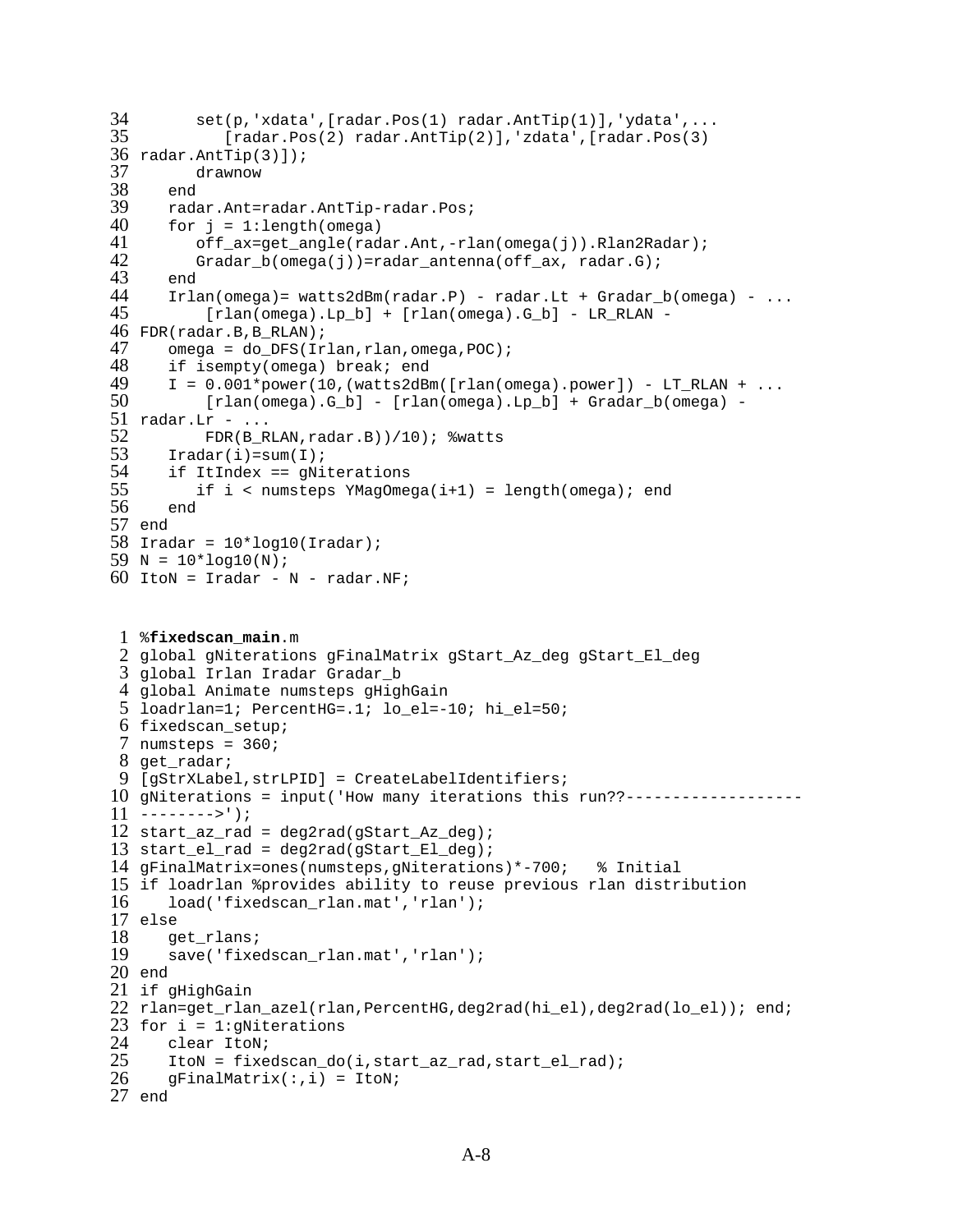```
34        set(p,'xdata',[radar.Pos(1) radar.AntTip(1)],'ydata',...
35           [radar.Pos(2) radar.AntTip(2)],'zdata',[radar.Pos(3)
36 radar.AntTip(3)]);
37        drawnow
38     end
39     radar.Ant=radar.AntTip-radar.Pos;
40     for j = 1:length(omega)
41        off_ax=get_angle(radar.Ant,-rlan(omega(j)).Rlan2Radar);
42        Gradar_b(omega(j))=radar_antenna(off_ax, radar.G);
43     end
44     Irlan(omega)= watts2dBm(radar.P) - radar.Lt + Gradar_b(omega) - ...
45         [rlan(omega).Lp_b] + [rlan(omega).G_b] - LR_RLAN -
46 FDR(radar.B,B_RLAN);
47     omega = do_DFS(Irlan,rlan,omega,POC);
48     if isempty(omega) break; end
49     I = 0.001*power(10,(watts2dBm([rlan(omega).power]) - LT_RLAN + ...
50         [rlan(omega).G_b] - [rlan(omega).Lp_b] + Gradar_b(omega) -
51 radar.Lr - ...
52         FDR(B_RLAN,radar.B))/10); %watts
53     Iradar(i)=sum(I);
54     if ItIndex == gNiterations
55        if i < numsteps YMagOmega(i+1) = length(omega); end
56     end
57 end
58 Iradar = 10*log10(Iradar);
59 N = 10*log10(N);
60 ItoN = Iradar - N - radar.NF;
```

```
 1 %fixedscan_main.m
 2 global gNiterations gFinalMatrix gStart_Az_deg gStart_El_deg
 3 global Irlan Iradar Gradar_b
 4 global Animate numsteps gHighGain
 5 loadrlan=1; PercentHG=.1; lo_el=-10; hi_el=50;
 6 fixedscan_setup;
 7 numsteps = 360;
 8 get_radar;
 9 [gStrXLabel,strLPID] = CreateLabelIdentifiers;
10 gNiterations = input('How many iterations this run??-------------------
11 -------->');
12 start_az_rad = deg2rad(gStart_Az_deg);
13 start_el_rad = deg2rad(gStart_El_deg);
14 gFinalMatrix=ones(numsteps,gNiterations)*-700;   % Initial
15 if loadrlan %provides ability to reuse previous rlan distribution
16    load('fixedscan_rlan.mat','rlan');
17 else
18    get_rlans;
19    save('fixedscan_rlan.mat','rlan');
20 end
21 if gHighGain
22 rlan=get_rlan_azel(rlan,PercentHG,deg2rad(hi_el),deg2rad(lo_el)); end;
23 for i = 1:gNiterations
24    clear ItoN;
25    ItoN = fixedscan_do(i,start_az_rad,start_el_rad);
26    gFinalMatrix(:,i) = ItoN;
27 end
```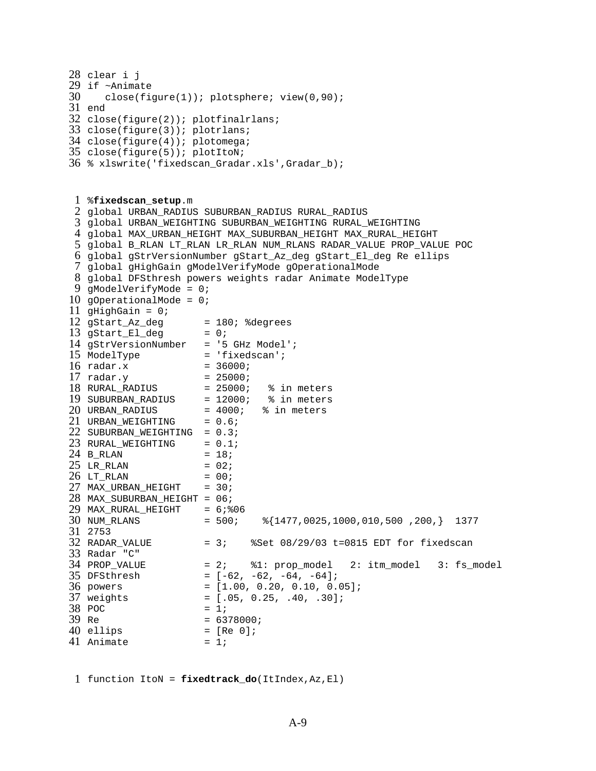```
28 clear i j
29 if ~Animate
30    close(figure(1)); plotsphere; view(0,90);
31 end
32 close(figure(2)); plotfinalrlans;
33 close(figure(3)); plotrlans;
34 close(figure(4)); plotomega;
35 close(figure(5)); plotItoN;
36 % xlswrite('fixedscan_Gradar.xls',Gradar_b);
```

```
 1 %fixedscan_setup.m
 2 global URBAN_RADIUS SUBURBAN_RADIUS RURAL_RADIUS
 3 global URBAN_WEIGHTING SUBURBAN_WEIGHTING RURAL_WEIGHTING
 4 global MAX_URBAN_HEIGHT MAX_SUBURBAN_HEIGHT MAX_RURAL_HEIGHT
 5 global B_RLAN LT_RLAN LR_RLAN NUM_RLANS RADAR_VALUE PROP_VALUE POC
 6 global gStrVersionNumber gStart_Az_deg gStart_El_deg Re ellips
 7 global gHighGain gModelVerifyMode gOperationalMode
 8 global DFSthresh powers weights radar Animate ModelType
 9 gModelVerifyMode = 0;
10 gOperationalMode = 0;
11 gHighGain = 0;
12 gStart_Az_deg       = 180; %degrees
13 gStart_El_deg       = 0;
14 gStrVersionNumber   = '5 GHz Model';
15 ModelType           = 'fixedscan';
16 radar.x             = 36000;
17 radar.y             = 25000;
18 RURAL_RADIUS        = 25000;   % in meters
19 SUBURBAN_RADIUS     = 12000;   % in meters
20 URBAN_RADIUS        = 4000;   % in meters
21 URBAN_WEIGHTING     = 0.6;
22 SUBURBAN_WEIGHTING  = 0.3;
23 RURAL_WEIGHTING     = 0.1;
24 B_RLAN              = 18;
25 LR_RLAN             = 02;
26 LT_RLAN             = 00;
27 MAX_URBAN_HEIGHT    = 30;
28 MAX_SUBURBAN_HEIGHT = 06;
29 MAX_RURAL_HEIGHT    = 6;%06
30 NUM_RLANS           = 500;    %{1477,0025,1000,010,500 ,200,}  1377
31 2753
32 RADAR_VALUE         = 3;    %Set 08/29/03 t=0815 EDT for fixedscan
33 Radar "C"
34 PROP_VALUE          = 2;    %1: prop_model   2: itm_model   3: fs_model
35 DFSthresh           = [-62, -62, -64, -64];
36 powers              = [1.00, 0.20, 0.10, 0.05];
37 weights             = [.05, 0.25, .40, .30];
38 POC                 = 1;
39 Re                  = 6378000;
40 ellips              = [Re 0];
41 Animate             = 1;
```

```
 1 function ItoN = fixedtrack_do(ItIndex,Az,El)
```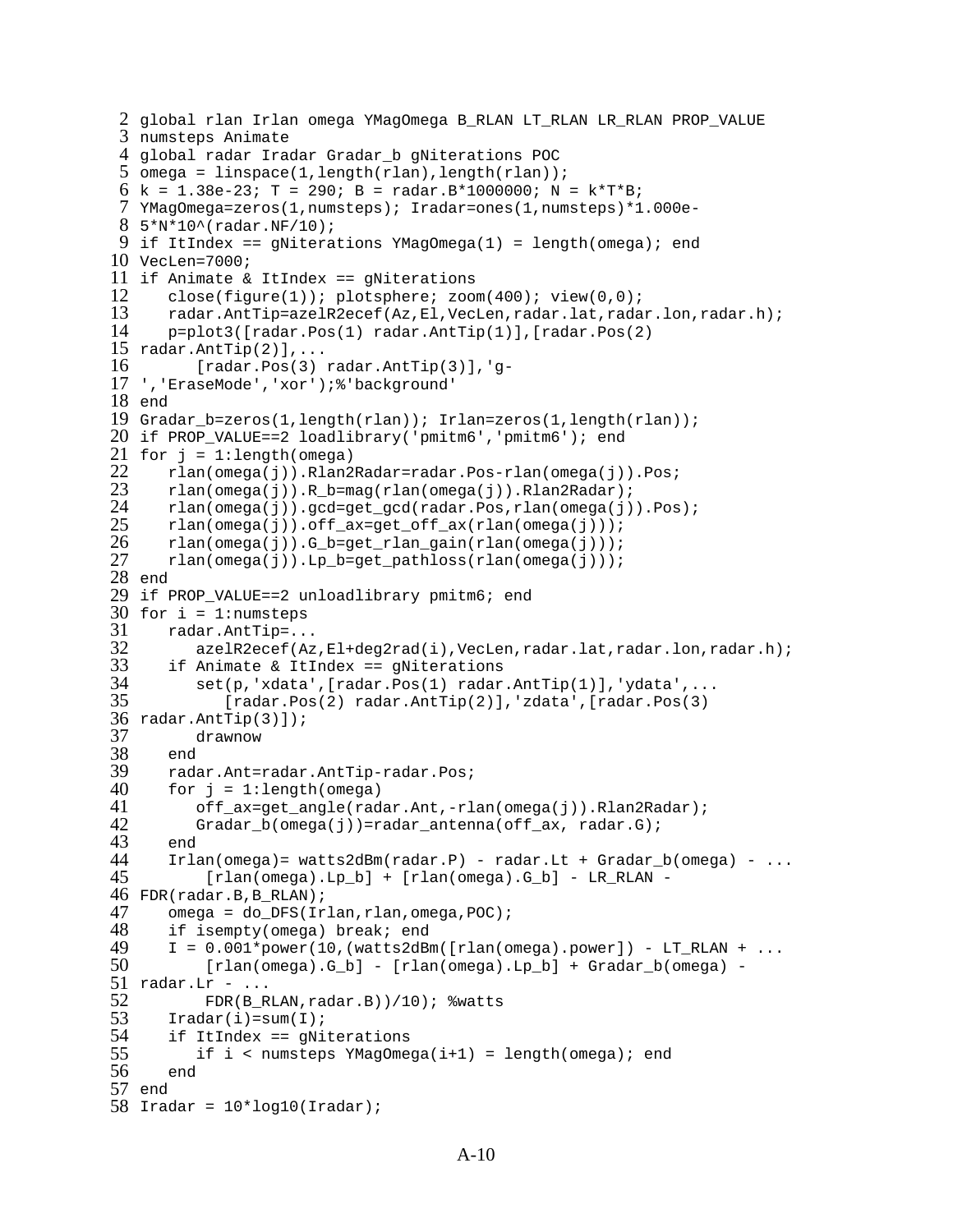```
2 global rlan Irlan omega YMagOmega B_RLAN LT_RLAN LR_RLAN PROP_VALUE
3 numsteps Animate
4 global radar Iradar Gradar_b gNiterations POC
5 omega = linspace(1,length(rlan),length(rlan));
6 k = 1.38e-23; T = 290; B = radar.B*1000000; N = k*T*B;
7 YMagOmega=zeros(1,numsteps); Iradar=ones(1,numsteps)*1.000e-
8 5*N*10^(radar.NF/10);
9 if ItIndex == gNiterations YMagOmega(1) = length(omega); end
10 VecLen=7000;
11 if Animate & ItIndex == gNiterations
12    close(figure(1)); plotsphere; zoom(400); view(0,0);
13    radar.AntTip=azelR2ecef(Az,El,VecLen,radar.lat,radar.lon,radar.h);
14    p=plot3([radar.Pos(1) radar.AntTip(1)],[radar.Pos(2)
15 radar.AntTip(2)],...
16       [radar.Pos(3) radar.AntTip(3)],'g-
17 ','EraseMode','xor');%'background'
18 end
19 Gradar_b=zeros(1,length(rlan)); Irlan=zeros(1,length(rlan));
20 if PROP_VALUE==2 loadlibrary('pmitm6','pmitm6'); end
21 for j = 1:length(omega)
22    rlan(omega(j)).Rlan2Radar=radar.Pos-rlan(omega(j)).Pos;
23    rlan(omega(j)).R_b=mag(rlan(omega(j)).Rlan2Radar);
24    rlan(omega(j)).gcd=get_gcd(radar.Pos,rlan(omega(j)).Pos);
25    rlan(omega(j)).off_ax=get_off_ax(rlan(omega(j)));
26    rlan(omega(j)).G_b=get_rlan_gain(rlan(omega(j)));
27    rlan(omega(j)).Lp_b=get_pathloss(rlan(omega(j)));
28 end
29 if PROP_VALUE==2 unloadlibrary pmitm6; end
30 for i = 1:numsteps
31    radar.AntTip=...
32       azelR2ecef(Az,El+deg2rad(i),VecLen,radar.lat,radar.lon,radar.h);
33    if Animate & ItIndex == gNiterations
34       set(p,'xdata',[radar.Pos(1) radar.AntTip(1)],'ydata',...
35          [radar.Pos(2) radar.AntTip(2)],'zdata',[radar.Pos(3)
36 radar.AntTip(3)]);
37       drawnow
38    end
39    radar.Ant=radar.AntTip-radar.Pos;
40    for j = 1:length(omega)
41       off_ax=get_angle(radar.Ant,-rlan(omega(j)).Rlan2Radar);
42       Gradar_b(omega(j))=radar_antenna(off_ax, radar.G);
43    end
44    Irlan(omega)= watts2dBm(radar.P) - radar.Lt + Gradar_b(omega) - ...
45        [rlan(omega).Lp_b] + [rlan(omega).G_b] - LR_RLAN -
46 FDR(radar.B,B_RLAN);
47    omega = do_DFS(Irlan,rlan,omega,POC);
48    if isempty(omega) break; end
49    I = 0.001*power(10,(watts2dBm([rlan(omega).power]) - LT_RLAN + ...
50        [rlan(omega).G_b] - [rlan(omega).Lp_b] + Gradar_b(omega) -
51 radar.Lr - ...
52        FDR(B_RLAN,radar.B))/10); %watts
53    Iradar(i)=sum(I);
54    if ItIndex == gNiterations
55       if i < numsteps YMagOmega(i+1) = length(omega); end
56    end
57 end
58 Iradar = 10*log10(Iradar);
```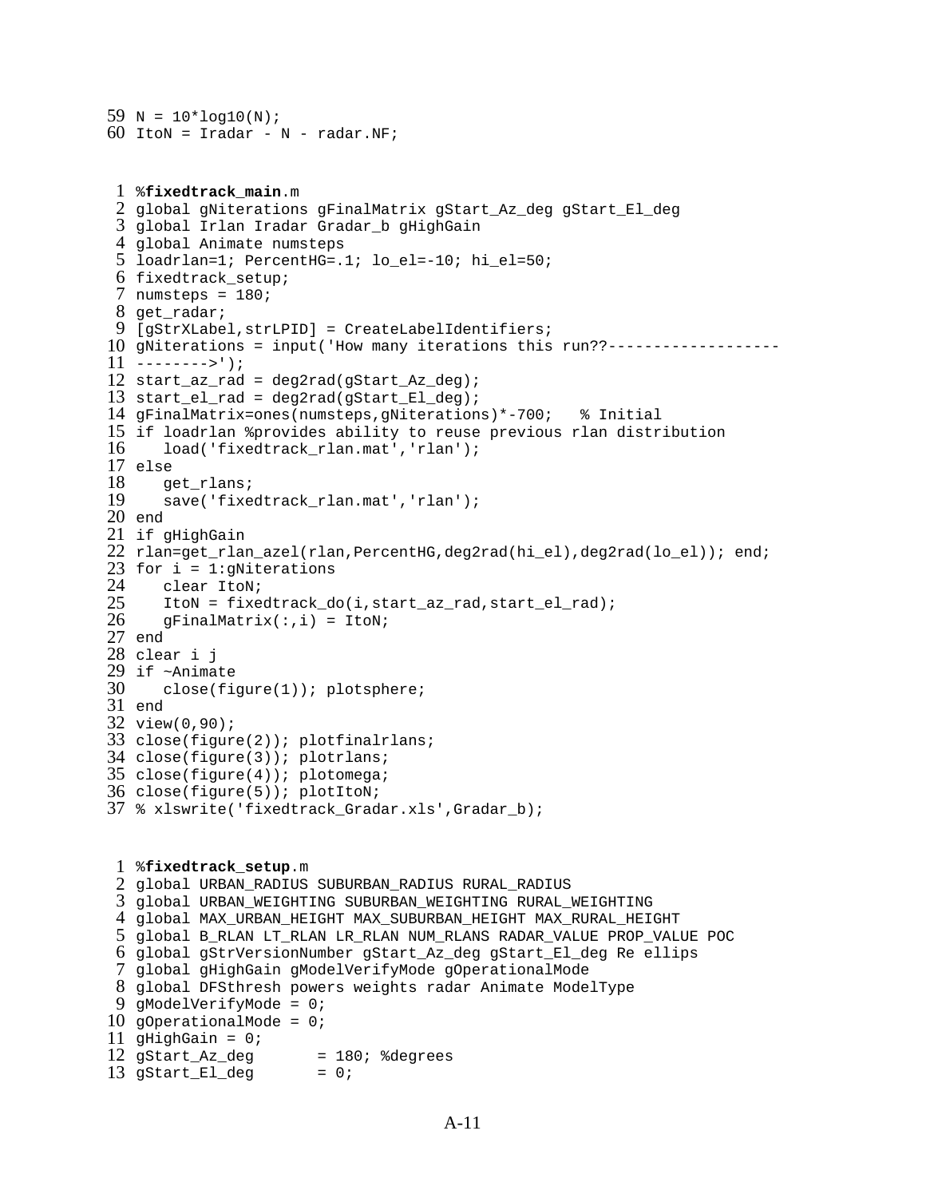```
59 N = 10*log10(N);
60 ItoN = Iradar - N - radar.NF;
```

```
 1 %fixedtrack_main.m
 2 global gNiterations gFinalMatrix gStart_Az_deg gStart_El_deg
 3 global Irlan Iradar Gradar_b gHighGain
 4 global Animate numsteps
 5 loadrlan=1; PercentHG=.1; lo_el=-10; hi_el=50;
 6 fixedtrack_setup;
 7 numsteps = 180;
 8 get_radar;
 9 [gStrXLabel,strLPID] = CreateLabelIdentifiers;
10 gNiterations = input('How many iterations this run??-------------------
11 -------->');
12 start_az_rad = deg2rad(gStart_Az_deg);
13 start_el_rad = deg2rad(gStart_El_deg);
14 gFinalMatrix=ones(numsteps,gNiterations)*-700;   % Initial
15 if loadrlan %provides ability to reuse previous rlan distribution
16    load('fixedtrack_rlan.mat','rlan');
17 else
18    get_rlans;
19    save('fixedtrack_rlan.mat','rlan');
20 end
21 if gHighGain
22 rlan=get_rlan_azel(rlan,PercentHG,deg2rad(hi_el),deg2rad(lo_el)); end;
23 for i = 1:gNiterations
24    clear ItoN;
25    ItoN = fixedtrack_do(i,start_az_rad,start_el_rad);
26    gFinalMatrix(:,i) = ItoN;
27 end
28 clear i j
29 if ~Animate
30    close(figure(1)); plotsphere;
31 end
32 view(0,90);
33 close(figure(2)); plotfinalrlans;
34 close(figure(3)); plotrlans;
35 close(figure(4)); plotomega;
36 close(figure(5)); plotItoN;
37 % xlswrite('fixedtrack_Gradar.xls',Gradar_b);
```

```
 1 %fixedtrack_setup.m
 2 global URBAN_RADIUS SUBURBAN_RADIUS RURAL_RADIUS
 3 global URBAN_WEIGHTING SUBURBAN_WEIGHTING RURAL_WEIGHTING
 4 global MAX_URBAN_HEIGHT MAX_SUBURBAN_HEIGHT MAX_RURAL_HEIGHT
 5 global B_RLAN LT_RLAN LR_RLAN NUM_RLANS RADAR_VALUE PROP_VALUE POC
 6 global gStrVersionNumber gStart_Az_deg gStart_El_deg Re ellips
 7 global gHighGain gModelVerifyMode gOperationalMode
 8 global DFSthresh powers weights radar Animate ModelType
 9 gModelVerifyMode = 0;
10 gOperationalMode = 0;
11 gHighGain = 0;
12 gStart_Az_deg       = 180; %degrees
13 gStart_El_deg       = 0;
```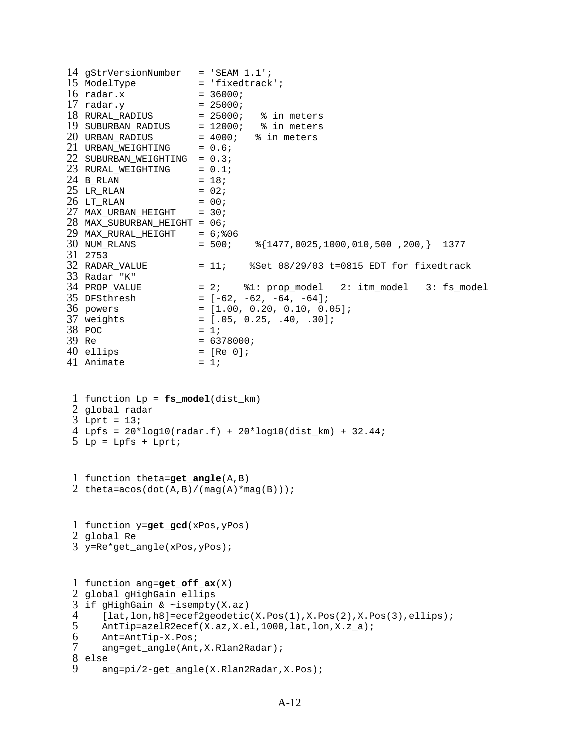```
14 gStrVersionNumber   = 'SEAM 1.1';
15 ModelType           = 'fixedtrack';
16 radar.x             = 36000;
17 radar.y             = 25000;
18 RURAL_RADIUS        = 25000;   % in meters
19 SUBURBAN_RADIUS     = 12000;   % in meters
20 URBAN_RADIUS        = 4000;   % in meters
21 URBAN_WEIGHTING     = 0.6;
22 SUBURBAN_WEIGHTING  = 0.3;
23 RURAL_WEIGHTING     = 0.1;
24 B_RLAN              = 18;
25 LR_RLAN             = 02;
26 LT_RLAN             = 00;
27 MAX_URBAN_HEIGHT    = 30;
28 MAX_SUBURBAN_HEIGHT = 06;
29 MAX_RURAL_HEIGHT    = 6;%06
30 NUM_RLANS           = 500;    %{1477,0025,1000,010,500 ,200,}  1377
31 2753
32 RADAR_VALUE         = 11;    %Set 08/29/03 t=0815 EDT for fixedtrack
33 Radar "K"
34 PROP_VALUE          = 2;    %1: prop_model   2: itm_model   3: fs_model
35 DFSthresh           = [-62, -62, -64, -64];
36 powers              = [1.00, 0.20, 0.10, 0.05];
37 weights             = [.05, 0.25, .40, .30];
38 POC                 = 1;
39 Re                  = 6378000;
40 ellips              = [Re 0];
41 Animate             = 1;
```

```
1 function Lp = fs_model(dist_km)
2 global radar
3 Lprt = 13;
4 Lpfs = 20*log10(radar.f) + 20*log10(dist_km) + 32.44;
5 Lp = Lpfs + Lprt;
```

```
1 function theta=get_angle(A,B)
2 theta=acos(dot(A,B)/(mag(A)*mag(B)));
```

```
1 function y=get_gcd(xPos,yPos)
2 global Re
3 y=Re*get_angle(xPos,yPos);
```

```
1 function ang=get_off_ax(X)
2 global gHighGain ellips
3 if gHighGain & ~isempty(X.az)
4    [lat,lon,h8]=ecef2geodetic(X.Pos(1),X.Pos(2),X.Pos(3),ellips);
5    AntTip=azelR2ecef(X.az,X.el,1000,lat,lon,X.z_a);
6    Ant=AntTip-X.Pos;
7    ang=get_angle(Ant,X.Rlan2Radar);
8 else
9    ang=pi/2-get_angle(X.Rlan2Radar,X.Pos);
```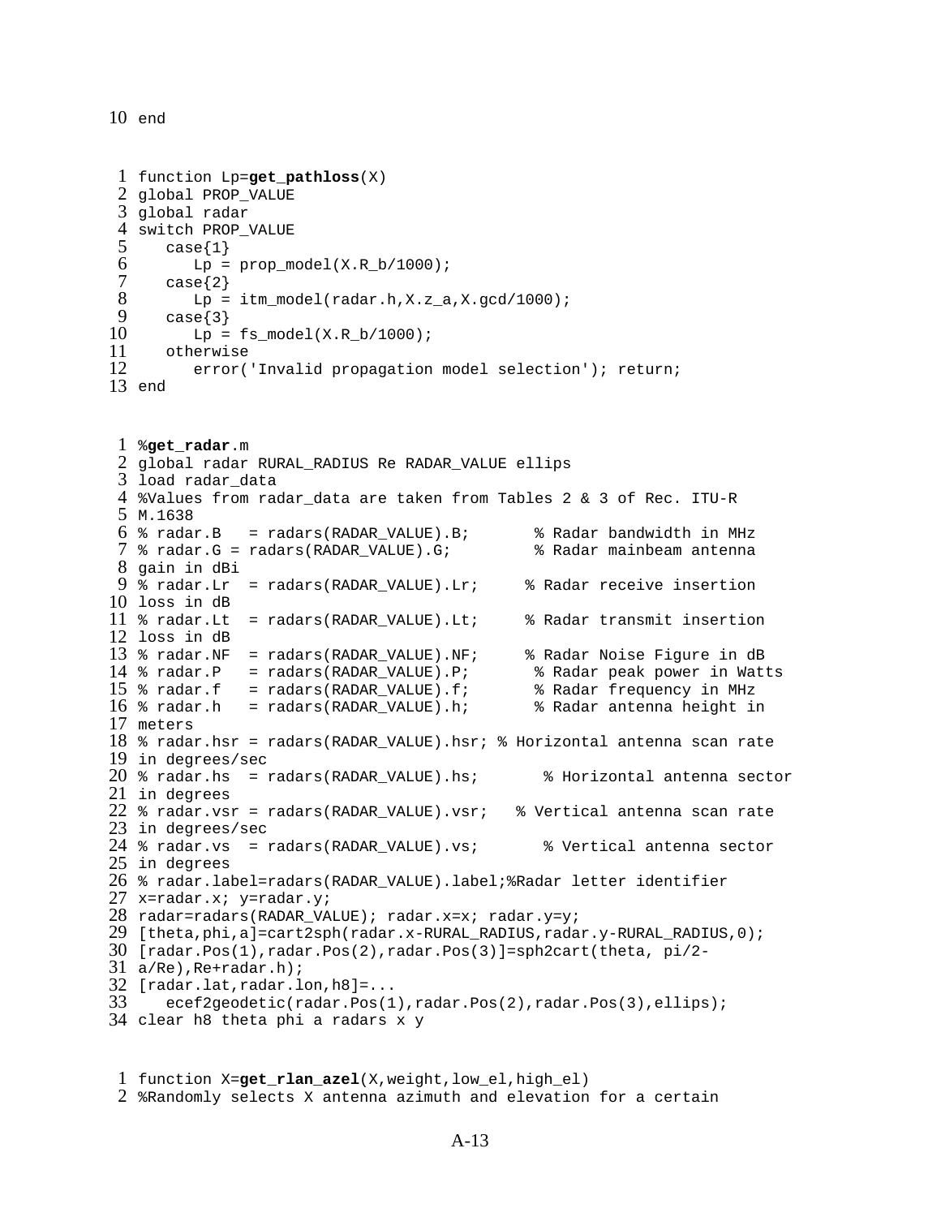```
10 end
```

```
 1 function Lp=get_pathloss(X)
 2 global PROP_VALUE
 3 global radar
 4 switch PROP_VALUE
 5    case{1}
 6       Lp = prop_model(X.R_b/1000);
 7    case{2}
 8       Lp = itm_model(radar.h,X.z_a,X.gcd/1000);
 9    case{3}
10       Lp = fs_model(X.R_b/1000);
11    otherwise
12       error('Invalid propagation model selection'); return;
13 end
```

```
 1 %get_radar.m
 2 global radar RURAL_RADIUS Re RADAR_VALUE ellips
 3 load radar_data
 4 %Values from radar_data are taken from Tables 2 & 3 of Rec. ITU-R
 5 M.1638
 6 % radar.B   = radars(RADAR_VALUE).B;       % Radar bandwidth in MHz
 7 % radar.G = radars(RADAR_VALUE).G;         % Radar mainbeam antenna
 8 gain in dBi
 9 % radar.Lr  = radars(RADAR_VALUE).Lr;     % Radar receive insertion
10 loss in dB
11 % radar.Lt  = radars(RADAR_VALUE).Lt;     % Radar transmit insertion
12 loss in dB
13 % radar.NF  = radars(RADAR_VALUE).NF;     % Radar Noise Figure in dB
14 % radar.P   = radars(RADAR_VALUE).P;       % Radar peak power in Watts
15 % radar.f   = radars(RADAR_VALUE).f;       % Radar frequency in MHz
16 % radar.h   = radars(RADAR_VALUE).h;       % Radar antenna height in
17 meters
18 % radar.hsr = radars(RADAR_VALUE).hsr; % Horizontal antenna scan rate
19 in degrees/sec
20 % radar.hs  = radars(RADAR_VALUE).hs;       % Horizontal antenna sector
21 in degrees
22 % radar.vsr = radars(RADAR_VALUE).vsr;   % Vertical antenna scan rate
23 in degrees/sec
24 % radar.vs  = radars(RADAR_VALUE).vs;       % Vertical antenna sector
25 in degrees
26 % radar.label=radars(RADAR_VALUE).label;%Radar letter identifier
27 x=radar.x; y=radar.y;
28 radar=radars(RADAR_VALUE); radar.x=x; radar.y=y;
29 [theta,phi,a]=cart2sph(radar.x-RURAL_RADIUS,radar.y-RURAL_RADIUS,0);
30 [radar.Pos(1),radar.Pos(2),radar.Pos(3)]=sph2cart(theta, pi/2-
31 a/Re),Re+radar.h);
32 [radar.lat,radar.lon,h8]=...
33    ecef2geodetic(radar.Pos(1),radar.Pos(2),radar.Pos(3),ellips);
34 clear h8 theta phi a radars x y
```

```
 1 function X=get_rlan_azel(X,weight,low_el,high_el)
 2 %Randomly selects X antenna azimuth and elevation for a certain
```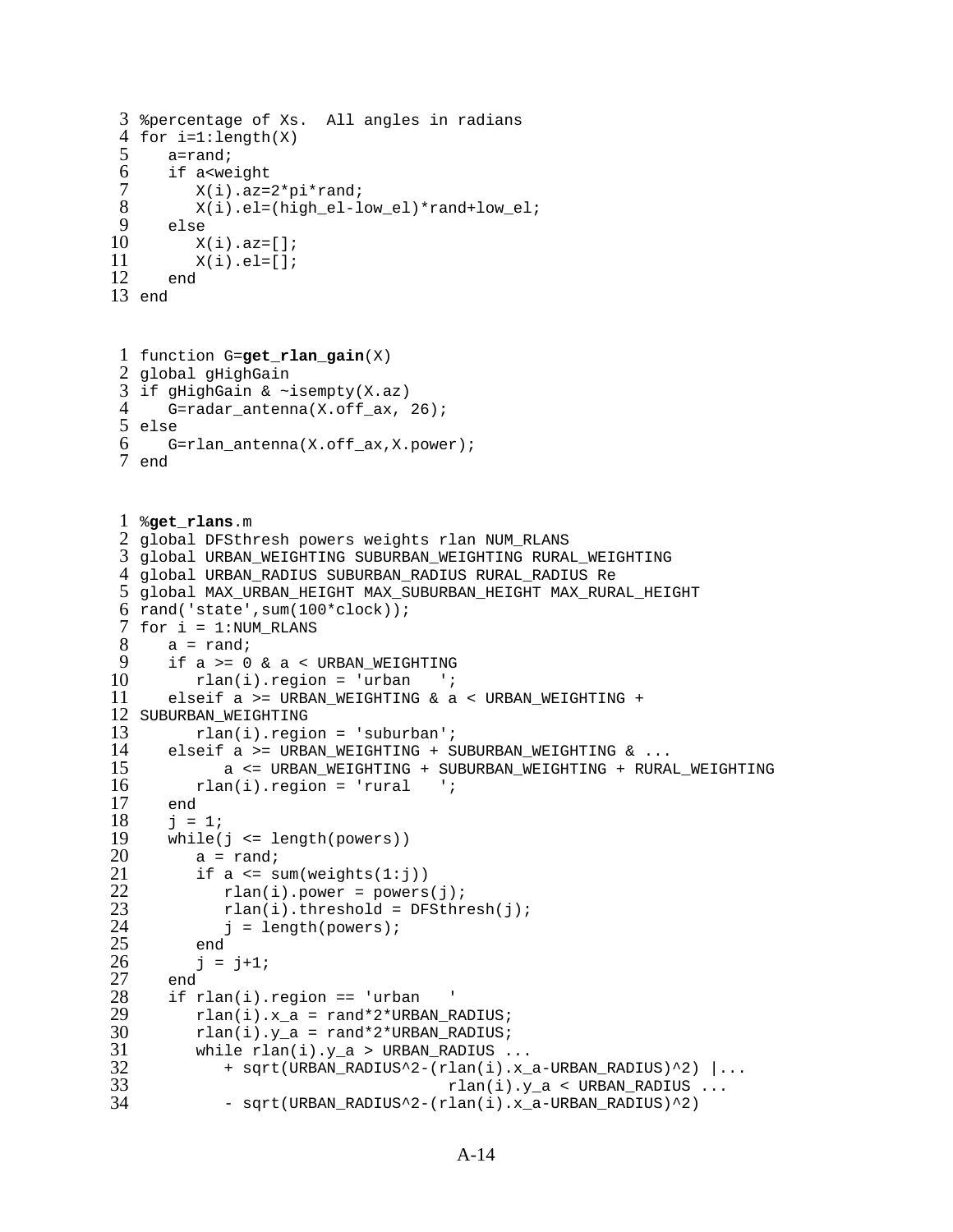```
 3 %percentage of Xs.  All angles in radians
 4 for i=1:length(X)
 5    a=rand;
 6    if a<weight
 7       X(i).az=2*pi*rand;
 8       X(i).el=(high_el-low_el)*rand+low_el;
 9    else
10       X(i).az=[];
11       X(i).el=[];
12    end
13 end
```

```
 1 function G=get_rlan_gain(X)
 2 global gHighGain
 3 if gHighGain & ~isempty(X.az)
 4    G=radar_antenna(X.off_ax, 26);
 5 else
 6    G=rlan_antenna(X.off_ax,X.power);
 7 end
```

```
 1 %get_rlans.m
 2 global DFSthresh powers weights rlan NUM_RLANS
 3 global URBAN_WEIGHTING SUBURBAN_WEIGHTING RURAL_WEIGHTING
 4 global URBAN_RADIUS SUBURBAN_RADIUS RURAL_RADIUS Re
 5 global MAX_URBAN_HEIGHT MAX_SUBURBAN_HEIGHT MAX_RURAL_HEIGHT
 6 rand('state',sum(100*clock));
 7 for i = 1:NUM_RLANS
 8    a = rand;
 9    if a >= 0 & a < URBAN_WEIGHTING
10       rlan(i).region = 'urban   ';
11    elseif a >= URBAN_WEIGHTING & a < URBAN_WEIGHTING +
12 SUBURBAN_WEIGHTING
13       rlan(i).region = 'suburban';
14    elseif a >= URBAN_WEIGHTING + SUBURBAN_WEIGHTING & ...
15          a <= URBAN_WEIGHTING + SUBURBAN_WEIGHTING + RURAL_WEIGHTING
16       rlan(i).region = 'rural   ';
17    end
18    j = 1;
19    while(j <= length(powers))
20       a = rand;
21       if a <= sum(weights(1:j))
22          rlan(i).power = powers(j);
23          rlan(i).threshold = DFSthresh(j);
24          j = length(powers);
25       end
26       j = j+1;
27    end
28    if rlan(i).region == 'urban   '
29       rlan(i).x_a = rand*2*URBAN_RADIUS;
30       rlan(i).y_a = rand*2*URBAN_RADIUS;
31       while rlan(i).y_a > URBAN_RADIUS ...
32          + sqrt(URBAN_RADIUS^2-(rlan(i).x_a-URBAN_RADIUS)^2) |...
33                                 rlan(i).y_a < URBAN_RADIUS ...
34          - sqrt(URBAN_RADIUS^2-(rlan(i).x_a-URBAN_RADIUS)^2)
```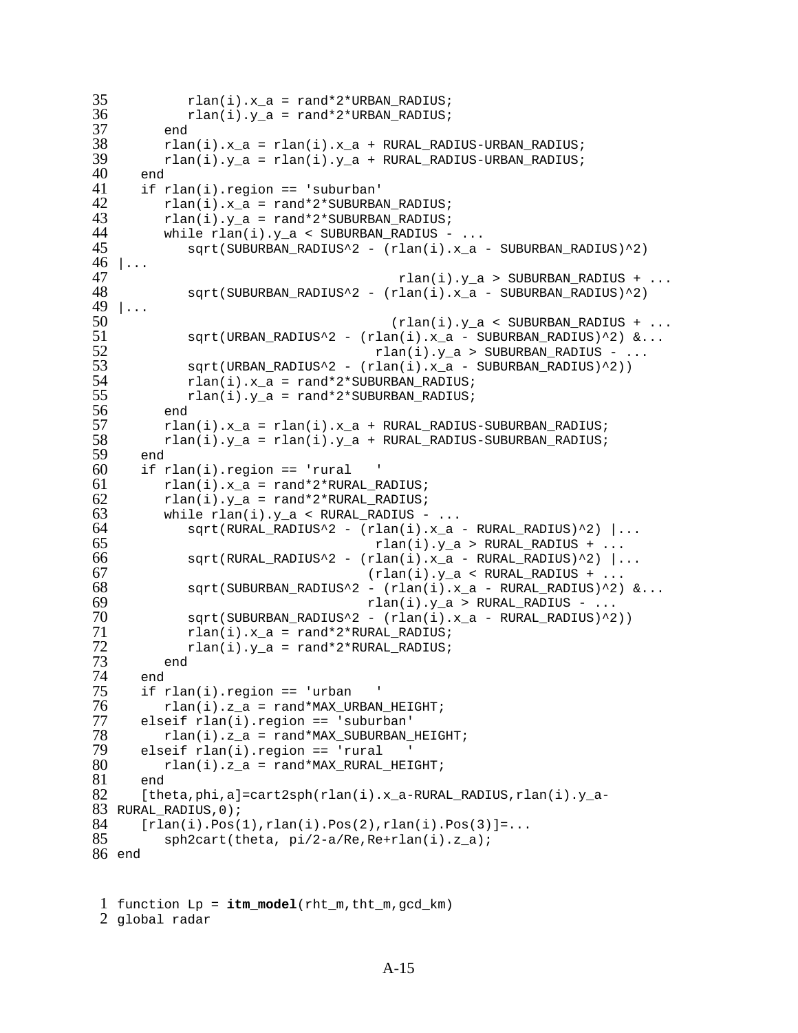```
35          rlan(i).x_a = rand*2*URBAN_RADIUS;
36          rlan(i).y_a = rand*2*URBAN_RADIUS;
37       end
38       rlan(i).x_a = rlan(i).x_a + RURAL_RADIUS-URBAN_RADIUS;
39       rlan(i).y_a = rlan(i).y_a + RURAL_RADIUS-URBAN_RADIUS;
40    end
41    if rlan(i).region == 'suburban'
42       rlan(i).x_a = rand*2*SUBURBAN_RADIUS;
43       rlan(i).y_a = rand*2*SUBURBAN_RADIUS;
44       while rlan(i).y_a < SUBURBAN_RADIUS - ...
45          sqrt(SUBURBAN_RADIUS^2 - (rlan(i).x_a - SUBURBAN_RADIUS)^2)
46 |...
47                                   rlan(i).y_a > SUBURBAN_RADIUS + ...
48          sqrt(SUBURBAN_RADIUS^2 - (rlan(i).x_a - SUBURBAN_RADIUS)^2)
49 |...
50                                  (rlan(i).y_a < SUBURBAN_RADIUS + ...
51          sqrt(URBAN_RADIUS^2 - (rlan(i).x_a - SUBURBAN_RADIUS)^2) &...
52                                rlan(i).y_a > SUBURBAN_RADIUS - ...
53          sqrt(URBAN_RADIUS^2 - (rlan(i).x_a - SUBURBAN_RADIUS)^2))
54          rlan(i).x_a = rand*2*SUBURBAN_RADIUS;
55          rlan(i).y_a = rand*2*SUBURBAN_RADIUS;
56       end
57       rlan(i).x_a = rlan(i).x_a + RURAL_RADIUS-SUBURBAN_RADIUS;
58       rlan(i).y_a = rlan(i).y_a + RURAL_RADIUS-SUBURBAN_RADIUS;
59    end
60    if rlan(i).region == 'rural   '
61       rlan(i).x_a = rand*2*RURAL_RADIUS;
62       rlan(i).y_a = rand*2*RURAL_RADIUS;
63       while rlan(i).y_a < RURAL_RADIUS - ...
64          sqrt(RURAL_RADIUS^2 - (rlan(i).x_a - RURAL_RADIUS)^2) |...
65                                rlan(i).y_a > RURAL_RADIUS + ...
66          sqrt(RURAL_RADIUS^2 - (rlan(i).x_a - RURAL_RADIUS)^2) |...
67                               (rlan(i).y_a < RURAL_RADIUS + ...
68          sqrt(SUBURBAN_RADIUS^2 - (rlan(i).x_a - RURAL_RADIUS)^2) &...
69                               rlan(i).y_a > RURAL_RADIUS - ...
70          sqrt(SUBURBAN_RADIUS^2 - (rlan(i).x_a - RURAL_RADIUS)^2))
71          rlan(i).x_a = rand*2*RURAL_RADIUS;
72          rlan(i).y_a = rand*2*RURAL_RADIUS;
73       end
74    end
75    if rlan(i).region == 'urban   '
76       rlan(i).z_a = rand*MAX_URBAN_HEIGHT;
77    elseif rlan(i).region == 'suburban'
78       rlan(i).z_a = rand*MAX_SUBURBAN_HEIGHT;
79    elseif rlan(i).region == 'rural   '
80       rlan(i).z_a = rand*MAX_RURAL_HEIGHT;
81    end
82    [theta,phi,a]=cart2sph(rlan(i).x_a-RURAL_RADIUS,rlan(i).y_a-
83 RURAL_RADIUS,0);
84    [rlan(i).Pos(1),rlan(i).Pos(2),rlan(i).Pos(3)]=...
85       sph2cart(theta, pi/2-a/Re,Re+rlan(i).z_a);
86 end
```

```
1 function Lp = itm_model(rht_m,tht_m,gcd_km)
2 global radar
```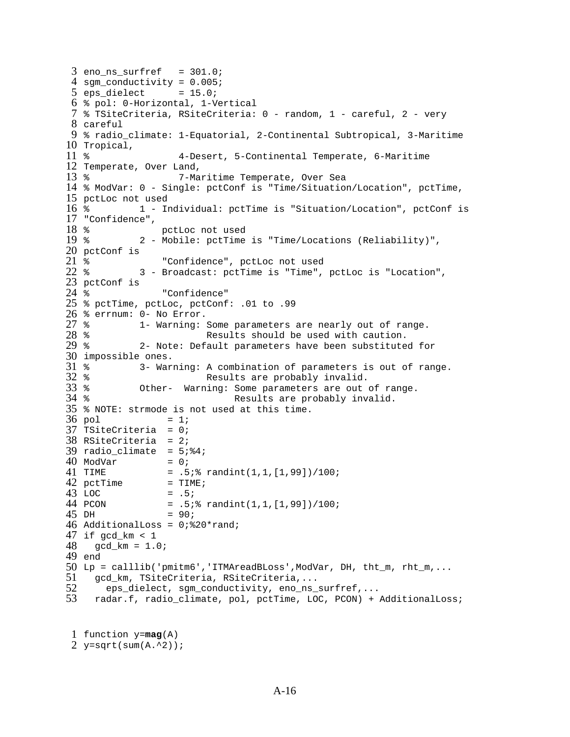```
3 eno_ns_surfref   = 301.0;
4 sgm_conductivity = 0.005;
5 eps_dielect      = 15.0;
6 % pol: 0-Horizontal, 1-Vertical
7 % TSiteCriteria, RSiteCriteria: 0 - random, 1 - careful, 2 - very
8 careful
9 % radio_climate: 1-Equatorial, 2-Continental Subtropical, 3-Maritime
10 Tropical,
11 %                4-Desert, 5-Continental Temperate, 6-Maritime
12 Temperate, Over Land,
13 %                7-Maritime Temperate, Over Sea
14 % ModVar: 0 - Single: pctConf is "Time/Situation/Location", pctTime,
15 pctLoc not used
16 %         1 - Individual: pctTime is "Situation/Location", pctConf is
17 "Confidence",
18 %             pctLoc not used
19 %         2 - Mobile: pctTime is "Time/Locations (Reliability)",
20 pctConf is
21 %             "Confidence", pctLoc not used
22 %         3 - Broadcast: pctTime is "Time", pctLoc is "Location",
23 pctConf is
24 %             "Confidence"
25 % pctTime, pctLoc, pctConf: .01 to .99
26 % errnum: 0- No Error.
27 %         1- Warning: Some parameters are nearly out of range.
28 %                     Results should be used with caution.
29 %         2- Note: Default parameters have been substituted for
30 impossible ones.
31 %         3- Warning: A combination of parameters is out of range.
32 %                     Results are probably invalid.
33 %         Other-  Warning: Some parameters are out of range.
34 %                          Results are probably invalid.
35 % NOTE: strmode is not used at this time.
36 pol            = 1;
37 TSiteCriteria  = 0;
38 RSiteCriteria  = 2;
39 radio_climate  = 5;%4;
40 ModVar         = 0;
41 TIME           = .5;% randint(1,1,[1,99])/100;
42 pctTime        = TIME;
43 LOC            = .5;
44 PCON           = .5;% randint(1,1,[1,99])/100;
45 DH             = 90;
46 AdditionalLoss = 0;%20*rand;
47 if gcd_km < 1
48   gcd_km = 1.0;
49 end
50 Lp = calllib('pmitm6','ITMAreadBLoss',ModVar, DH, tht_m, rht_m,...
51   gcd_km, TSiteCriteria, RSiteCriteria,...
52     eps_dielect, sgm_conductivity, eno_ns_surfref,...
53   radar.f, radio_climate, pol, pctTime, LOC, PCON) + AdditionalLoss;
```

```
1 function y=mag(A)
2 y=sqrt(sum(A.^2));
```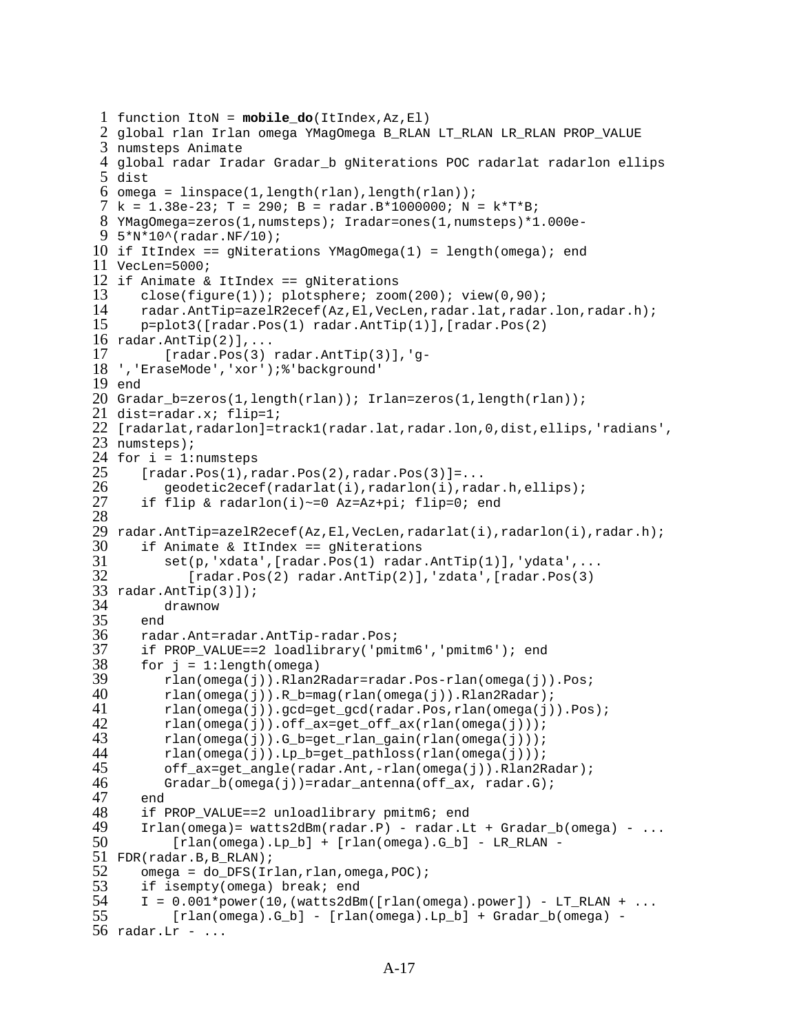```
function ItoN = mobile_do(ItIndex,Az,El)
global rlan Irlan omega YMagOmega B_RLAN LT_RLAN LR_RLAN PROP_VALUE
numsteps Animate
global radar Iradar Gradar_b gNiterations POC radarlat radarlon ellips
dist
omega = linspace(1,length(rlan),length(rlan));
k = 1.38e-23; T = 290; B = radar.B*1000000; N = k*T*B;
YMagOmega=zeros(1,numsteps); Iradar=ones(1,numsteps)*1.000e-
5*N*10^(radar.NF/10);
if ItIndex == gNiterations YMagOmega(1) = length(omega); end
VecLen=5000;
if Animate & ItIndex == gNiterations
   close(figure(1)); plotsphere; zoom(200); view(0,90);
   radar.AntTip=azelR2ecef(Az,El,VecLen,radar.lat,radar.lon,radar.h);
   p=plot3([radar.Pos(1) radar.AntTip(1)],[radar.Pos(2)
radar.AntTip(2)],...
      [radar.Pos(3) radar.AntTip(3)],'g-
','EraseMode','xor');%'background'
end
Gradar_b=zeros(1,length(rlan)); Irlan=zeros(1,length(rlan));
dist=radar.x; flip=1;
[radarlat,radarlon]=track1(radar.lat,radar.lon,0,dist,ellips,'radians',
numsteps);
for i = 1:numsteps
   [radar.Pos(1),radar.Pos(2),radar.Pos(3)]=...
      geodetic2ecef(radarlat(i),radarlon(i),radar.h,ellips);
   if flip & radarlon(i)~=0 Az=Az+pi; flip=0; end

radar.AntTip=azelR2ecef(Az,El,VecLen,radarlat(i),radarlon(i),radar.h);
   if Animate & ItIndex == gNiterations
      set(p,'xdata',[radar.Pos(1) radar.AntTip(1)],'ydata',...
         [radar.Pos(2) radar.AntTip(2)],'zdata',[radar.Pos(3)
radar.AntTip(3)]);
      drawnow
   end
   radar.Ant=radar.AntTip-radar.Pos;
   if PROP_VALUE==2 loadlibrary('pmitm6','pmitm6'); end
   for j = 1:length(omega)
      rlan(omega(j)).Rlan2Radar=radar.Pos-rlan(omega(j)).Pos;
      rlan(omega(j)).R_b=mag(rlan(omega(j)).Rlan2Radar);
      rlan(omega(j)).gcd=get_gcd(radar.Pos,rlan(omega(j)).Pos);
      rlan(omega(j)).off_ax=get_off_ax(rlan(omega(j)));
      rlan(omega(j)).G_b=get_rlan_gain(rlan(omega(j)));
      rlan(omega(j)).Lp_b=get_pathloss(rlan(omega(j)));
      off_ax=get_angle(radar.Ant,-rlan(omega(j)).Rlan2Radar);
      Gradar_b(omega(j))=radar_antenna(off_ax, radar.G);
   end
   if PROP_VALUE==2 unloadlibrary pmitm6; end
   Irlan(omega)= watts2dBm(radar.P) - radar.Lt + Gradar_b(omega) - ...
       [rlan(omega).Lp_b] + [rlan(omega).G_b] - LR_RLAN -
FDR(radar.B,B_RLAN);
   omega = do_DFS(Irlan,rlan,omega,POC);
   if isempty(omega) break; end
   I = 0.001*power(10,(watts2dBm([rlan(omega).power]) - LT_RLAN + ...
       [rlan(omega).G_b] - [rlan(omega).Lp_b] + Gradar_b(omega) -
radar.Lr - ...
```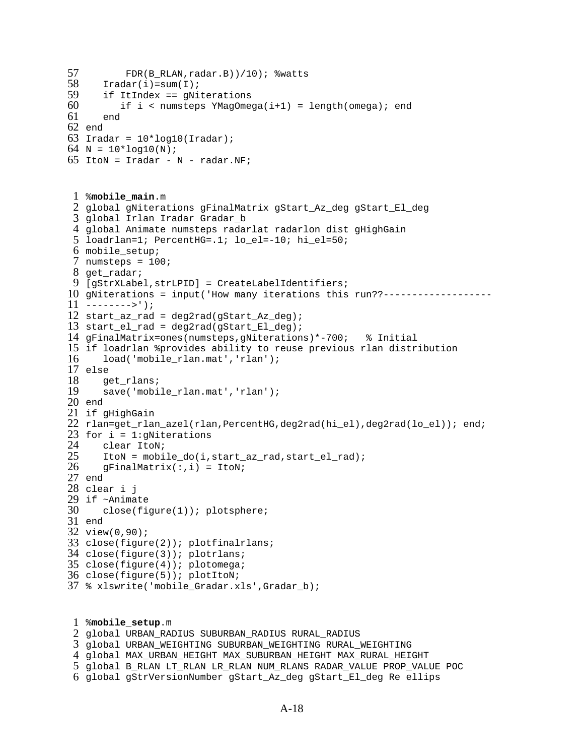```
57        FDR(B_RLAN,radar.B))/10); %watts
58    Iradar(i)=sum(I);
59    if ItIndex == gNiterations
60       if i < numsteps YMagOmega(i+1) = length(omega); end
61    end
62 end
63 Iradar = 10*log10(Iradar);
64 N = 10*log10(N);
65 ItoN = Iradar - N - radar.NF;
```

```
 1 %mobile_main.m
 2 global gNiterations gFinalMatrix gStart_Az_deg gStart_El_deg
 3 global Irlan Iradar Gradar_b
 4 global Animate numsteps radarlat radarlon dist gHighGain
 5 loadrlan=1; PercentHG=.1; lo_el=-10; hi_el=50;
 6 mobile_setup;
 7 numsteps = 100;
 8 get_radar;
 9 [gStrXLabel,strLPID] = CreateLabelIdentifiers;
10 gNiterations = input('How many iterations this run??-------------------
11 -------->');
12 start_az_rad = deg2rad(gStart_Az_deg);
13 start_el_rad = deg2rad(gStart_El_deg);
14 gFinalMatrix=ones(numsteps,gNiterations)*-700;   % Initial
15 if loadrlan %provides ability to reuse previous rlan distribution
16    load('mobile_rlan.mat','rlan');
17 else
18    get_rlans;
19    save('mobile_rlan.mat','rlan');
20 end
21 if gHighGain
22 rlan=get_rlan_azel(rlan,PercentHG,deg2rad(hi_el),deg2rad(lo_el)); end;
23 for i = 1:gNiterations
24    clear ItoN;
25    ItoN = mobile_do(i,start_az_rad,start_el_rad);
26    gFinalMatrix(:,i) = ItoN;
27 end
28 clear i j
29 if ~Animate
30    close(figure(1)); plotsphere;
31 end
32 view(0,90);
33 close(figure(2)); plotfinalrlans;
34 close(figure(3)); plotrlans;
35 close(figure(4)); plotomega;
36 close(figure(5)); plotItoN;
37 % xlswrite('mobile_Gradar.xls',Gradar_b);
```

```
 1 %mobile_setup.m
 2 global URBAN_RADIUS SUBURBAN_RADIUS RURAL_RADIUS
 3 global URBAN_WEIGHTING SUBURBAN_WEIGHTING RURAL_WEIGHTING
 4 global MAX_URBAN_HEIGHT MAX_SUBURBAN_HEIGHT MAX_RURAL_HEIGHT
 5 global B_RLAN LT_RLAN LR_RLAN NUM_RLANS RADAR_VALUE PROP_VALUE POC
 6 global gStrVersionNumber gStart_Az_deg gStart_El_deg Re ellips
```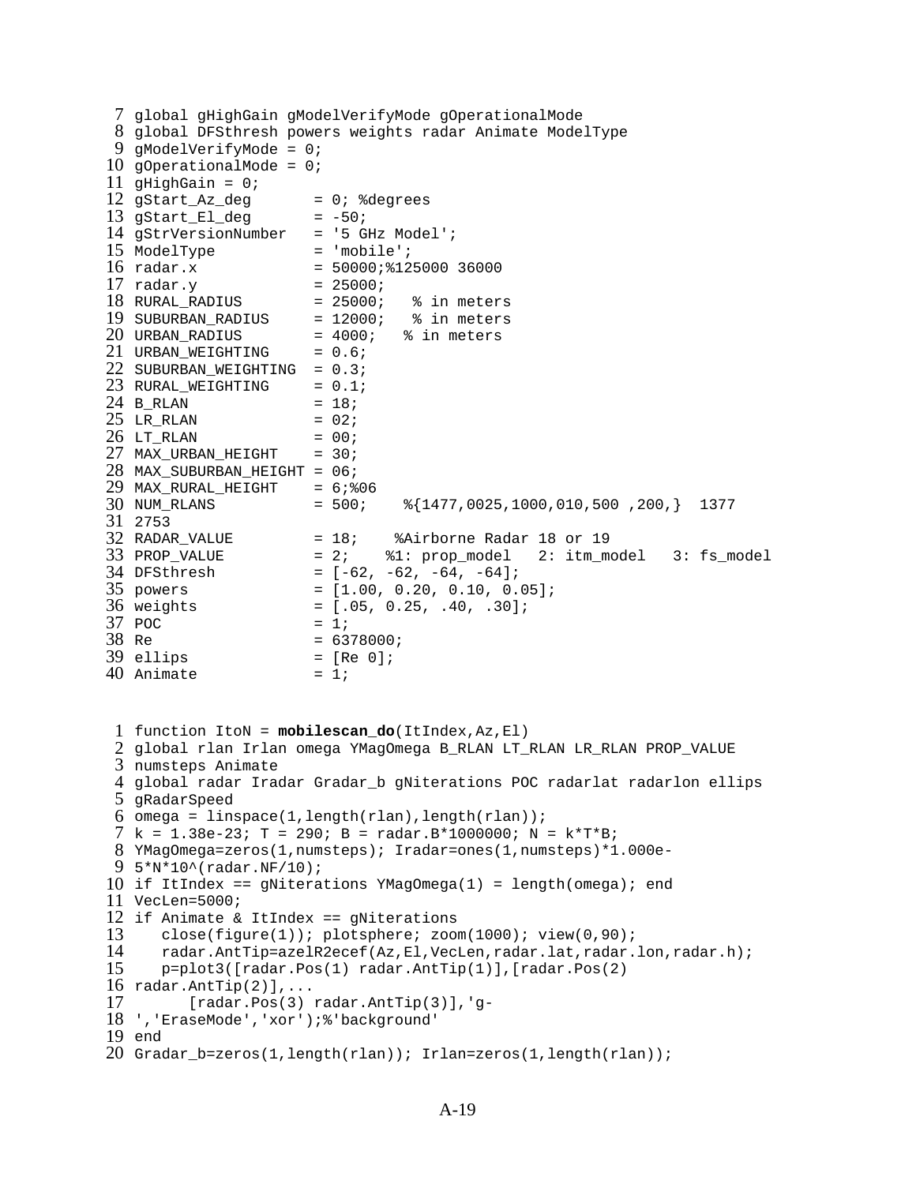```
 7 global gHighGain gModelVerifyMode gOperationalMode
 8 global DFSthresh powers weights radar Animate ModelType
 9 gModelVerifyMode = 0;
10 gOperationalMode = 0;
11 gHighGain = 0;
12 gStart_Az_deg       = 0; %degrees
13 gStart_El_deg       = -50;
14 gStrVersionNumber   = '5 GHz Model';
15 ModelType           = 'mobile';
16 radar.x             = 50000;%125000 36000
17 radar.y             = 25000;
18 RURAL_RADIUS        = 25000;   % in meters
19 SUBURBAN_RADIUS     = 12000;   % in meters
20 URBAN_RADIUS        = 4000;   % in meters
21 URBAN_WEIGHTING     = 0.6;
22 SUBURBAN_WEIGHTING  = 0.3;
23 RURAL_WEIGHTING     = 0.1;
24 B_RLAN              = 18;
25 LR_RLAN             = 02;
26 LT_RLAN             = 00;
27 MAX_URBAN_HEIGHT    = 30;
28 MAX_SUBURBAN_HEIGHT = 06;
29 MAX_RURAL_HEIGHT    = 6;%06
30 NUM_RLANS           = 500;    %{1477,0025,1000,010,500 ,200,}  1377
31 2753
32 RADAR_VALUE         = 18;    %Airborne Radar 18 or 19
33 PROP_VALUE          = 2;    %1: prop_model   2: itm_model   3: fs_model
34 DFSthresh           = [-62, -62, -64, -64];
35 powers              = [1.00, 0.20, 0.10, 0.05];
36 weights             = [.05, 0.25, .40, .30];
37 POC                 = 1;
38 Re                  = 6378000;
39 ellips              = [Re 0];
40 Animate             = 1;
```

```
 1 function ItoN = mobilescan_do(ItIndex,Az,El)
 2 global rlan Irlan omega YMagOmega B_RLAN LT_RLAN LR_RLAN PROP_VALUE
 3 numsteps Animate
 4 global radar Iradar Gradar_b gNiterations POC radarlat radarlon ellips
 5 gRadarSpeed
 6 omega = linspace(1,length(rlan),length(rlan));
 7 k = 1.38e-23; T = 290; B = radar.B*1000000; N = k*T*B;
 8 YMagOmega=zeros(1,numsteps); Iradar=ones(1,numsteps)*1.000e-
 9 5*N*10^(radar.NF/10);
10 if ItIndex == gNiterations YMagOmega(1) = length(omega); end
11 VecLen=5000;
12 if Animate & ItIndex == gNiterations
13    close(figure(1)); plotsphere; zoom(1000); view(0,90);
14    radar.AntTip=azelR2ecef(Az,El,VecLen,radar.lat,radar.lon,radar.h);
15    p=plot3([radar.Pos(1) radar.AntTip(1)],[radar.Pos(2)
16 radar.AntTip(2)],...
17       [radar.Pos(3) radar.AntTip(3)],'g-
18 ','EraseMode','xor');%'background'
19 end
20 Gradar_b=zeros(1,length(rlan)); Irlan=zeros(1,length(rlan));
```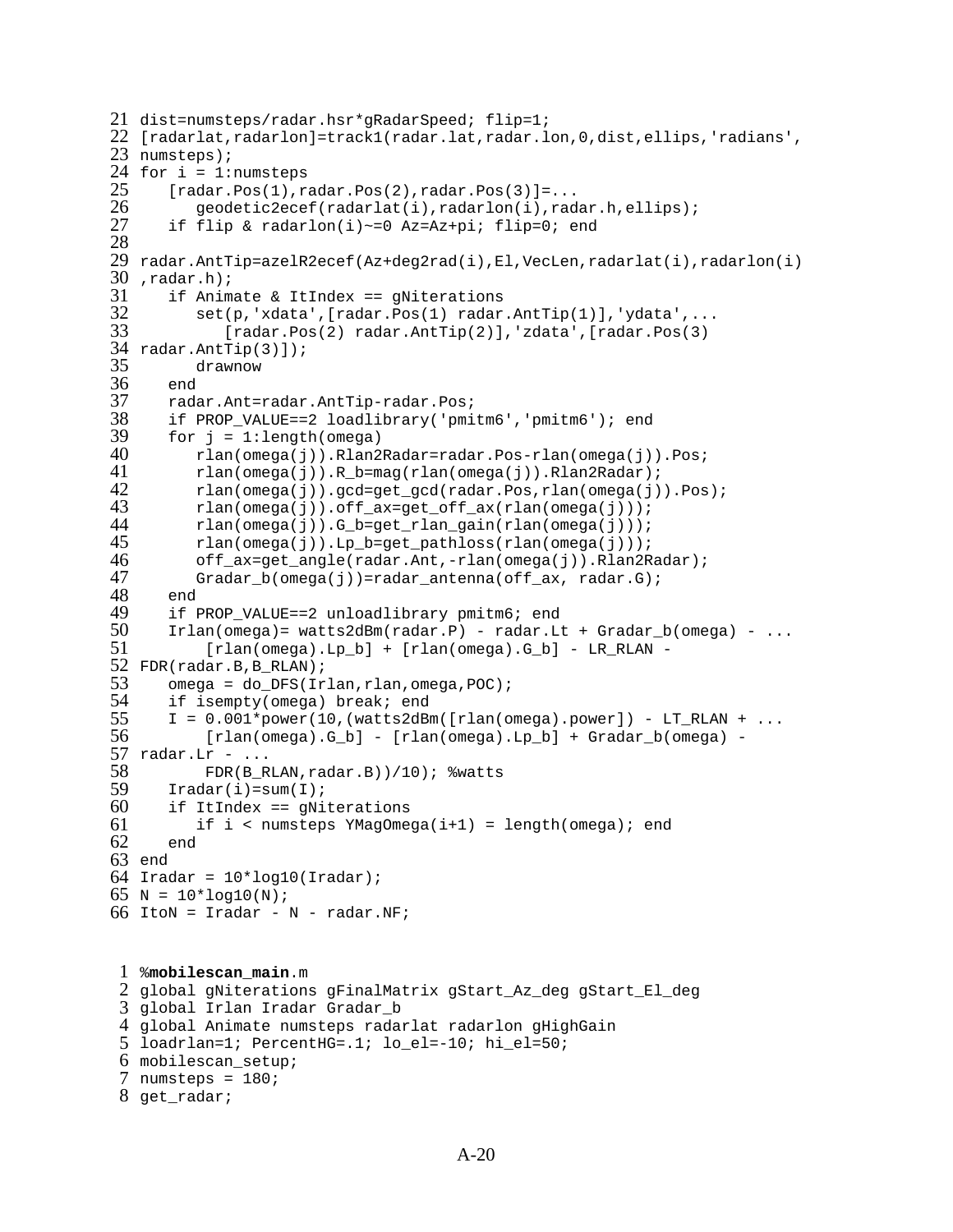```
21 dist=numsteps/radar.hsr*gRadarSpeed; flip=1;
22 [radarlat,radarlon]=track1(radar.lat,radar.lon,0,dist,ellips,'radians',
23 numsteps);
24 for i = 1:numsteps
25    [radar.Pos(1),radar.Pos(2),radar.Pos(3)]=...
26       geodetic2ecef(radarlat(i),radarlon(i),radar.h,ellips);
27    if flip & radarlon(i)~=0 Az=Az+pi; flip=0; end
28
29 radar.AntTip=azelR2ecef(Az+deg2rad(i),El,VecLen,radarlat(i),radarlon(i)
30 ,radar.h);
31    if Animate & ItIndex == gNiterations
32       set(p,'xdata',[radar.Pos(1) radar.AntTip(1)],'ydata',...
33          [radar.Pos(2) radar.AntTip(2)],'zdata',[radar.Pos(3)
34 radar.AntTip(3)]);
35       drawnow
36    end
37    radar.Ant=radar.AntTip-radar.Pos;
38    if PROP_VALUE==2 loadlibrary('pmitm6','pmitm6'); end
39    for j = 1:length(omega)
40       rlan(omega(j)).Rlan2Radar=radar.Pos-rlan(omega(j)).Pos;
41       rlan(omega(j)).R_b=mag(rlan(omega(j)).Rlan2Radar);
42       rlan(omega(j)).gcd=get_gcd(radar.Pos,rlan(omega(j)).Pos);
43       rlan(omega(j)).off_ax=get_off_ax(rlan(omega(j)));
44       rlan(omega(j)).G_b=get_rlan_gain(rlan(omega(j)));
45       rlan(omega(j)).Lp_b=get_pathloss(rlan(omega(j)));
46       off_ax=get_angle(radar.Ant,-rlan(omega(j)).Rlan2Radar);
47       Gradar_b(omega(j))=radar_antenna(off_ax, radar.G);
48    end
49    if PROP_VALUE==2 unloadlibrary pmitm6; end
50    Irlan(omega)= watts2dBm(radar.P) - radar.Lt + Gradar_b(omega) - ...
51        [rlan(omega).Lp_b] + [rlan(omega).G_b] - LR_RLAN -
52 FDR(radar.B,B_RLAN);
53    omega = do_DFS(Irlan,rlan,omega,POC);
54    if isempty(omega) break; end
55    I = 0.001*power(10,(watts2dBm([rlan(omega).power]) - LT_RLAN + ...
56        [rlan(omega).G_b] - [rlan(omega).Lp_b] + Gradar_b(omega) -
57 radar.Lr - ...
58        FDR(B_RLAN,radar.B))/10); %watts
59    Iradar(i)=sum(I);
60    if ItIndex == gNiterations
61       if i < numsteps YMagOmega(i+1) = length(omega); end
62    end
63 end
64 Iradar = 10*log10(Iradar);
65 N = 10*log10(N);
66 ItoN = Iradar - N - radar.NF;
```

```
1 %mobilescan_main.m
2 global gNiterations gFinalMatrix gStart_Az_deg gStart_El_deg
3 global Irlan Iradar Gradar_b
4 global Animate numsteps radarlat radarlon gHighGain
5 loadrlan=1; PercentHG=.1; lo_el=-10; hi_el=50;
6 mobilescan_setup;
7 numsteps = 180;
8 get_radar;
```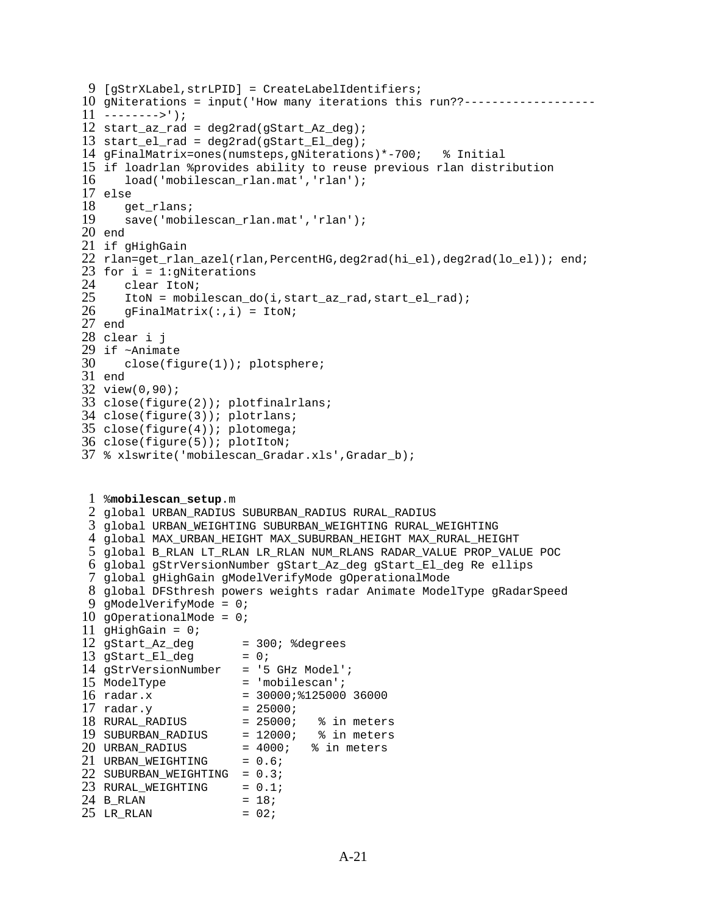```
 9 [gStrXLabel,strLPID] = CreateLabelIdentifiers;
10 gNiterations = input('How many iterations this run??-------------------
11 -------->');
12 start_az_rad = deg2rad(gStart_Az_deg);
13 start_el_rad = deg2rad(gStart_El_deg);
14 gFinalMatrix=ones(numsteps,gNiterations)*-700;   % Initial
15 if loadrlan %provides ability to reuse previous rlan distribution
16    load('mobilescan_rlan.mat','rlan');
17 else
18    get_rlans;
19    save('mobilescan_rlan.mat','rlan');
20 end
21 if gHighGain
22 rlan=get_rlan_azel(rlan,PercentHG,deg2rad(hi_el),deg2rad(lo_el)); end;
23 for i = 1:gNiterations
24    clear ItoN;
25    ItoN = mobilescan_do(i,start_az_rad,start_el_rad);
26    gFinalMatrix(:,i) = ItoN;
27 end
28 clear i j
29 if ~Animate
30    close(figure(1)); plotsphere;
31 end
32 view(0,90);
33 close(figure(2)); plotfinalrlans;
34 close(figure(3)); plotrlans;
35 close(figure(4)); plotomega;
36 close(figure(5)); plotItoN;
37 % xlswrite('mobilescan_Gradar.xls',Gradar_b);
```

```
 1 %mobilescan_setup.m
 2 global URBAN_RADIUS SUBURBAN_RADIUS RURAL_RADIUS
 3 global URBAN_WEIGHTING SUBURBAN_WEIGHTING RURAL_WEIGHTING
 4 global MAX_URBAN_HEIGHT MAX_SUBURBAN_HEIGHT MAX_RURAL_HEIGHT
 5 global B_RLAN LT_RLAN LR_RLAN NUM_RLANS RADAR_VALUE PROP_VALUE POC
 6 global gStrVersionNumber gStart_Az_deg gStart_El_deg Re ellips
 7 global gHighGain gModelVerifyMode gOperationalMode
 8 global DFSthresh powers weights radar Animate ModelType gRadarSpeed
 9 gModelVerifyMode = 0;
10 gOperationalMode = 0;
11 gHighGain = 0;
12 gStart_Az_deg       = 300; %degrees
13 gStart_El_deg       = 0;
14 gStrVersionNumber   = '5 GHz Model';
15 ModelType           = 'mobilescan';
16 radar.x             = 30000;%125000 36000
17 radar.y             = 25000;
18 RURAL_RADIUS        = 25000;   % in meters
19 SUBURBAN_RADIUS     = 12000;   % in meters
20 URBAN_RADIUS        = 4000;   % in meters
21 URBAN_WEIGHTING     = 0.6;
22 SUBURBAN_WEIGHTING  = 0.3;
23 RURAL_WEIGHTING     = 0.1;
24 B_RLAN              = 18;
25 LR_RLAN             = 02;
```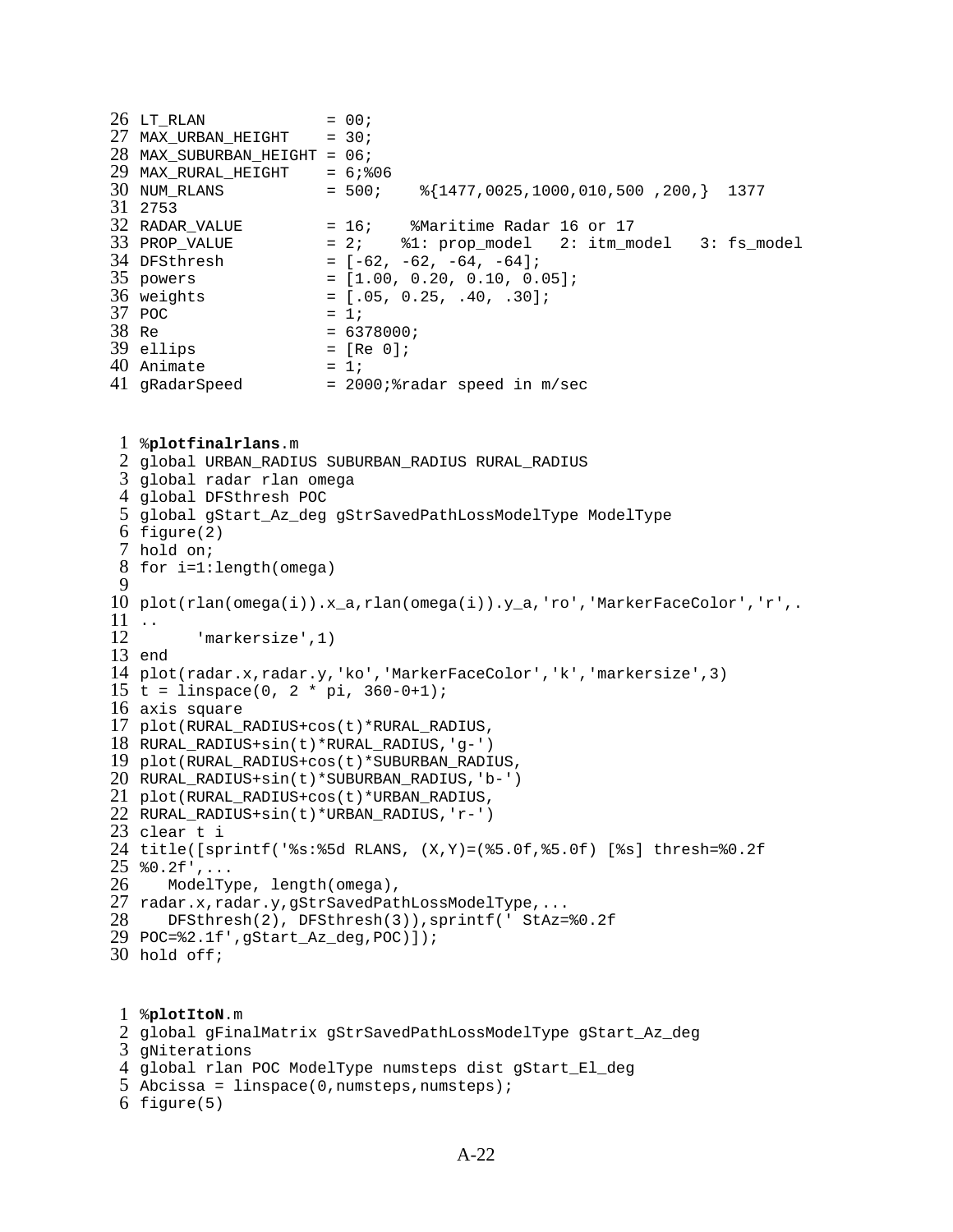```
26 LT_RLAN            = 00;
27 MAX_URBAN_HEIGHT   = 30;
28 MAX_SUBURBAN_HEIGHT = 06;
29 MAX_RURAL_HEIGHT   = 6;%06
30 NUM_RLANS          = 500;    %{1477,0025,1000,010,500 ,200,}  1377
31 2753
32 RADAR_VALUE        = 16;    %Maritime Radar 16 or 17
33 PROP_VALUE         = 2;    %1: prop_model   2: itm_model   3: fs_model
34 DFSthresh          = [-62, -62, -64, -64];
35 powers             = [1.00, 0.20, 0.10, 0.05];
36 weights            = [.05, 0.25, .40, .30];
37 POC                = 1;
38 Re                 = 6378000;
39 ellips             = [Re 0];
40 Animate            = 1;
41 gRadarSpeed        = 2000;%radar speed in m/sec
```

```
 1 %plotfinalrlans.m
 2 global URBAN_RADIUS SUBURBAN_RADIUS RURAL_RADIUS
 3 global radar rlan omega
 4 global DFSthresh POC
 5 global gStart_Az_deg gStrSavedPathLossModelType ModelType
 6 figure(2)
 7 hold on;
 8 for i=1:length(omega)
 9
10 plot(rlan(omega(i)).x_a,rlan(omega(i)).y_a,'ro','MarkerFaceColor','r',.
11 ..
12       'markersize',1)
13 end
14 plot(radar.x,radar.y,'ko','MarkerFaceColor','k','markersize',3)
15 t = linspace(0, 2 * pi, 360-0+1);
16 axis square
17 plot(RURAL_RADIUS+cos(t)*RURAL_RADIUS,
18 RURAL_RADIUS+sin(t)*RURAL_RADIUS,'g-')
19 plot(RURAL_RADIUS+cos(t)*SUBURBAN_RADIUS,
20 RURAL_RADIUS+sin(t)*SUBURBAN_RADIUS,'b-')
21 plot(RURAL_RADIUS+cos(t)*URBAN_RADIUS,
22 RURAL_RADIUS+sin(t)*URBAN_RADIUS,'r-')
23 clear t i
24 title([sprintf('%s:%5d RLANS, (X,Y)=(%5.0f,%5.0f) [%s] thresh=%0.2f
25 %0.2f',...
26    ModelType, length(omega),
27 radar.x,radar.y,gStrSavedPathLossModelType,...
28    DFSthresh(2), DFSthresh(3)),sprintf(' StAz=%0.2f
29 POC=%2.1f',gStart_Az_deg,POC)]);
30 hold off;
```

```
 1 %plotItoN.m
 2 global gFinalMatrix gStrSavedPathLossModelType gStart_Az_deg
 3 gNiterations
 4 global rlan POC ModelType numsteps dist gStart_El_deg
 5 Abcissa = linspace(0,numsteps,numsteps);
 6 figure(5)
```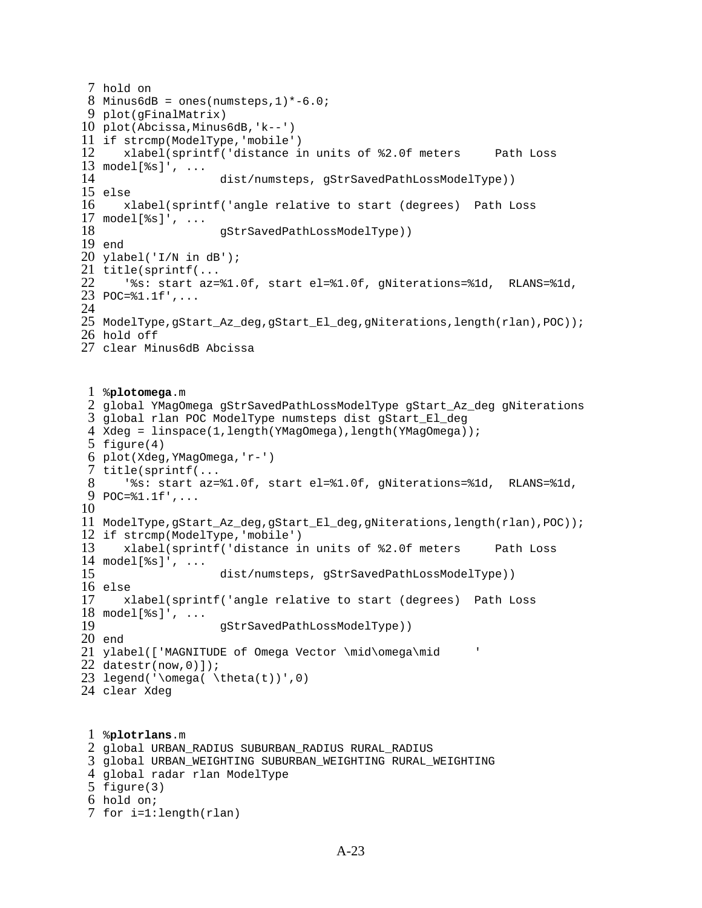```
 7 hold on
 8 Minus6dB = ones(numsteps,1)*-6.0;
 9 plot(gFinalMatrix)
10 plot(Abcissa,Minus6dB,'k--')
11 if strcmp(ModelType,'mobile')
12    xlabel(sprintf('distance in units of %2.0f meters     Path Loss
13 model[%s]', ...
14                  dist/numsteps, gStrSavedPathLossModelType))
15 else
16    xlabel(sprintf('angle relative to start (degrees)  Path Loss
17 model[%s]', ...
18                  gStrSavedPathLossModelType))
19 end
20 ylabel('I/N in dB');
21 title(sprintf(...
22    '%s: start az=%1.0f, start el=%1.0f, gNiterations=%1d,  RLANS=%1d,
23 POC=%1.1f',...
24
25 ModelType,gStart_Az_deg,gStart_El_deg,gNiterations,length(rlan),POC));
26 hold off
27 clear Minus6dB Abcissa
```

```
 1 %plotomega.m
 2 global YMagOmega gStrSavedPathLossModelType gStart_Az_deg gNiterations
 3 global rlan POC ModelType numsteps dist gStart_El_deg
 4 Xdeg = linspace(1,length(YMagOmega),length(YMagOmega));
 5 figure(4)
 6 plot(Xdeg,YMagOmega,'r-')
 7 title(sprintf(...
 8    '%s: start az=%1.0f, start el=%1.0f, gNiterations=%1d,  RLANS=%1d,
 9 POC=%1.1f',...
10
11 ModelType,gStart_Az_deg,gStart_El_deg,gNiterations,length(rlan),POC));
12 if strcmp(ModelType,'mobile')
13    xlabel(sprintf('distance in units of %2.0f meters     Path Loss
14 model[%s]', ...
15                  dist/numsteps, gStrSavedPathLossModelType))
16 else
17    xlabel(sprintf('angle relative to start (degrees)  Path Loss
18 model[%s]', ...
19                  gStrSavedPathLossModelType))
20 end
21 ylabel(['MAGNITUDE of Omega Vector \mid\omega\mid     '
22 datestr(now,0)]);
23 legend('\omega( \theta(t))',0)
24 clear Xdeg
```

```
 1 %plotrlans.m
 2 global URBAN_RADIUS SUBURBAN_RADIUS RURAL_RADIUS
 3 global URBAN_WEIGHTING SUBURBAN_WEIGHTING RURAL_WEIGHTING
 4 global radar rlan ModelType
 5 figure(3)
 6 hold on;
 7 for i=1:length(rlan)
```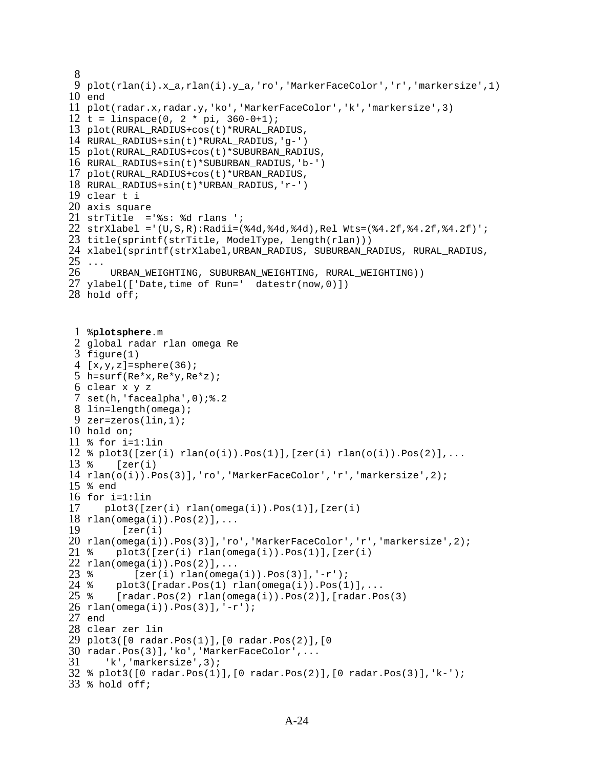```
 8
 9 plot(rlan(i).x_a,rlan(i).y_a,'ro','MarkerFaceColor','r','markersize',1)
10 end
11 plot(radar.x,radar.y,'ko','MarkerFaceColor','k','markersize',3)
12 t = linspace(0, 2 * pi, 360-0+1);
13 plot(RURAL_RADIUS+cos(t)*RURAL_RADIUS,
14 RURAL_RADIUS+sin(t)*RURAL_RADIUS,'g-')
15 plot(RURAL_RADIUS+cos(t)*SUBURBAN_RADIUS,
16 RURAL_RADIUS+sin(t)*SUBURBAN_RADIUS,'b-')
17 plot(RURAL_RADIUS+cos(t)*URBAN_RADIUS,
18 RURAL_RADIUS+sin(t)*URBAN_RADIUS,'r-')
19 clear t i
20 axis square
21 strTitle  ='%s: %d rlans ';
22 strXlabel ='(U,S,R):Radii=(%4d,%4d,%4d),Rel Wts=(%4.2f,%4.2f,%4.2f)';
23 title(sprintf(strTitle, ModelType, length(rlan)))
24 xlabel(sprintf(strXlabel,URBAN_RADIUS, SUBURBAN_RADIUS, RURAL_RADIUS,
25 ...
26     URBAN_WEIGHTING, SUBURBAN_WEIGHTING, RURAL_WEIGHTING))
27 ylabel(['Date,time of Run='  datestr(now,0)])
28 hold off;
```

```
 1 %plotsphere.m
 2 global radar rlan omega Re
 3 figure(1)
 4 [x,y,z]=sphere(36);
 5 h=surf(Re*x,Re*y,Re*z);
 6 clear x y z
 7 set(h,'facealpha',0);%.2
 8 lin=length(omega);
 9 zer=zeros(lin,1);
10 hold on;
11 % for i=1:lin
12 % plot3([zer(i) rlan(o(i)).Pos(1)],[zer(i) rlan(o(i)).Pos(2)],...
13 %    [zer(i)
14 rlan(o(i)).Pos(3)],'ro','MarkerFaceColor','r','markersize',2);
15 % end
16 for i=1:lin
17    plot3([zer(i) rlan(omega(i)).Pos(1)],[zer(i)
18 rlan(omega(i)).Pos(2)],...
19       [zer(i)
20 rlan(omega(i)).Pos(3)],'ro','MarkerFaceColor','r','markersize',2);
21 %    plot3([zer(i) rlan(omega(i)).Pos(1)],[zer(i)
22 rlan(omega(i)).Pos(2)],...
23 %       [zer(i) rlan(omega(i)).Pos(3)],'-r');
24 %    plot3([radar.Pos(1) rlan(omega(i)).Pos(1)],...
25 %    [radar.Pos(2) rlan(omega(i)).Pos(2)],[radar.Pos(3)
26 rlan(omega(i)).Pos(3)],'-r');
27 end
28 clear zer lin
29 plot3([0 radar.Pos(1)],[0 radar.Pos(2)],[0
30 radar.Pos(3)],'ko','MarkerFaceColor',...
31    'k','markersize',3);
32 % plot3([0 radar.Pos(1)],[0 radar.Pos(2)],[0 radar.Pos(3)],'k-');
33 % hold off;
```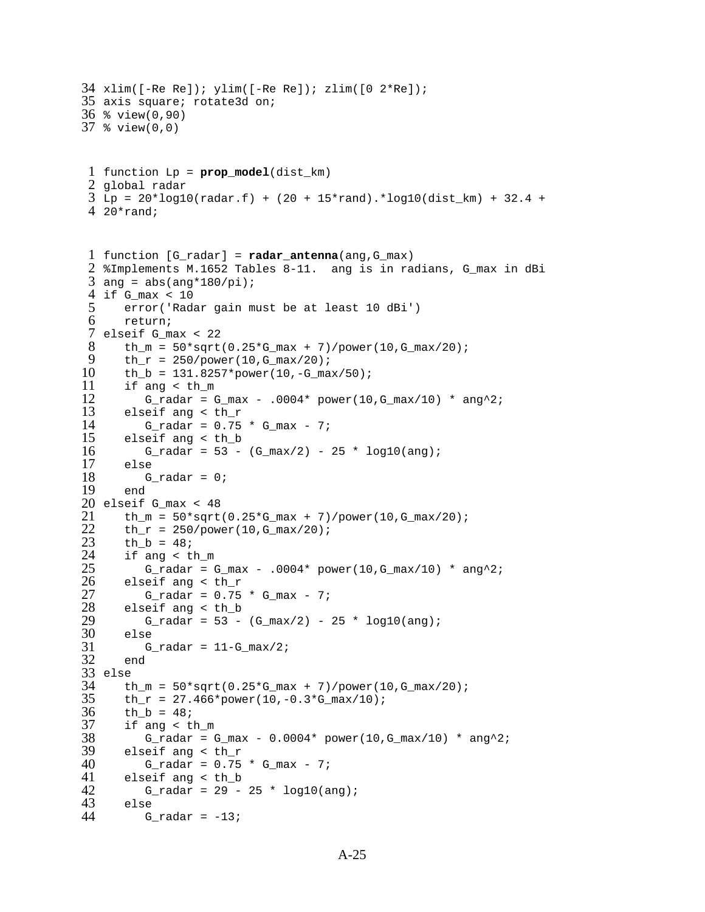```
34 xlim([-Re Re]); ylim([-Re Re]); zlim([0 2*Re]);
35 axis square; rotate3d on;
36 % view(0,90)
37 % view(0,0)
```

```
1 function Lp = prop_model(dist_km)
2 global radar
3 Lp = 20*log10(radar.f) + (20 + 15*rand).*log10(dist_km) + 32.4 +
4 20*rand;
```

```
1 function [G_radar] = radar_antenna(ang,G_max)
2 %Implements M.1652 Tables 8-11.  ang is in radians, G_max in dBi
3 ang = abs(ang*180/pi);
4 if G_max < 10
5    error('Radar gain must be at least 10 dBi')
6    return;
7 elseif G_max < 22
8    th_m = 50*sqrt(0.25*G_max + 7)/power(10,G_max/20);
9    th_r = 250/power(10,G_max/20);
10   th_b = 131.8257*power(10,-G_max/50);
11   if ang < th_m
12      G_radar = G_max - .0004* power(10,G_max/10) * ang^2;
13   elseif ang < th_r
14      G_radar = 0.75 * G_max - 7;
15   elseif ang < th_b
16      G_radar = 53 - (G_max/2) - 25 * log10(ang);
17   else
18      G_radar = 0;
19   end
20 elseif G_max < 48
21   th_m = 50*sqrt(0.25*G_max + 7)/power(10,G_max/20);
22   th_r = 250/power(10,G_max/20);
23   th_b = 48;
24   if ang < th_m
25      G_radar = G_max - .0004* power(10,G_max/10) * ang^2;
26   elseif ang < th_r
27      G_radar = 0.75 * G_max - 7;
28   elseif ang < th_b
29      G_radar = 53 - (G_max/2) - 25 * log10(ang);
30   else
31      G_radar = 11-G_max/2;
32   end
33 else
34   th_m = 50*sqrt(0.25*G_max + 7)/power(10,G_max/20);
35   th_r = 27.466*power(10,-0.3*G_max/10);
36   th_b = 48;
37   if ang < th_m
38      G_radar = G_max - 0.0004* power(10,G_max/10) * ang^2;
39   elseif ang < th_r
40      G_radar = 0.75 * G_max - 7;
41   elseif ang < th_b
42      G_radar = 29 - 25 * log10(ang);
43   else
44      G_radar = -13;
```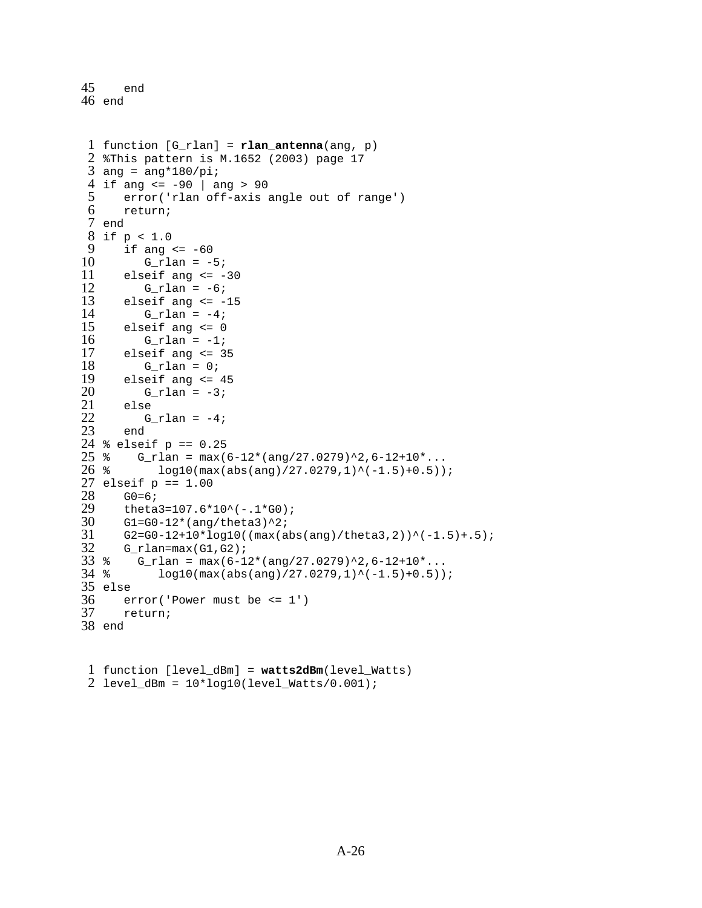```
45    end
46 end
```

```
 1 function [G_rlan] = rlan_antenna(ang, p)
 2 %This pattern is M.1652 (2003) page 17
 3 ang = ang*180/pi;
 4 if ang <= -90 | ang > 90
 5    error('rlan off-axis angle out of range')
 6    return;
 7 end
 8 if p < 1.0
 9    if ang <= -60
10       G_rlan = -5;
11    elseif ang <= -30
12       G_rlan = -6;
13    elseif ang <= -15
14       G_rlan = -4;
15    elseif ang <= 0
16       G_rlan = -1;
17    elseif ang <= 35
18       G_rlan = 0;
19    elseif ang <= 45
20       G_rlan = -3;
21    else
22       G_rlan = -4;
23    end
24 % elseif p == 0.25
25 %    G_rlan = max(6-12*(ang/27.0279)^2,6-12+10*...
26 %       log10(max(abs(ang)/27.0279,1)^(-1.5)+0.5));
27 elseif p == 1.00
28    G0=6;
29    theta3=107.6*10^(-.1*G0);
30    G1=G0-12*(ang/theta3)^2;
31    G2=G0-12+10*log10((max(abs(ang)/theta3,2))^(-1.5)+.5);
32    G_rlan=max(G1,G2);
33 %    G_rlan = max(6-12*(ang/27.0279)^2,6-12+10*...
34 %       log10(max(abs(ang)/27.0279,1)^(-1.5)+0.5));
35 else
36    error('Power must be <= 1')
37    return;
38 end
```

```
 1 function [level_dBm] = watts2dBm(level_Watts)
 2 level_dBm = 10*log10(level_Watts/0.001);
```